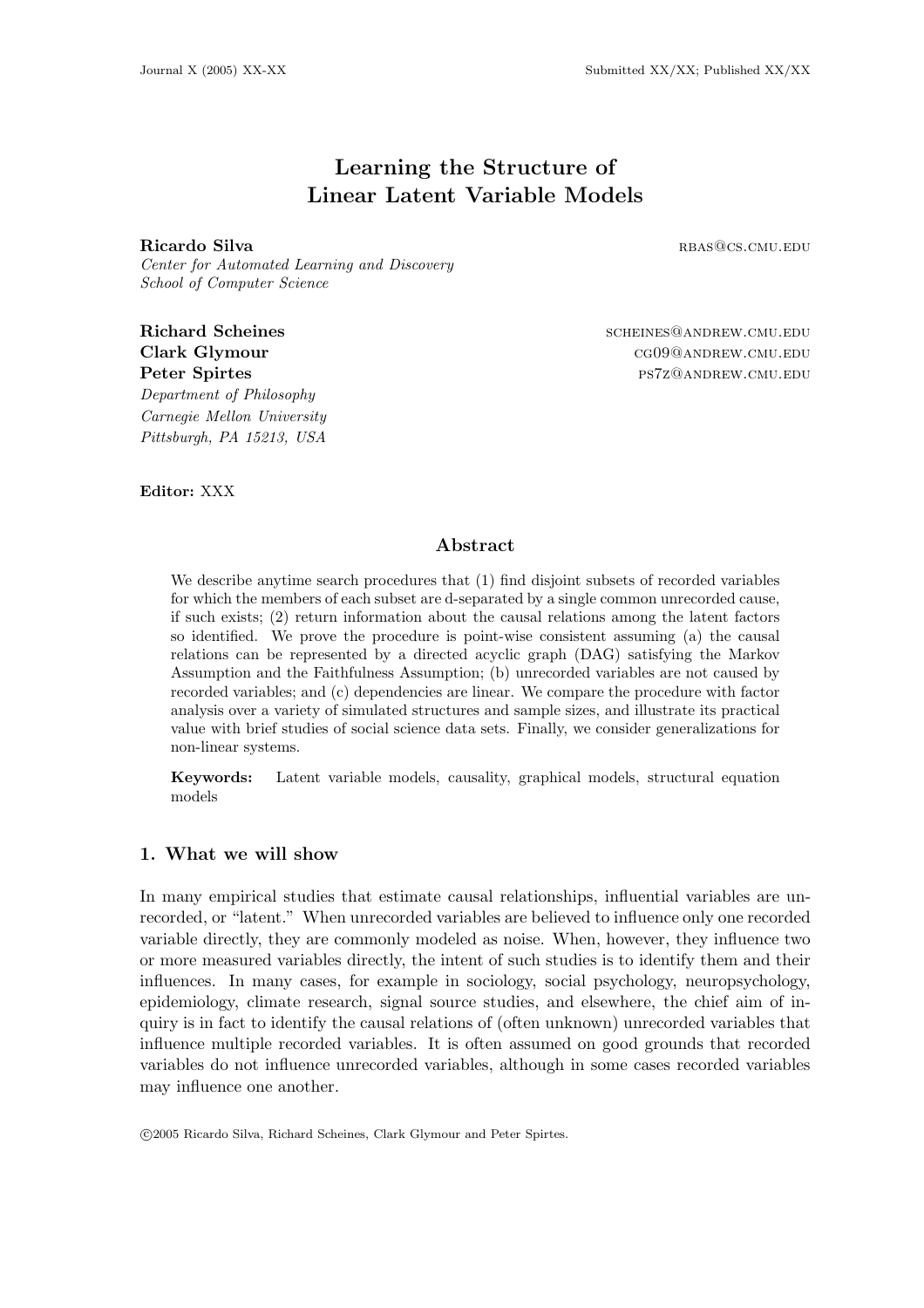# Learning the Structure of Linear Latent Variable Models

**Ricardo Silva** RBAS@CS.CMU.EDU
*Center for Automated Learning and Discovery*
*School of Computer Science*

**Richard Scheines** SCHEINES@ANDREW.CMU.EDU
**Clark Glymour** CG09@ANDREW.CMU.EDU
**Peter Spirtes** PS7Z@ANDREW.CMU.EDU
*Department of Philosophy*
*Carnegie Mellon University*
*Pittsburgh, PA 15213, USA*

**Editor:** XXX

## Abstract

We describe anytime search procedures that (1) find disjoint subsets of recorded variables for which the members of each subset are d-separated by a single common unrecorded cause, if such exists; (2) return information about the causal relations among the latent factors so identified. We prove the procedure is point-wise consistent assuming (a) the causal relations can be represented by a directed acyclic graph (DAG) satisfying the Markov Assumption and the Faithfulness Assumption; (b) unrecorded variables are not caused by recorded variables; and (c) dependencies are linear. We compare the procedure with factor analysis over a variety of simulated structures and sample sizes, and illustrate its practical value with brief studies of social science data sets. Finally, we consider generalizations for non-linear systems.

**Keywords:** Latent variable models, causality, graphical models, structural equation models

## 1. What we will show

In many empirical studies that estimate causal relationships, influential variables are unrecorded, or "latent." When unrecorded variables are believed to influence only one recorded variable directly, they are commonly modeled as noise. When, however, they influence two or more measured variables directly, the intent of such studies is to identify them and their influences. In many cases, for example in sociology, social psychology, neuropsychology, epidemiology, climate research, signal source studies, and elsewhere, the chief aim of inquiry is in fact to identify the causal relations of (often unknown) unrecorded variables that influence multiple recorded variables. It is often assumed on good grounds that recorded variables do not influence unrecorded variables, although in some cases recorded variables may influence one another.

©2005 Ricardo Silva, Richard Scheines, Clark Glymour and Peter Spirtes.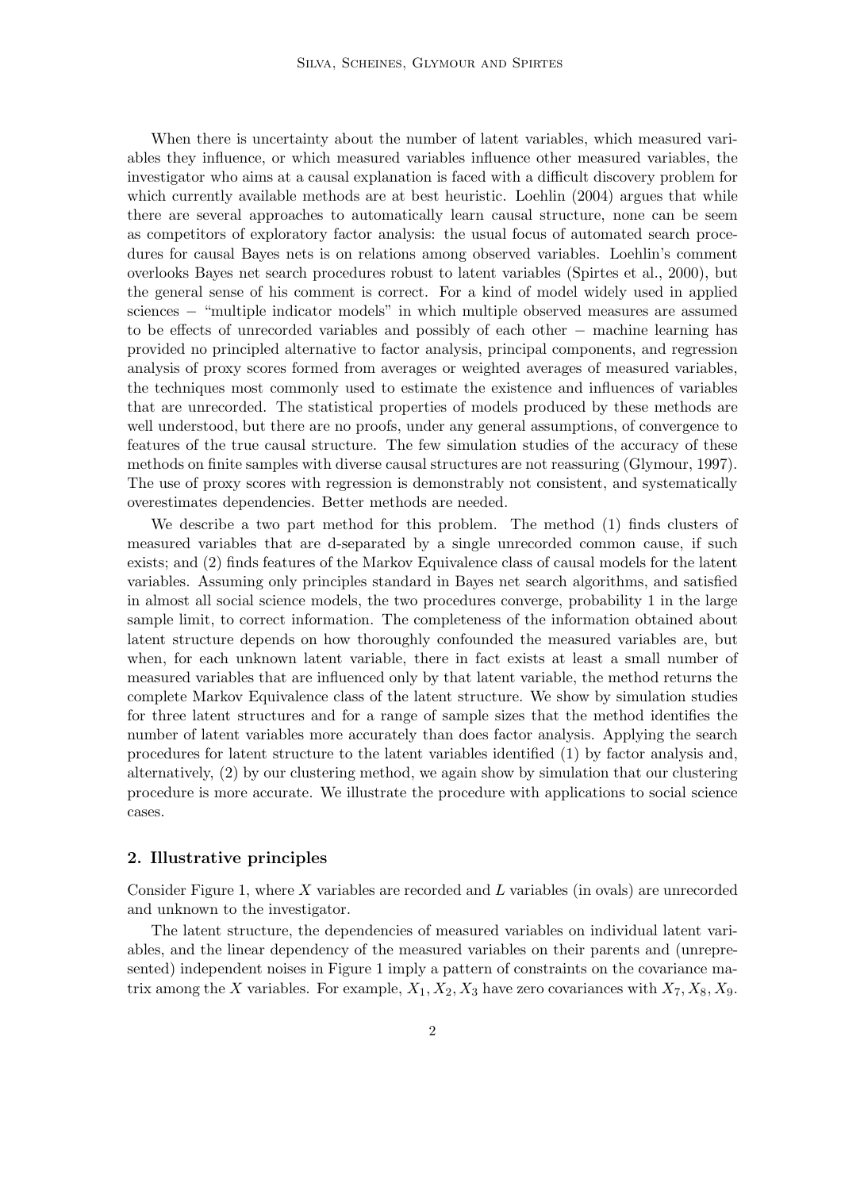When there is uncertainty about the number of latent variables, which measured variables they influence, or which measured variables influence other measured variables, the investigator who aims at a causal explanation is faced with a difficult discovery problem for which currently available methods are at best heuristic. Loehlin (2004) argues that while there are several approaches to automatically learn causal structure, none can be seem as competitors of exploratory factor analysis: the usual focus of automated search procedures for causal Bayes nets is on relations among observed variables. Loehlin's comment overlooks Bayes net search procedures robust to latent variables (Spirtes et al., 2000), but the general sense of his comment is correct. For a kind of model widely used in applied sciences − "multiple indicator models" in which multiple observed measures are assumed to be effects of unrecorded variables and possibly of each other − machine learning has provided no principled alternative to factor analysis, principal components, and regression analysis of proxy scores formed from averages or weighted averages of measured variables, the techniques most commonly used to estimate the existence and influences of variables that are unrecorded. The statistical properties of models produced by these methods are well understood, but there are no proofs, under any general assumptions, of convergence to features of the true causal structure. The few simulation studies of the accuracy of these methods on finite samples with diverse causal structures are not reassuring (Glymour, 1997). The use of proxy scores with regression is demonstrably not consistent, and systematically overestimates dependencies. Better methods are needed.

We describe a two part method for this problem. The method (1) finds clusters of measured variables that are d-separated by a single unrecorded common cause, if such exists; and (2) finds features of the Markov Equivalence class of causal models for the latent variables. Assuming only principles standard in Bayes net search algorithms, and satisfied in almost all social science models, the two procedures converge, probability 1 in the large sample limit, to correct information. The completeness of the information obtained about latent structure depends on how thoroughly confounded the measured variables are, but when, for each unknown latent variable, there in fact exists at least a small number of measured variables that are influenced only by that latent variable, the method returns the complete Markov Equivalence class of the latent structure. We show by simulation studies for three latent structures and for a range of sample sizes that the method identifies the number of latent variables more accurately than does factor analysis. Applying the search procedures for latent structure to the latent variables identified (1) by factor analysis and, alternatively, (2) by our clustering method, we again show by simulation that our clustering procedure is more accurate. We illustrate the procedure with applications to social science cases.

## 2. Illustrative principles

Consider Figure 1, where $X$ variables are recorded and $L$ variables (in ovals) are unrecorded and unknown to the investigator.

The latent structure, the dependencies of measured variables on individual latent variables, and the linear dependency of the measured variables on their parents and (unrepresented) independent noises in Figure 1 imply a pattern of constraints on the covariance matrix among the $X$ variables. For example, $X_1, X_2, X_3$ have zero covariances with $X_7, X_8, X_9$.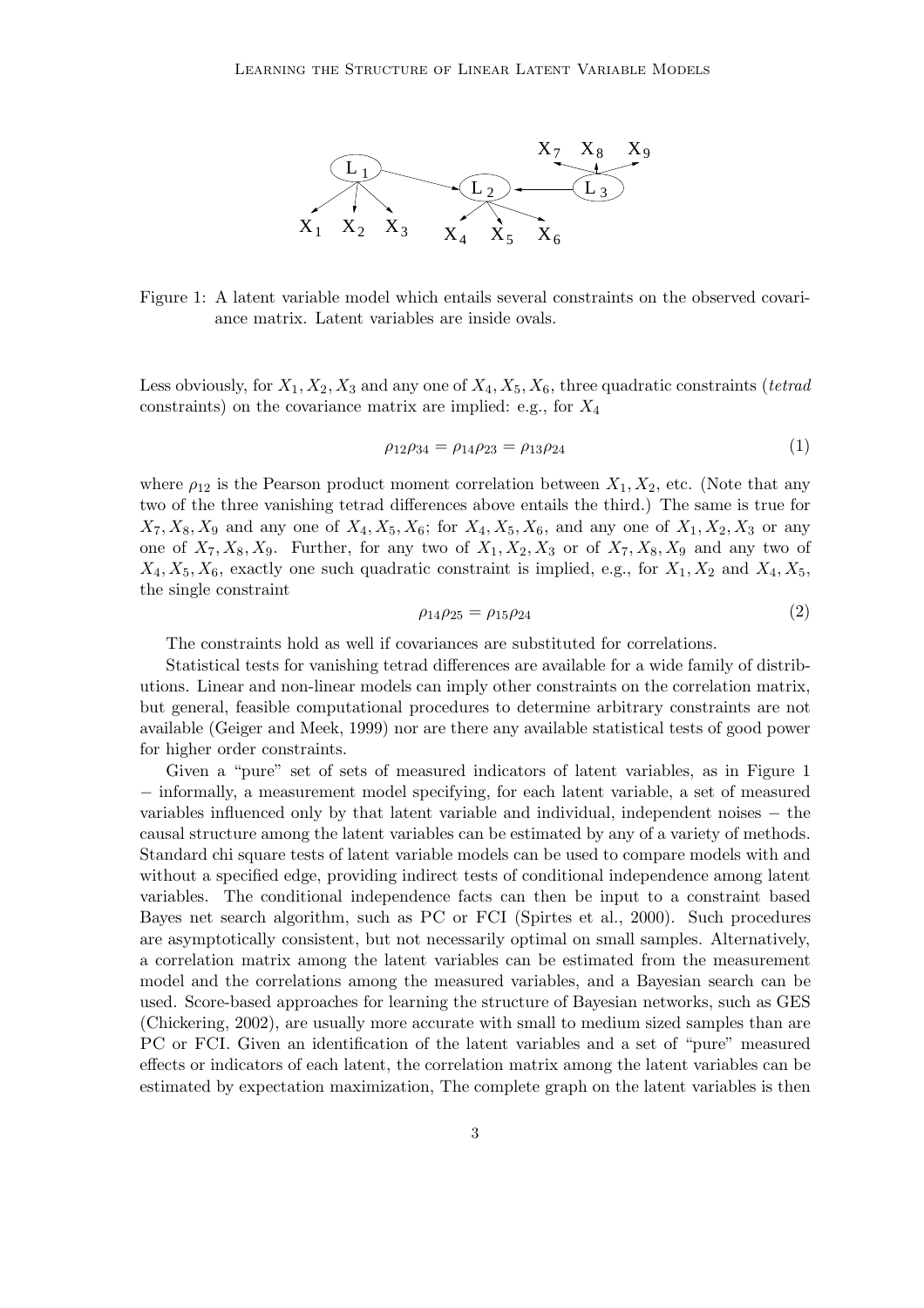Figure 1: A latent variable model which entails several constraints on the observed covariance matrix. Latent variables are inside ovals.

Less obviously, for $X_1, X_2, X_3$ and any one of $X_4, X_5, X_6$, three quadratic constraints (*tetrad* constraints) on the covariance matrix are implied: e.g., for $X_4$

$$\rho_{12}\rho_{34} = \rho_{14}\rho_{23} = \rho_{13}\rho_{24} \tag{1}$$

where $\rho_{12}$ is the Pearson product moment correlation between $X_1, X_2$, etc. (Note that any two of the three vanishing tetrad differences above entails the third.) The same is true for $X_7, X_8, X_9$ and any one of $X_4, X_5, X_6$; for $X_4, X_5, X_6$, and any one of $X_1, X_2, X_3$ or any one of $X_7, X_8, X_9$. Further, for any two of $X_1, X_2, X_3$ or of $X_7, X_8, X_9$ and any two of $X_4, X_5, X_6$, exactly one such quadratic constraint is implied, e.g., for $X_1, X_2$ and $X_4, X_5$, the single constraint

$$\rho_{14}\rho_{25} = \rho_{15}\rho_{24} \tag{2}$$

The constraints hold as well if covariances are substituted for correlations.

Statistical tests for vanishing tetrad differences are available for a wide family of distributions. Linear and non-linear models can imply other constraints on the correlation matrix, but general, feasible computational procedures to determine arbitrary constraints are not available (Geiger and Meek, 1999) nor are there any available statistical tests of good power for higher order constraints.

Given a "pure" set of sets of measured indicators of latent variables, as in Figure 1 − informally, a measurement model specifying, for each latent variable, a set of measured variables influenced only by that latent variable and individual, independent noises − the causal structure among the latent variables can be estimated by any of a variety of methods. Standard chi square tests of latent variable models can be used to compare models with and without a specified edge, providing indirect tests of conditional independence among latent variables. The conditional independence facts can then be input to a constraint based Bayes net search algorithm, such as PC or FCI (Spirtes et al., 2000). Such procedures are asymptotically consistent, but not necessarily optimal on small samples. Alternatively, a correlation matrix among the latent variables can be estimated from the measurement model and the correlations among the measured variables, and a Bayesian search can be used. Score-based approaches for learning the structure of Bayesian networks, such as GES (Chickering, 2002), are usually more accurate with small to medium sized samples than are PC or FCI. Given an identification of the latent variables and a set of "pure" measured effects or indicators of each latent, the correlation matrix among the latent variables can be estimated by expectation maximization, The complete graph on the latent variables is then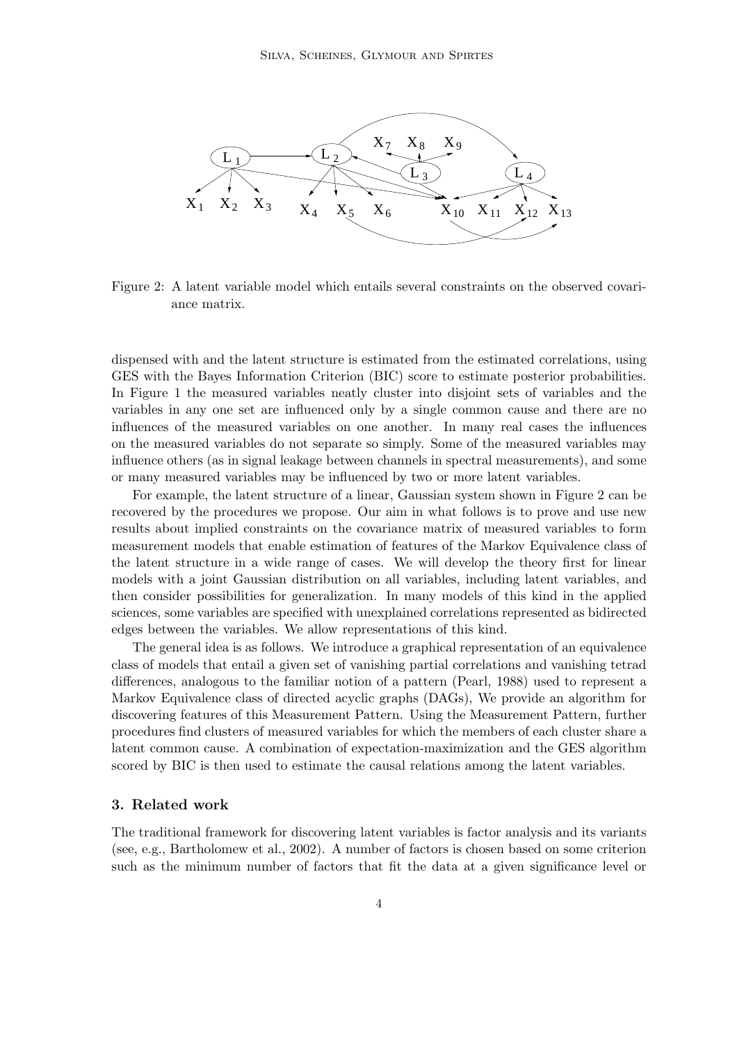Figure 2: A latent variable model which entails several constraints on the observed covariance matrix.

dispensed with and the latent structure is estimated from the estimated correlations, using GES with the Bayes Information Criterion (BIC) score to estimate posterior probabilities. In Figure 1 the measured variables neatly cluster into disjoint sets of variables and the variables in any one set are influenced only by a single common cause and there are no influences of the measured variables on one another. In many real cases the influences on the measured variables do not separate so simply. Some of the measured variables may influence others (as in signal leakage between channels in spectral measurements), and some or many measured variables may be influenced by two or more latent variables.

For example, the latent structure of a linear, Gaussian system shown in Figure 2 can be recovered by the procedures we propose. Our aim in what follows is to prove and use new results about implied constraints on the covariance matrix of measured variables to form measurement models that enable estimation of features of the Markov Equivalence class of the latent structure in a wide range of cases. We will develop the theory first for linear models with a joint Gaussian distribution on all variables, including latent variables, and then consider possibilities for generalization. In many models of this kind in the applied sciences, some variables are specified with unexplained correlations represented as bidirected edges between the variables. We allow representations of this kind.

The general idea is as follows. We introduce a graphical representation of an equivalence class of models that entail a given set of vanishing partial correlations and vanishing tetrad differences, analogous to the familiar notion of a pattern (Pearl, 1988) used to represent a Markov Equivalence class of directed acyclic graphs (DAGs), We provide an algorithm for discovering features of this Measurement Pattern. Using the Measurement Pattern, further procedures find clusters of measured variables for which the members of each cluster share a latent common cause. A combination of expectation-maximization and the GES algorithm scored by BIC is then used to estimate the causal relations among the latent variables.

## 3. Related work

The traditional framework for discovering latent variables is factor analysis and its variants (see, e.g., Bartholomew et al., 2002). A number of factors is chosen based on some criterion such as the minimum number of factors that fit the data at a given significance level or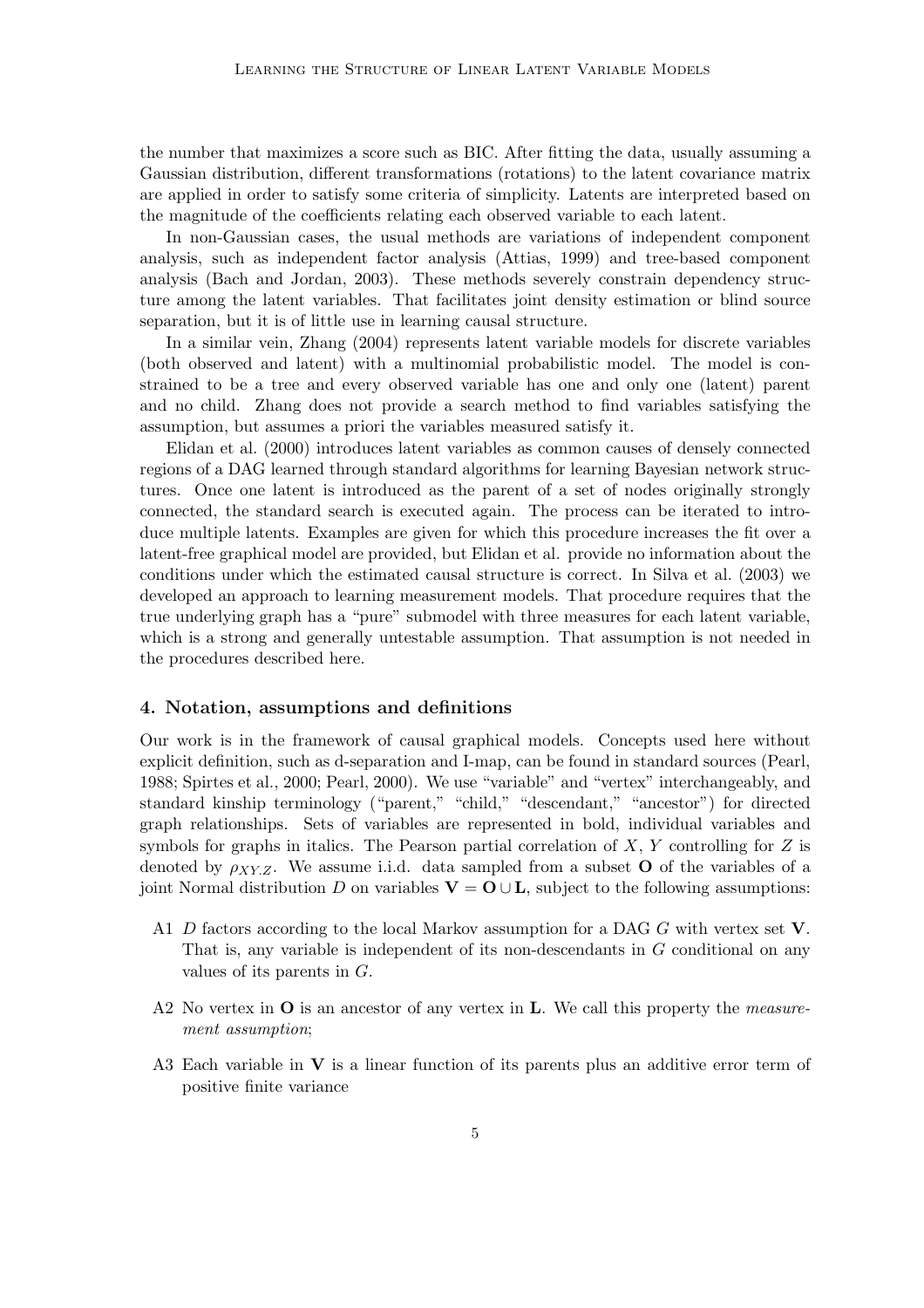the number that maximizes a score such as BIC. After fitting the data, usually assuming a Gaussian distribution, different transformations (rotations) to the latent covariance matrix are applied in order to satisfy some criteria of simplicity. Latents are interpreted based on the magnitude of the coefficients relating each observed variable to each latent.

In non-Gaussian cases, the usual methods are variations of independent component analysis, such as independent factor analysis (Attias, 1999) and tree-based component analysis (Bach and Jordan, 2003). These methods severely constrain dependency structure among the latent variables. That facilitates joint density estimation or blind source separation, but it is of little use in learning causal structure.

In a similar vein, Zhang (2004) represents latent variable models for discrete variables (both observed and latent) with a multinomial probabilistic model. The model is constrained to be a tree and every observed variable has one and only one (latent) parent and no child. Zhang does not provide a search method to find variables satisfying the assumption, but assumes a priori the variables measured satisfy it.

Elidan et al. (2000) introduces latent variables as common causes of densely connected regions of a DAG learned through standard algorithms for learning Bayesian network structures. Once one latent is introduced as the parent of a set of nodes originally strongly connected, the standard search is executed again. The process can be iterated to introduce multiple latents. Examples are given for which this procedure increases the fit over a latent-free graphical model are provided, but Elidan et al. provide no information about the conditions under which the estimated causal structure is correct. In Silva et al. (2003) we developed an approach to learning measurement models. That procedure requires that the true underlying graph has a "pure" submodel with three measures for each latent variable, which is a strong and generally untestable assumption. That assumption is not needed in the procedures described here.

## 4. Notation, assumptions and definitions

Our work is in the framework of causal graphical models. Concepts used here without explicit definition, such as d-separation and I-map, can be found in standard sources (Pearl, 1988; Spirtes et al., 2000; Pearl, 2000). We use "variable" and "vertex" interchangeably, and standard kinship terminology ("parent," "child," "descendant," "ancestor") for directed graph relationships. Sets of variables are represented in bold, individual variables and symbols for graphs in italics. The Pearson partial correlation of $X$, $Y$ controlling for $Z$ is denoted by $\rho_{XY.Z}$. We assume i.i.d. data sampled from a subset $\mathbf{O}$ of the variables of a joint Normal distribution $D$ on variables $\mathbf{V} = \mathbf{O} \cup \mathbf{L}$, subject to the following assumptions:

- A1 $D$ factors according to the local Markov assumption for a DAG $G$ with vertex set $\mathbf{V}$. That is, any variable is independent of its non-descendants in $G$ conditional on any values of its parents in $G$.
- A2 No vertex in $\mathbf{O}$ is an ancestor of any vertex in $\mathbf{L}$. We call this property the *measurement assumption*;
- A3 Each variable in $\mathbf{V}$ is a linear function of its parents plus an additive error term of positive finite variance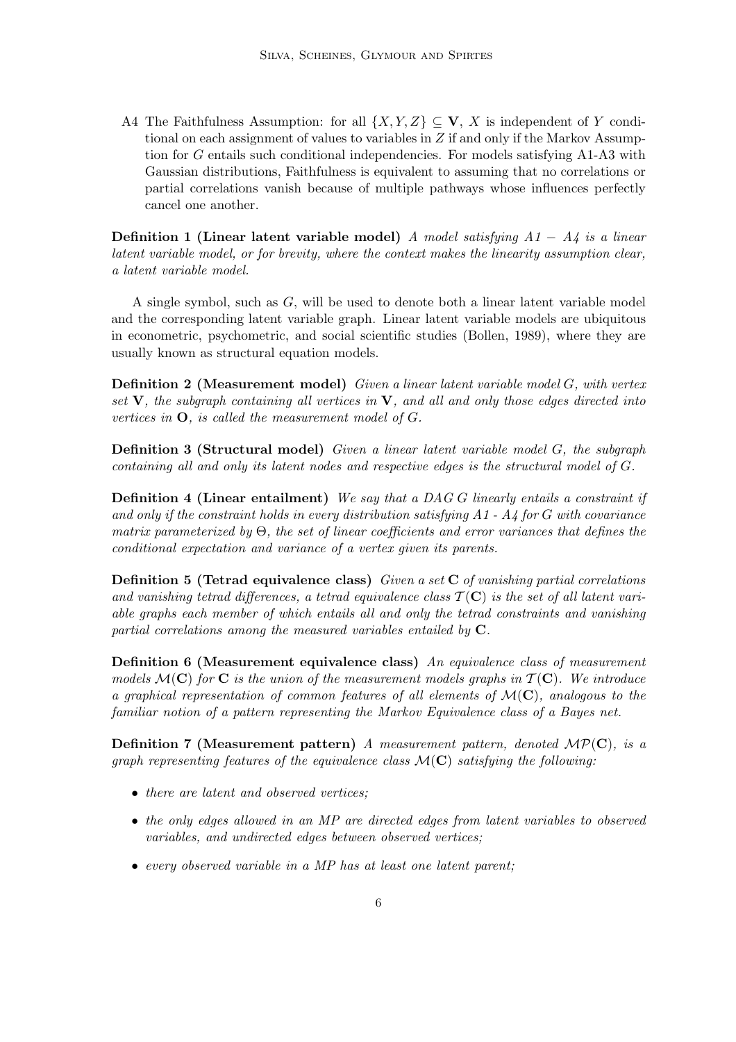A4 The Faithfulness Assumption: for all $\{X, Y, Z\} \subseteq \mathbf{V}$, $X$ is independent of $Y$ conditional on each assignment of values to variables in $Z$ if and only if the Markov Assumption for $G$ entails such conditional independencies. For models satisfying A1-A3 with Gaussian distributions, Faithfulness is equivalent to assuming that no correlations or partial correlations vanish because of multiple pathways whose influences perfectly cancel one another.

**Definition 1 (Linear latent variable model)** *A model satisfying $A1 - A4$ is a linear latent variable model, or for brevity, where the context makes the linearity assumption clear, a latent variable model.*

A single symbol, such as $G$, will be used to denote both a linear latent variable model and the corresponding latent variable graph. Linear latent variable models are ubiquitous in econometric, psychometric, and social scientific studies (Bollen, 1989), where they are usually known as structural equation models.

**Definition 2 (Measurement model)** *Given a linear latent variable model $G$, with vertex set $\mathbf{V}$, the subgraph containing all vertices in $\mathbf{V}$, and all and only those edges directed into vertices in $\mathbf{O}$, is called the measurement model of $G$.*

**Definition 3 (Structural model)** *Given a linear latent variable model $G$, the subgraph containing all and only its latent nodes and respective edges is the structural model of $G$.*

**Definition 4 (Linear entailment)** *We say that a DAG $G$ linearly entails a constraint if and only if the constraint holds in every distribution satisfying A1 - A4 for $G$ with covariance matrix parameterized by $\Theta$, the set of linear coefficients and error variances that defines the conditional expectation and variance of a vertex given its parents.*

**Definition 5 (Tetrad equivalence class)** *Given a set $\mathbf{C}$ of vanishing partial correlations and vanishing tetrad differences, a tetrad equivalence class $\mathcal{T}(\mathbf{C})$ is the set of all latent variable graphs each member of which entails all and only the tetrad constraints and vanishing partial correlations among the measured variables entailed by $\mathbf{C}$.*

**Definition 6 (Measurement equivalence class)** *An equivalence class of measurement models $\mathcal{M}(\mathbf{C})$ for $\mathbf{C}$ is the union of the measurement models graphs in $\mathcal{T}(\mathbf{C})$. We introduce a graphical representation of common features of all elements of $\mathcal{M}(\mathbf{C})$, analogous to the familiar notion of a pattern representing the Markov Equivalence class of a Bayes net.*

**Definition 7 (Measurement pattern)** *A measurement pattern, denoted $\mathcal{MP}(\mathbf{C})$, is a graph representing features of the equivalence class $\mathcal{M}(\mathbf{C})$ satisfying the following:*

- *there are latent and observed vertices;*
- *the only edges allowed in an MP are directed edges from latent variables to observed variables, and undirected edges between observed vertices;*
- *every observed variable in a MP has at least one latent parent;*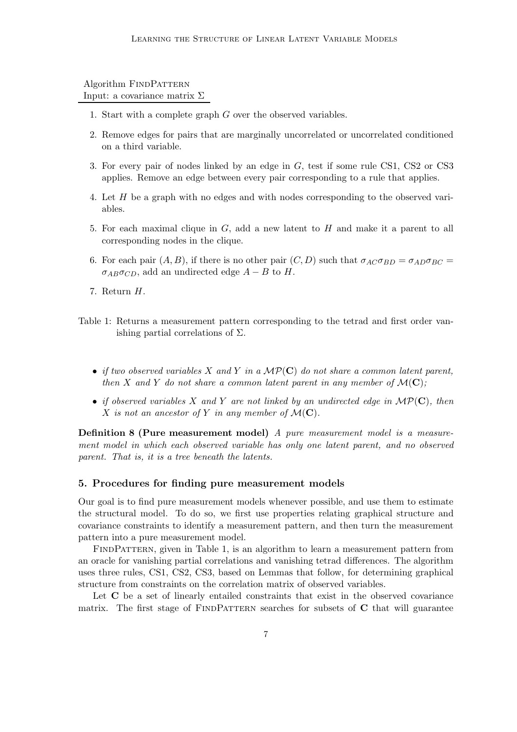Algorithm FindPattern
Input: a covariance matrix $\Sigma$

1. Start with a complete graph $G$ over the observed variables.
2. Remove edges for pairs that are marginally uncorrelated or uncorrelated conditioned on a third variable.
3. For every pair of nodes linked by an edge in $G$, test if some rule CS1, CS2 or CS3 applies. Remove an edge between every pair corresponding to a rule that applies.
4. Let $H$ be a graph with no edges and with nodes corresponding to the observed variables.
5. For each maximal clique in $G$, add a new latent to $H$ and make it a parent to all corresponding nodes in the clique.
6. For each pair $(A, B)$, if there is no other pair $(C, D)$ such that $\sigma_{AC}\sigma_{BD} = \sigma_{AD}\sigma_{BC} = \sigma_{AB}\sigma_{CD}$, add an undirected edge $A - B$ to $H$.
7. Return $H$.

Table 1: Returns a measurement pattern corresponding to the tetrad and first order vanishing partial correlations of $\Sigma$.

- *if two observed variables $X$ and $Y$ in a $\mathcal{MP}(\mathbf{C})$ do not share a common latent parent, then $X$ and $Y$ do not share a common latent parent in any member of $\mathcal{M}(\mathbf{C})$;*
- *if observed variables $X$ and $Y$ are not linked by an undirected edge in $\mathcal{MP}(\mathbf{C})$, then $X$ is not an ancestor of $Y$ in any member of $\mathcal{M}(\mathbf{C})$.*

**Definition 8 (Pure measurement model)** *A pure measurement model is a measurement model in which each observed variable has only one latent parent, and no observed parent. That is, it is a tree beneath the latents.*

## 5. Procedures for finding pure measurement models

Our goal is to find pure measurement models whenever possible, and use them to estimate the structural model. To do so, we first use properties relating graphical structure and covariance constraints to identify a measurement pattern, and then turn the measurement pattern into a pure measurement model.

FindPattern, given in Table 1, is an algorithm to learn a measurement pattern from an oracle for vanishing partial correlations and vanishing tetrad differences. The algorithm uses three rules, CS1, CS2, CS3, based on Lemmas that follow, for determining graphical structure from constraints on the correlation matrix of observed variables.

Let $\mathbf{C}$ be a set of linearly entailed constraints that exist in the observed covariance matrix. The first stage of FindPattern searches for subsets of $\mathbf{C}$ that will guarantee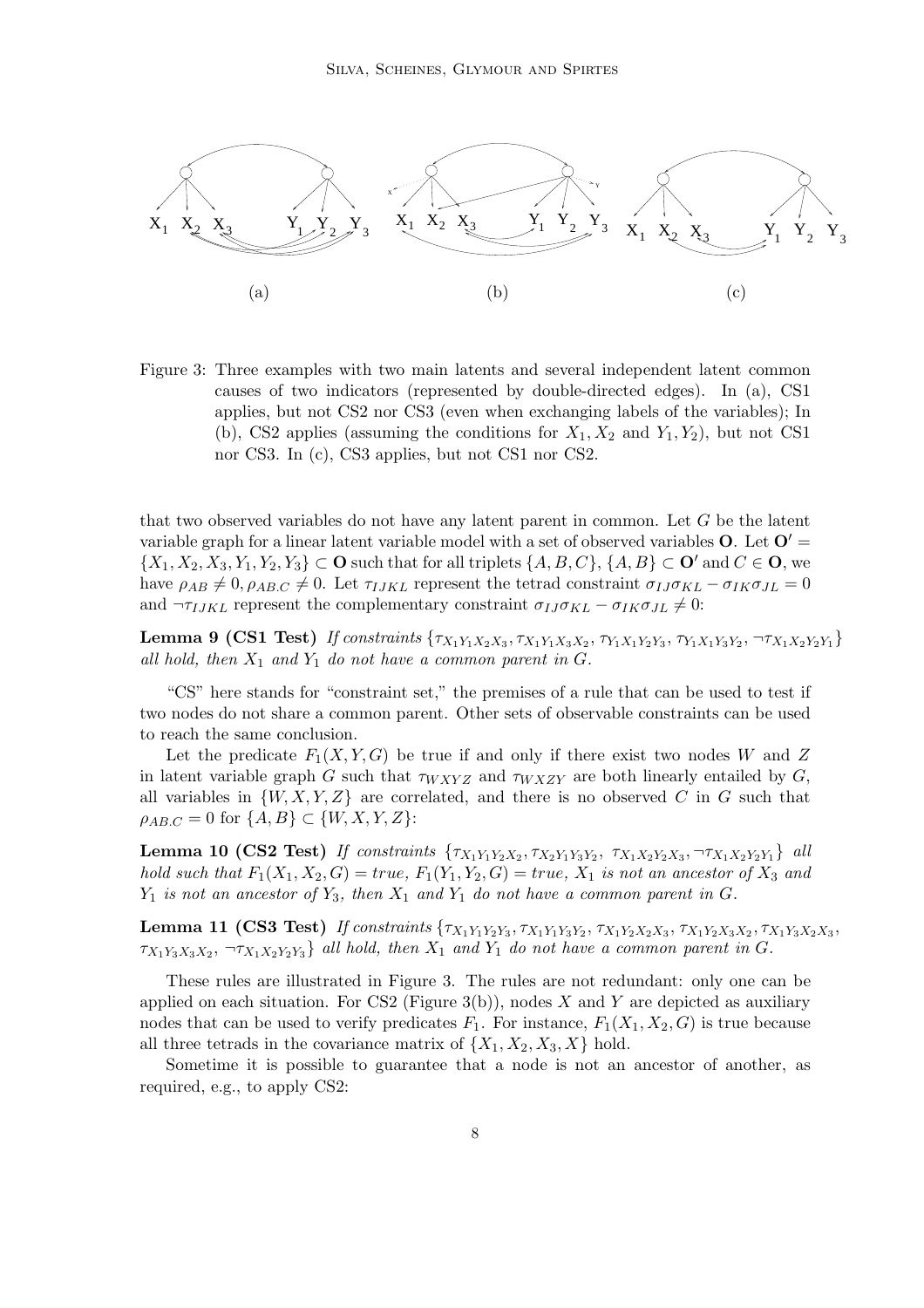Figure 3: Three examples with two main latents and several independent latent common causes of two indicators (represented by double-directed edges). In (a), CS1 applies, but not CS2 nor CS3 (even when exchanging labels of the variables); In (b), CS2 applies (assuming the conditions for $X_1, X_2$ and $Y_1, Y_2$), but not CS1 nor CS3. In (c), CS3 applies, but not CS1 nor CS2.

that two observed variables do not have any latent parent in common. Let $G$ be the latent variable graph for a linear latent variable model with a set of observed variables $\mathbf{O}$. Let $\mathbf{O'} = \{X_1, X_2, X_3, Y_1, Y_2, Y_3\} \subset \mathbf{O}$ such that for all triplets $\{A, B, C\}$, $\{A, B\} \subset \mathbf{O'}$ and $C \in \mathbf{O}$, we have $\rho_{AB} \neq 0, \rho_{AB.C} \neq 0$. Let $\tau_{IJKL}$ represent the tetrad constraint $\sigma_{IJ}\sigma_{KL} - \sigma_{IK}\sigma_{JL} = 0$ and $\neg\tau_{IJKL}$ represent the complementary constraint $\sigma_{IJ}\sigma_{KL} - \sigma_{IK}\sigma_{JL} \neq 0$:

**Lemma 9 (CS1 Test)** *If constraints* $\{\tau_{X_1Y_1X_2X_3}, \tau_{X_1Y_1X_3X_2}, \tau_{Y_1X_1Y_2Y_3}, \tau_{Y_1X_1Y_3Y_2}, \neg\tau_{X_1X_2Y_2Y_1}\}$ *all hold, then* $X_1$ *and* $Y_1$ *do not have a common parent in* $G$.

"CS" here stands for "constraint set," the premises of a rule that can be used to test if two nodes do not share a common parent. Other sets of observable constraints can be used to reach the same conclusion.

Let the predicate $F_1(X, Y, G)$ be true if and only if there exist two nodes $W$ and $Z$ in latent variable graph $G$ such that $\tau_{WXYZ}$ and $\tau_{WXZY}$ are both linearly entailed by $G$, all variables in $\{W, X, Y, Z\}$ are correlated, and there is no observed $C$ in $G$ such that $\rho_{AB.C} = 0$ for $\{A, B\} \subset \{W, X, Y, Z\}$:

**Lemma 10 (CS2 Test)** *If constraints* $\{\tau_{X_1Y_1Y_2X_2}, \tau_{X_2Y_1Y_3Y_2}, \tau_{X_1X_2Y_2X_3}, \neg\tau_{X_1X_2Y_2Y_1}\}$ *all hold such that* $F_1(X_1, X_2, G) = true$, $F_1(Y_1, Y_2, G) = true$, $X_1$ *is not an ancestor of* $X_3$ *and* $Y_1$ *is not an ancestor of* $Y_3$, *then* $X_1$ *and* $Y_1$ *do not have a common parent in* $G$.

**Lemma 11 (CS3 Test)** *If constraints* $\{\tau_{X_1Y_1Y_2Y_3}, \tau_{X_1Y_1Y_3Y_2}, \tau_{X_1Y_2X_2X_3}, \tau_{X_1Y_2X_3X_2}, \tau_{X_1Y_3X_2X_3}, \tau_{X_1Y_3X_3X_2}, \neg\tau_{X_1X_2Y_2Y_3}\}$ *all hold, then* $X_1$ *and* $Y_1$ *do not have a common parent in* $G$.

These rules are illustrated in Figure 3. The rules are not redundant: only one can be applied on each situation. For CS2 (Figure 3(b)), nodes $X$ and $Y$ are depicted as auxiliary nodes that can be used to verify predicates $F_1$. For instance, $F_1(X_1, X_2, G)$ is true because all three tetrads in the covariance matrix of $\{X_1, X_2, X_3, X\}$ hold.

Sometime it is possible to guarantee that a node is not an ancestor of another, as required, e.g., to apply CS2: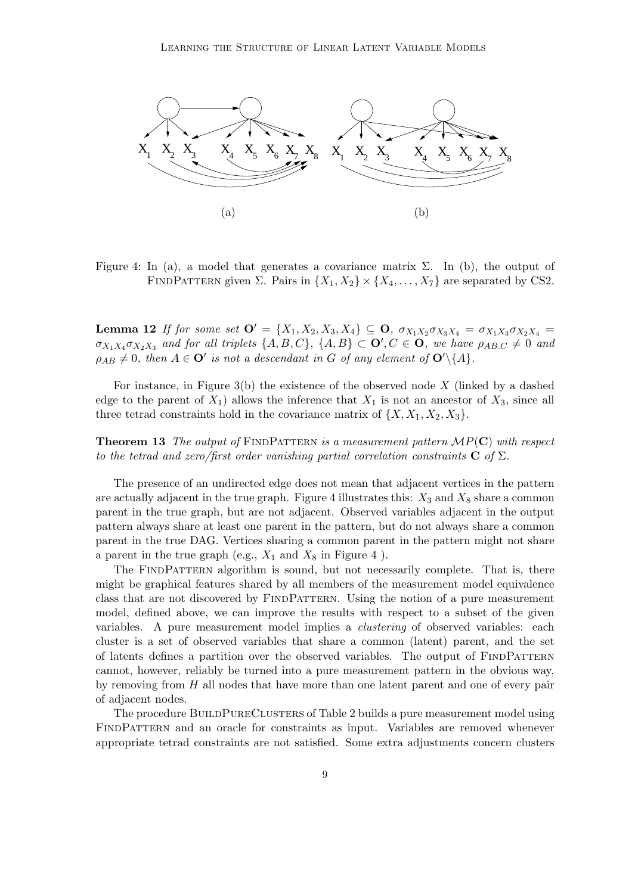Figure 4: In (a), a model that generates a covariance matrix $\Sigma$. In (b), the output of FindPattern given $\Sigma$. Pairs in $\{X_1, X_2\} \times \{X_4, \ldots, X_7\}$ are separated by CS2.

**Lemma 12** *If for some set $\mathbf{O}' = \{X_1, X_2, X_3, X_4\} \subseteq \mathbf{O}$, $\sigma_{X_1X_2}\sigma_{X_3X_4} = \sigma_{X_1X_3}\sigma_{X_2X_4} = \sigma_{X_1X_4}\sigma_{X_2X_3}$ and for all triplets $\{A, B, C\}$, $\{A, B\} \subset \mathbf{O}', C \in \mathbf{O}$, we have $\rho_{AB.C} \neq 0$ and $\rho_{AB} \neq 0$, then $A \in \mathbf{O}'$ is not a descendant in $G$ of any element of $\mathbf{O}' \backslash \{A\}$.*

For instance, in Figure 3(b) the existence of the observed node $X$ (linked by a dashed edge to the parent of $X_1$) allows the inference that $X_1$ is not an ancestor of $X_3$, since all three tetrad constraints hold in the covariance matrix of $\{X, X_1, X_2, X_3\}$.

**Theorem 13** *The output of* FindPattern *is a measurement pattern $\mathcal{MP}(\mathbf{C})$ with respect to the tetrad and zero/first order vanishing partial correlation constraints $\mathbf{C}$ of $\Sigma$.*

The presence of an undirected edge does not mean that adjacent vertices in the pattern are actually adjacent in the true graph. Figure 4 illustrates this: $X_3$ and $X_8$ share a common parent in the true graph, but are not adjacent. Observed variables adjacent in the output pattern always share at least one parent in the pattern, but do not always share a common parent in the true DAG. Vertices sharing a common parent in the pattern might not share a parent in the true graph (e.g., $X_1$ and $X_8$ in Figure 4 ).

The FindPattern algorithm is sound, but not necessarily complete. That is, there might be graphical features shared by all members of the measurement model equivalence class that are not discovered by FindPattern. Using the notion of a pure measurement model, defined above, we can improve the results with respect to a subset of the given variables. A pure measurement model implies a *clustering* of observed variables: each cluster is a set of observed variables that share a common (latent) parent, and the set of latents defines a partition over the observed variables. The output of FindPattern cannot, however, reliably be turned into a pure measurement pattern in the obvious way, by removing from $H$ all nodes that have more than one latent parent and one of every pair of adjacent nodes.

The procedure BuildPureClusters of Table 2 builds a pure measurement model using FindPattern and an oracle for constraints as input. Variables are removed whenever appropriate tetrad constraints are not satisfied. Some extra adjustments concern clusters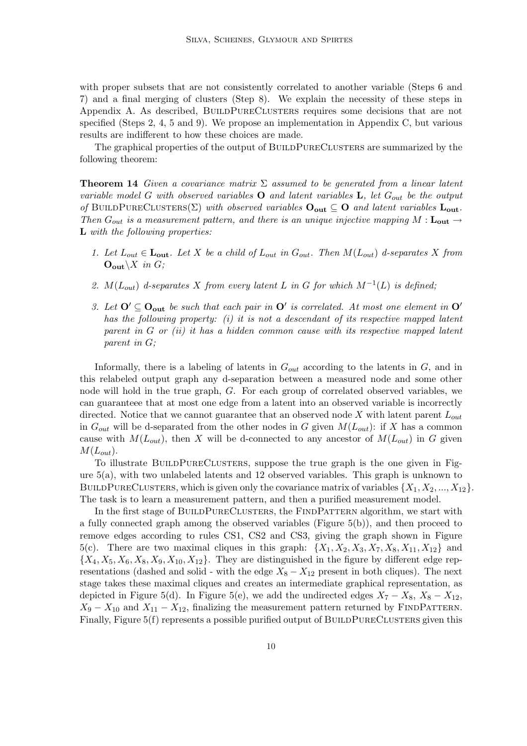with proper subsets that are not consistently correlated to another variable (Steps 6 and 7) and a final merging of clusters (Step 8). We explain the necessity of these steps in Appendix A. As described, BuildPureClusters requires some decisions that are not specified (Steps 2, 4, 5 and 9). We propose an implementation in Appendix C, but various results are indifferent to how these choices are made.

The graphical properties of the output of BuildPureClusters are summarized by the following theorem:

**Theorem 14** *Given a covariance matrix $\Sigma$ assumed to be generated from a linear latent variable model $G$ with observed variables $\mathbf{O}$ and latent variables $\mathbf{L}$, let $G_{out}$ be the output of* BuildPureClusters($\Sigma$) *with observed variables $\mathbf{O_{out}} \subseteq \mathbf{O}$ and latent variables $\mathbf{L_{out}}$. Then $G_{out}$ is a measurement pattern, and there is an unique injective mapping $M : \mathbf{L_{out}} \rightarrow \mathbf{L}$ with the following properties:*

1. *Let $L_{out} \in \mathbf{L_{out}}$. Let $X$ be a child of $L_{out}$ in $G_{out}$. Then $M(L_{out})$ d-separates $X$ from $\mathbf{O_{out}} \backslash X$ in $G$;*
2. *$M(L_{out})$ d-separates $X$ from every latent $L$ in $G$ for which $M^{-1}(L)$ is defined;*
3. *Let $\mathbf{O'} \subseteq \mathbf{O_{out}}$ be such that each pair in $\mathbf{O'}$ is correlated. At most one element in $\mathbf{O'}$ has the following property: (i) it is not a descendant of its respective mapped latent parent in $G$ or (ii) it has a hidden common cause with its respective mapped latent parent in $G$;*

Informally, there is a labeling of latents in $G_{out}$ according to the latents in $G$, and in this relabeled output graph any d-separation between a measured node and some other node will hold in the true graph, $G$. For each group of correlated observed variables, we can guaranteee that at most one edge from a latent into an observed variable is incorrectly directed. Notice that we cannot guarantee that an observed node $X$ with latent parent $L_{out}$ in $G_{out}$ will be d-separated from the other nodes in $G$ given $M(L_{out})$: if $X$ has a common cause with $M(L_{out})$, then $X$ will be d-connected to any ancestor of $M(L_{out})$ in $G$ given $M(L_{out})$.

To illustrate BuildPureClusters, suppose the true graph is the one given in Figure 5(a), with two unlabeled latents and 12 observed variables. This graph is unknown to BuildPureClusters, which is given only the covariance matrix of variables $\{X_1, X_2, ..., X_{12}\}$. The task is to learn a measurement pattern, and then a purified measurement model.

In the first stage of BuildPureClusters, the FindPattern algorithm, we start with a fully connected graph among the observed variables (Figure 5(b)), and then proceed to remove edges according to rules CS1, CS2 and CS3, giving the graph shown in Figure 5(c). There are two maximal cliques in this graph: $\{X_1, X_2, X_3, X_7, X_8, X_{11}, X_{12}\}$ and $\{X_4, X_5, X_6, X_8, X_9, X_{10}, X_{12}\}$. They are distinguished in the figure by different edge representations (dashed and solid - with the edge $X_8 - X_{12}$ present in both cliques). The next stage takes these maximal cliques and creates an intermediate graphical representation, as depicted in Figure 5(d). In Figure 5(e), we add the undirected edges $X_7 - X_8$, $X_8 - X_{12}$, $X_9 - X_{10}$ and $X_{11} - X_{12}$, finalizing the measurement pattern returned by FindPattern. Finally, Figure 5(f) represents a possible purified output of BuildPureClusters given this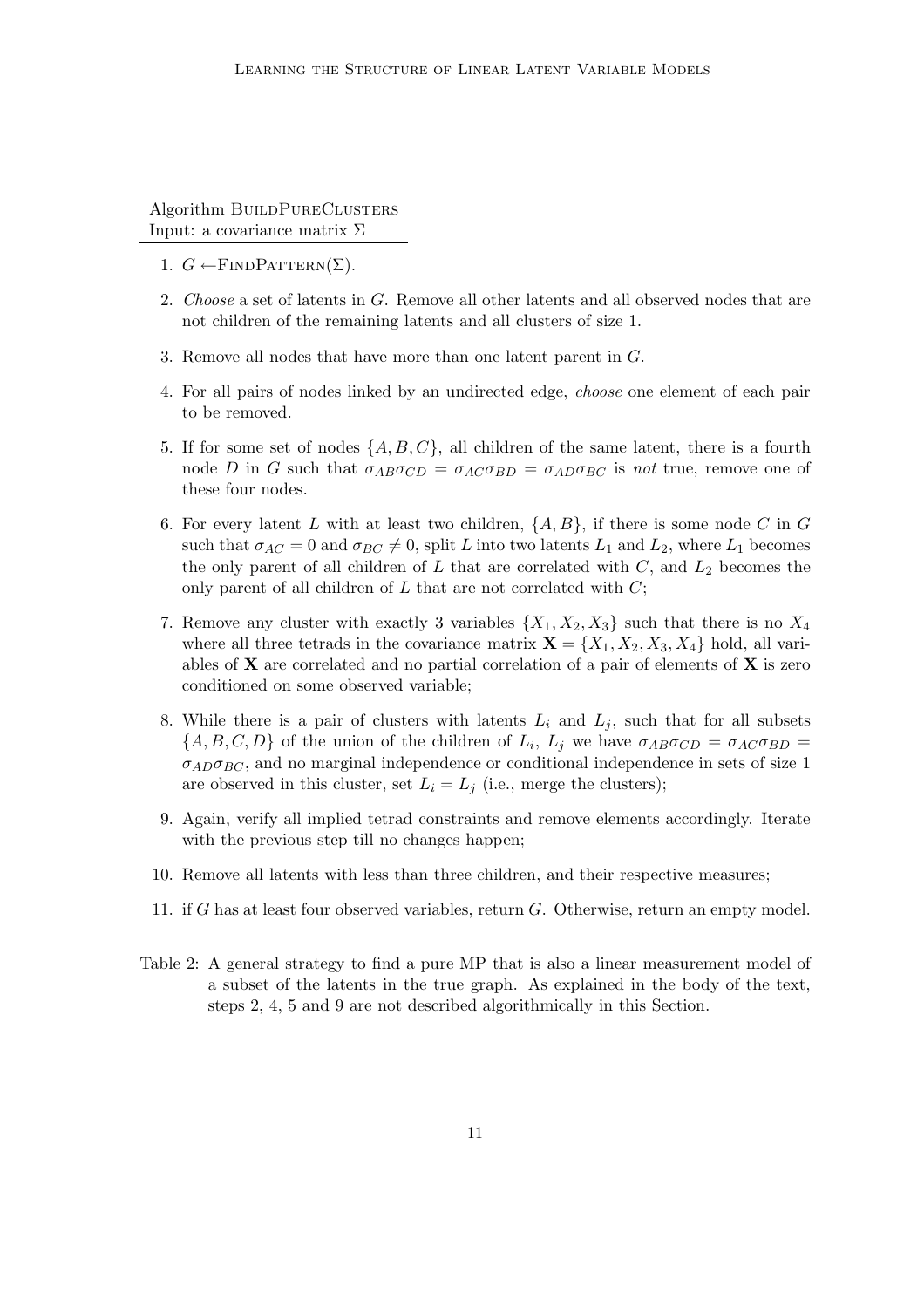Algorithm BuildPureClusters
Input: a covariance matrix $\Sigma$

1. $G \leftarrow$FindPattern($\Sigma$).
2. *Choose* a set of latents in $G$. Remove all other latents and all observed nodes that are not children of the remaining latents and all clusters of size 1.
3. Remove all nodes that have more than one latent parent in $G$.
4. For all pairs of nodes linked by an undirected edge, *choose* one element of each pair to be removed.
5. If for some set of nodes $\{A, B, C\}$, all children of the same latent, there is a fourth node $D$ in $G$ such that $\sigma_{AB}\sigma_{CD} = \sigma_{AC}\sigma_{BD} = \sigma_{AD}\sigma_{BC}$ is *not* true, remove one of these four nodes.
6. For every latent $L$ with at least two children, $\{A, B\}$, if there is some node $C$ in $G$ such that $\sigma_{AC} = 0$ and $\sigma_{BC} \neq 0$, split $L$ into two latents $L_1$ and $L_2$, where $L_1$ becomes the only parent of all children of $L$ that are correlated with $C$, and $L_2$ becomes the only parent of all children of $L$ that are not correlated with $C$;
7. Remove any cluster with exactly 3 variables $\{X_1, X_2, X_3\}$ such that there is no $X_4$ where all three tetrads in the covariance matrix $\mathbf{X} = \{X_1, X_2, X_3, X_4\}$ hold, all variables of $\mathbf{X}$ are correlated and no partial correlation of a pair of elements of $\mathbf{X}$ is zero conditioned on some observed variable;
8. While there is a pair of clusters with latents $L_i$ and $L_j$, such that for all subsets $\{A, B, C, D\}$ of the union of the children of $L_i$, $L_j$ we have $\sigma_{AB}\sigma_{CD} = \sigma_{AC}\sigma_{BD} = \sigma_{AD}\sigma_{BC}$, and no marginal independence or conditional independence in sets of size 1 are observed in this cluster, set $L_i = L_j$ (i.e., merge the clusters);
9. Again, verify all implied tetrad constraints and remove elements accordingly. Iterate with the previous step till no changes happen;
10. Remove all latents with less than three children, and their respective measures;
11. if $G$ has at least four observed variables, return $G$. Otherwise, return an empty model.

Table 2: A general strategy to find a pure MP that is also a linear measurement model of a subset of the latents in the true graph. As explained in the body of the text, steps 2, 4, 5 and 9 are not described algorithmically in this Section.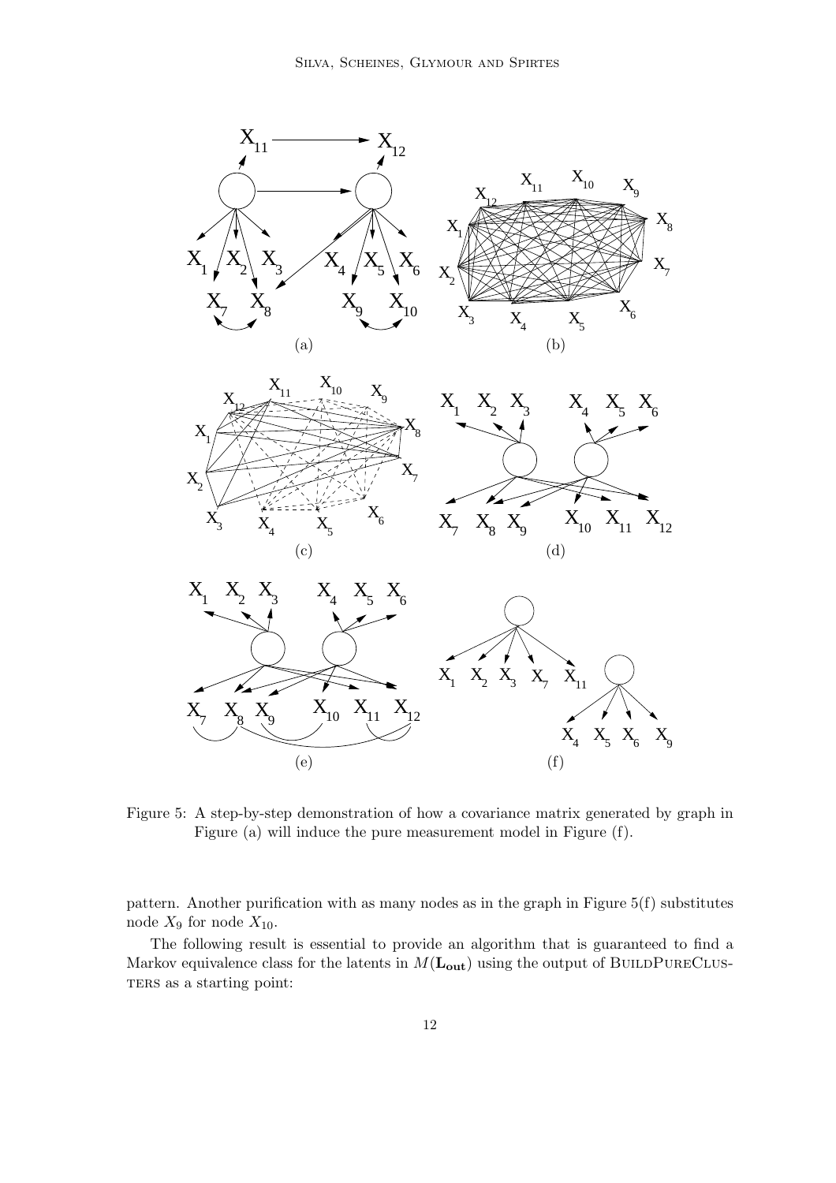Figure 5: A step-by-step demonstration of how a covariance matrix generated by graph in Figure (a) will induce the pure measurement model in Figure (f).

pattern. Another purification with as many nodes as in the graph in Figure 5(f) substitutes node $X_9$ for node $X_{10}$.

The following result is essential to provide an algorithm that is guaranteed to find a Markov equivalence class for the latents in $M(\mathbf{L_{out}})$ using the output of BuildPureClusters as a starting point: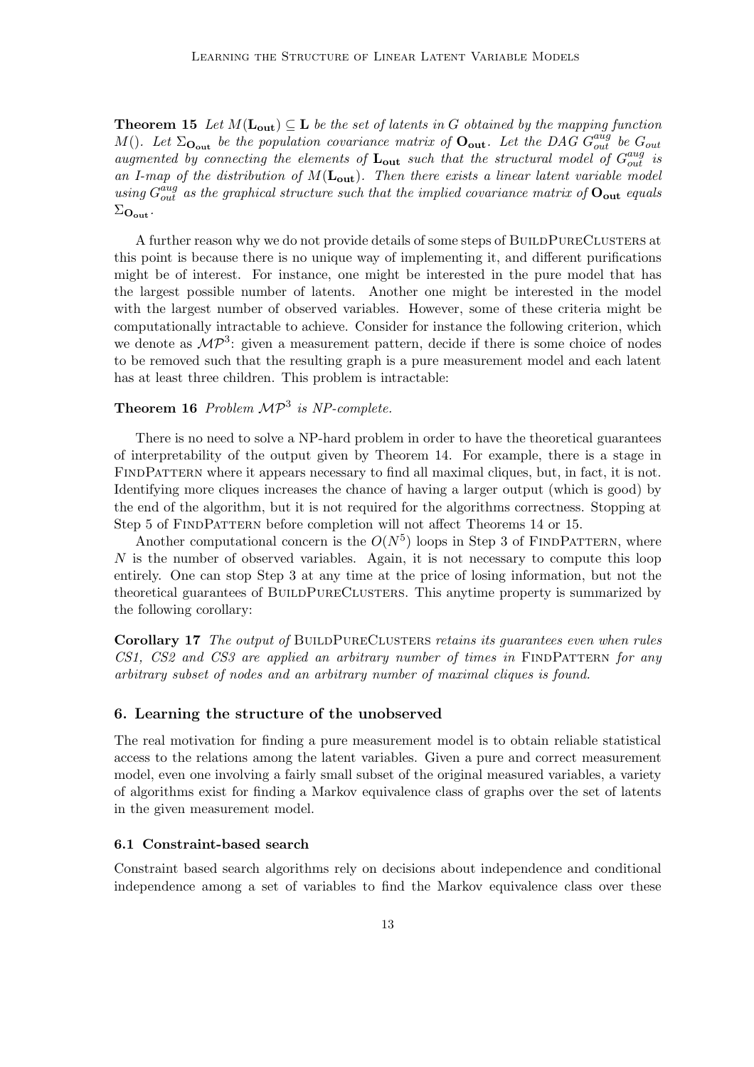**Theorem 15** *Let $M(\mathbf{L_{out}}) \subseteq \mathbf{L}$ be the set of latents in $G$ obtained by the mapping function $M()$. Let $\Sigma_{\mathbf{O_{out}}}$ be the population covariance matrix of $\mathbf{O_{out}}$. Let the DAG $G_{out}^{aug}$ be $G_{out}$ augmented by connecting the elements of $\mathbf{L_{out}}$ such that the structural model of $G_{out}^{aug}$ is an I-map of the distribution of $M(\mathbf{L_{out}})$. Then there exists a linear latent variable model using $G_{out}^{aug}$ as the graphical structure such that the implied covariance matrix of $\mathbf{O_{out}}$ equals $\Sigma_{\mathbf{O_{out}}}$.*

A further reason why we do not provide details of some steps of BuildPureClusters at this point is because there is no unique way of implementing it, and different purifications might be of interest. For instance, one might be interested in the pure model that has the largest possible number of latents. Another one might be interested in the model with the largest number of observed variables. However, some of these criteria might be computationally intractable to achieve. Consider for instance the following criterion, which we denote as $\mathcal{MP}^3$: given a measurement pattern, decide if there is some choice of nodes to be removed such that the resulting graph is a pure measurement model and each latent has at least three children. This problem is intractable:

**Theorem 16** *Problem $\mathcal{MP}^3$ is NP-complete.*

There is no need to solve a NP-hard problem in order to have the theoretical guarantees of interpretability of the output given by Theorem 14. For example, there is a stage in FindPattern where it appears necessary to find all maximal cliques, but, in fact, it is not. Identifying more cliques increases the chance of having a larger output (which is good) by the end of the algorithm, but it is not required for the algorithms correctness. Stopping at Step 5 of FindPattern before completion will not affect Theorems 14 or 15.

Another computational concern is the $O(N^5)$ loops in Step 3 of FindPattern, where $N$ is the number of observed variables. Again, it is not necessary to compute this loop entirely. One can stop Step 3 at any time at the price of losing information, but not the theoretical guarantees of BuildPureClusters. This anytime property is summarized by the following corollary:

**Corollary 17** *The output of* BuildPureClusters *retains its guarantees even when rules CS1, CS2 and CS3 are applied an arbitrary number of times in* FindPattern *for any arbitrary subset of nodes and an arbitrary number of maximal cliques is found.*

## 6. Learning the structure of the unobserved

The real motivation for finding a pure measurement model is to obtain reliable statistical access to the relations among the latent variables. Given a pure and correct measurement model, even one involving a fairly small subset of the original measured variables, a variety of algorithms exist for finding a Markov equivalence class of graphs over the set of latents in the given measurement model.

### 6.1 Constraint-based search

Constraint based search algorithms rely on decisions about independence and conditional independence among a set of variables to find the Markov equivalence class over these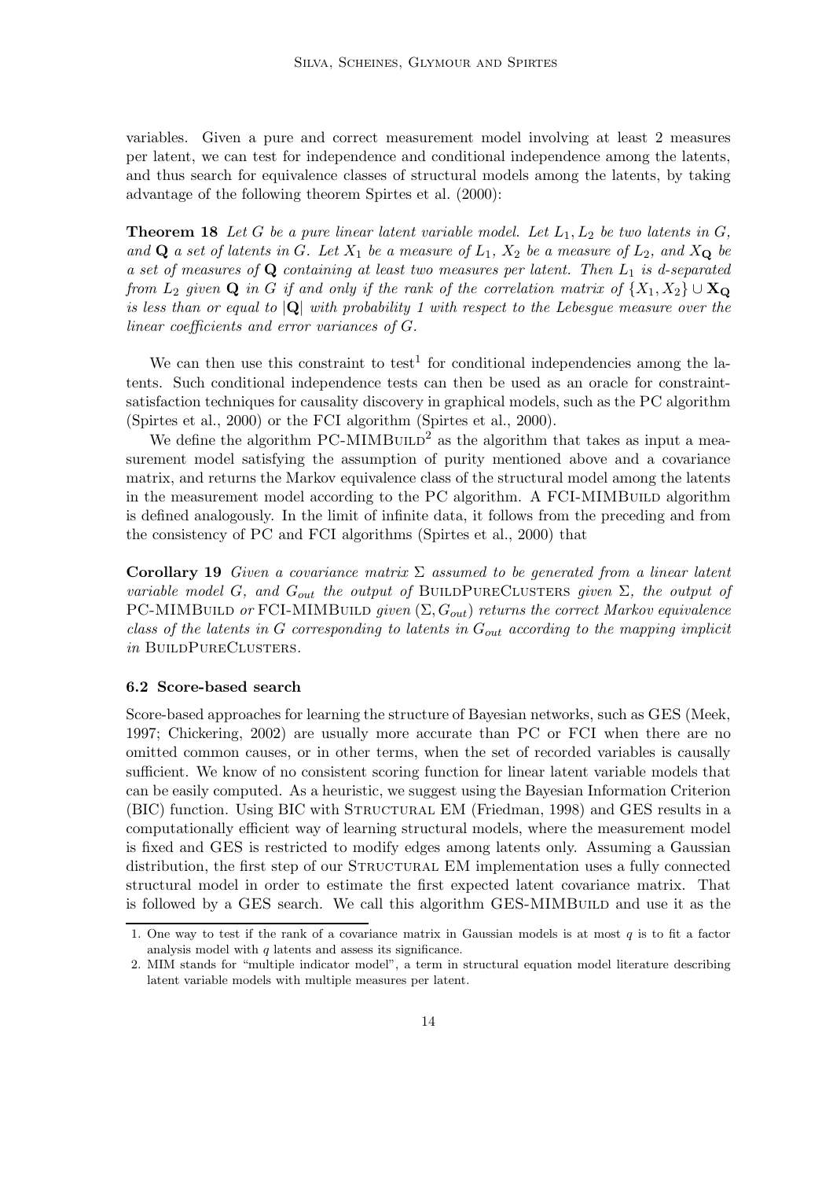variables. Given a pure and correct measurement model involving at least 2 measures per latent, we can test for independence and conditional independence among the latents, and thus search for equivalence classes of structural models among the latents, by taking advantage of the following theorem Spirtes et al. (2000):

**Theorem 18** *Let $G$ be a pure linear latent variable model. Let $L_1, L_2$ be two latents in $G$, and $\mathbf{Q}$ a set of latents in $G$. Let $X_1$ be a measure of $L_1$, $X_2$ be a measure of $L_2$, and $X_{\mathbf{Q}}$ be a set of measures of $\mathbf{Q}$ containing at least two measures per latent. Then $L_1$ is d-separated from $L_2$ given $\mathbf{Q}$ in $G$ if and only if the rank of the correlation matrix of $\{X_1, X_2\} \cup \mathbf{X_Q}$ is less than or equal to $|\mathbf{Q}|$ with probability 1 with respect to the Lebesgue measure over the linear coefficients and error variances of $G$.*

We can then use this constraint to test[1] for conditional independencies among the latents. Such conditional independence tests can then be used as an oracle for constraint-satisfaction techniques for causality discovery in graphical models, such as the PC algorithm (Spirtes et al., 2000) or the FCI algorithm (Spirtes et al., 2000).

We define the algorithm PC-MIMBUILD[2] as the algorithm that takes as input a measurement model satisfying the assumption of purity mentioned above and a covariance matrix, and returns the Markov equivalence class of the structural model among the latents in the measurement model according to the PC algorithm. A FCI-MIMBUILD algorithm is defined analogously. In the limit of infinite data, it follows from the preceding and from the consistency of PC and FCI algorithms (Spirtes et al., 2000) that

**Corollary 19** *Given a covariance matrix $\Sigma$ assumed to be generated from a linear latent variable model $G$, and $G_{out}$ the output of* BUILDPURECLUSTERS *given $\Sigma$, the output of* PC-MIMBUILD *or* FCI-MIMBUILD *given $(\Sigma, G_{out})$ returns the correct Markov equivalence class of the latents in $G$ corresponding to latents in $G_{out}$ according to the mapping implicit in* BUILDPURECLUSTERS.

### 6.2 Score-based search

Score-based approaches for learning the structure of Bayesian networks, such as GES (Meek, 1997; Chickering, 2002) are usually more accurate than PC or FCI when there are no omitted common causes, or in other terms, when the set of recorded variables is causally sufficient. We know of no consistent scoring function for linear latent variable models that can be easily computed. As a heuristic, we suggest using the Bayesian Information Criterion (BIC) function. Using BIC with STRUCTURAL EM (Friedman, 1998) and GES results in a computationally efficient way of learning structural models, where the measurement model is fixed and GES is restricted to modify edges among latents only. Assuming a Gaussian distribution, the first step of our STRUCTURAL EM implementation uses a fully connected structural model in order to estimate the first expected latent covariance matrix. That is followed by a GES search. We call this algorithm GES-MIMBUILD and use it as the

---

1. One way to test if the rank of a covariance matrix in Gaussian models is at most $q$ is to fit a factor analysis model with $q$ latents and assess its significance.
2. MIM stands for "multiple indicator model", a term in structural equation model literature describing latent variable models with multiple measures per latent.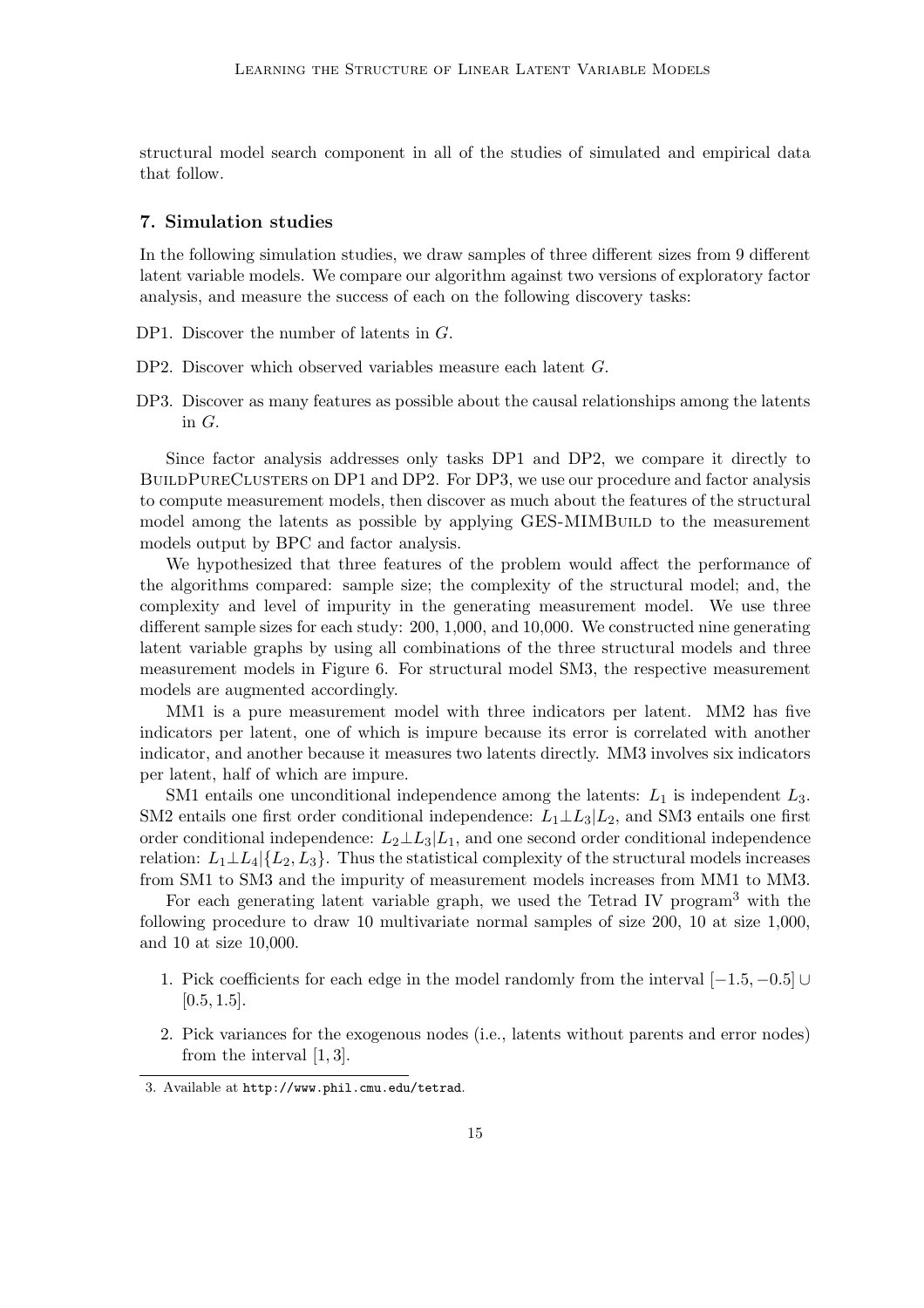structural model search component in all of the studies of simulated and empirical data that follow.

## 7. Simulation studies

In the following simulation studies, we draw samples of three different sizes from 9 different latent variable models. We compare our algorithm against two versions of exploratory factor analysis, and measure the success of each on the following discovery tasks:

DP1. Discover the number of latents in $G$.

DP2. Discover which observed variables measure each latent $G$.

DP3. Discover as many features as possible about the causal relationships among the latents in $G$.

Since factor analysis addresses only tasks DP1 and DP2, we compare it directly to BuildPureClusters on DP1 and DP2. For DP3, we use our procedure and factor analysis to compute measurement models, then discover as much about the features of the structural model among the latents as possible by applying GES-MIMBuild to the measurement models output by BPC and factor analysis.

We hypothesized that three features of the problem would affect the performance of the algorithms compared: sample size; the complexity of the structural model; and, the complexity and level of impurity in the generating measurement model. We use three different sample sizes for each study: 200, 1,000, and 10,000. We constructed nine generating latent variable graphs by using all combinations of the three structural models and three measurement models in Figure 6. For structural model SM3, the respective measurement models are augmented accordingly.

MM1 is a pure measurement model with three indicators per latent. MM2 has five indicators per latent, one of which is impure because its error is correlated with another indicator, and another because it measures two latents directly. MM3 involves six indicators per latent, half of which are impure.

SM1 entails one unconditional independence among the latents: $L_1$ is independent $L_3$. SM2 entails one first order conditional independence: $L_1 \perp L_3 | L_2$, and SM3 entails one first order conditional independence: $L_2 \perp L_3 | L_1$, and one second order conditional independence relation: $L_1 \perp L_4 | \{L_2, L_3\}$. Thus the statistical complexity of the structural models increases from SM1 to SM3 and the impurity of measurement models increases from MM1 to MM3.

For each generating latent variable graph, we used the Tetrad IV program[3] with the following procedure to draw 10 multivariate normal samples of size 200, 10 at size 1,000, and 10 at size 10,000.

1. Pick coefficients for each edge in the model randomly from the interval $[-1.5, -0.5] \cup [0.5, 1.5]$.
2. Pick variances for the exogenous nodes (i.e., latents without parents and error nodes) from the interval $[1, 3]$.

3. Available at http://www.phil.cmu.edu/tetrad.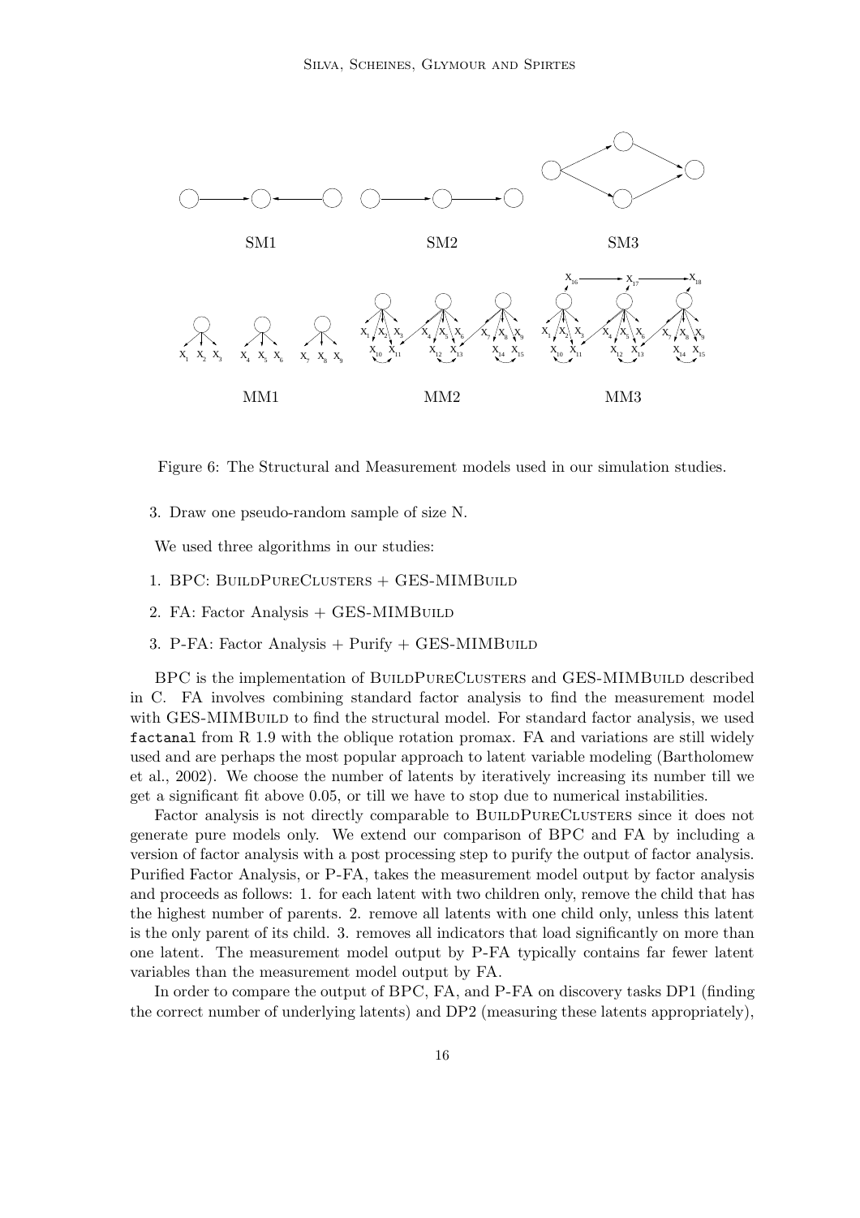Figure 6: The Structural and Measurement models used in our simulation studies.

3. Draw one pseudo-random sample of size N.

We used three algorithms in our studies:

1. BPC: BuildPureClusters + GES-MIMBuild
2. FA: Factor Analysis + GES-MIMBuild
3. P-FA: Factor Analysis + Purify + GES-MIMBuild

BPC is the implementation of BuildPureClusters and GES-MIMBuild described in C. FA involves combining standard factor analysis to find the measurement model with GES-MIMBuild to find the structural model. For standard factor analysis, we used `factanal` from R 1.9 with the oblique rotation promax. FA and variations are still widely used and are perhaps the most popular approach to latent variable modeling (Bartholomew et al., 2002). We choose the number of latents by iteratively increasing its number till we get a significant fit above 0.05, or till we have to stop due to numerical instabilities.

Factor analysis is not directly comparable to BuildPureClusters since it does not generate pure models only. We extend our comparison of BPC and FA by including a version of factor analysis with a post processing step to purify the output of factor analysis. Purified Factor Analysis, or P-FA, takes the measurement model output by factor analysis and proceeds as follows: 1. for each latent with two children only, remove the child that has the highest number of parents. 2. remove all latents with one child only, unless this latent is the only parent of its child. 3. removes all indicators that load significantly on more than one latent. The measurement model output by P-FA typically contains far fewer latent variables than the measurement model output by FA.

In order to compare the output of BPC, FA, and P-FA on discovery tasks DP1 (finding the correct number of underlying latents) and DP2 (measuring these latents appropriately),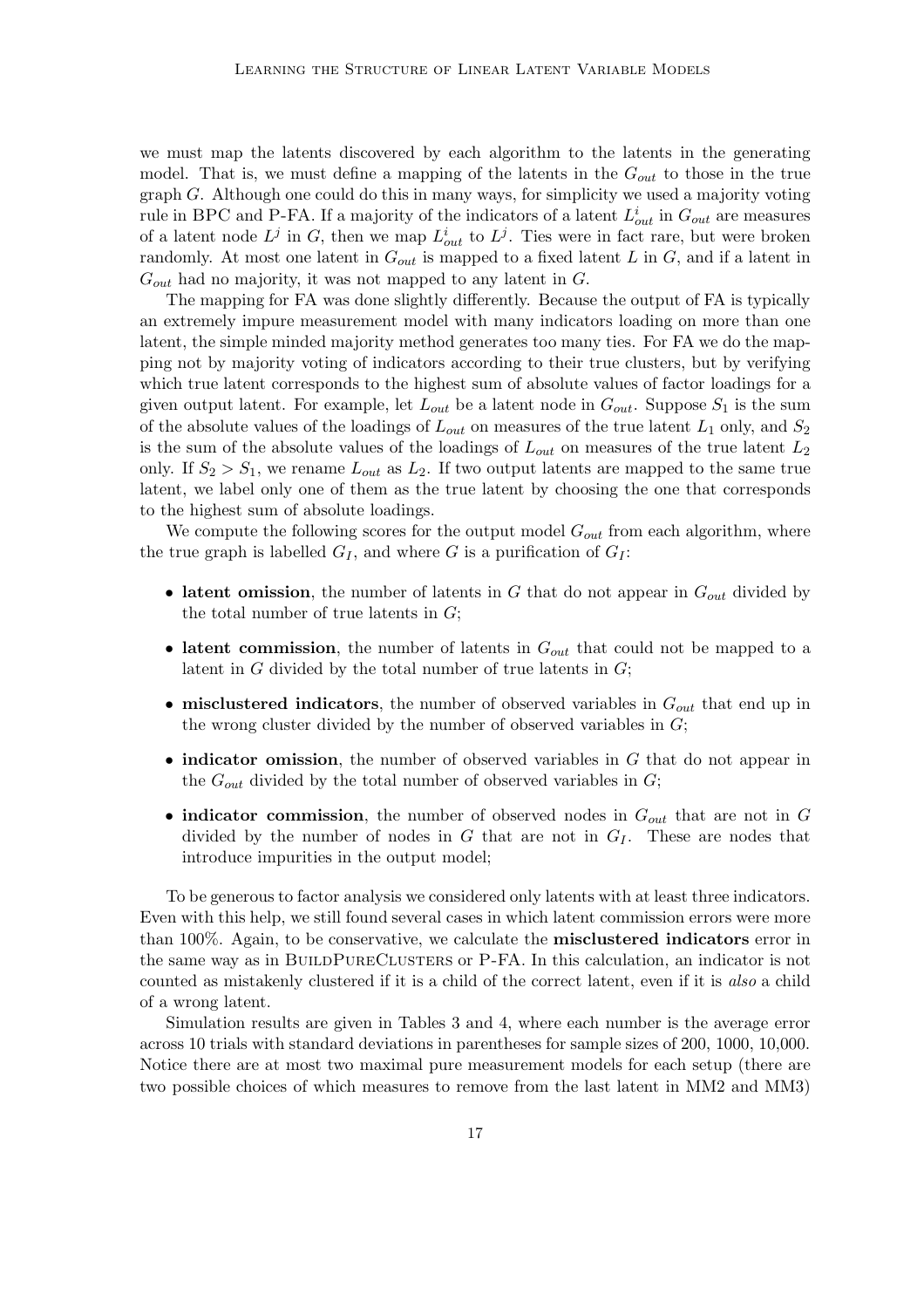we must map the latents discovered by each algorithm to the latents in the generating model. That is, we must define a mapping of the latents in the $G_{out}$ to those in the true graph $G$. Although one could do this in many ways, for simplicity we used a majority voting rule in BPC and P-FA. If a majority of the indicators of a latent $L^i_{out}$ in $G_{out}$ are measures of a latent node $L^j$ in $G$, then we map $L^i_{out}$ to $L^j$. Ties were in fact rare, but were broken randomly. At most one latent in $G_{out}$ is mapped to a fixed latent $L$ in $G$, and if a latent in $G_{out}$ had no majority, it was not mapped to any latent in $G$.

The mapping for FA was done slightly differently. Because the output of FA is typically an extremely impure measurement model with many indicators loading on more than one latent, the simple minded majority method generates too many ties. For FA we do the mapping not by majority voting of indicators according to their true clusters, but by verifying which true latent corresponds to the highest sum of absolute values of factor loadings for a given output latent. For example, let $L_{out}$ be a latent node in $G_{out}$. Suppose $S_1$ is the sum of the absolute values of the loadings of $L_{out}$ on measures of the true latent $L_1$ only, and $S_2$ is the sum of the absolute values of the loadings of $L_{out}$ on measures of the true latent $L_2$ only. If $S_2 > S_1$, we rename $L_{out}$ as $L_2$. If two output latents are mapped to the same true latent, we label only one of them as the true latent by choosing the one that corresponds to the highest sum of absolute loadings.

We compute the following scores for the output model $G_{out}$ from each algorithm, where the true graph is labelled $G_I$, and where $G$ is a purification of $G_I$:

- **latent omission**, the number of latents in $G$ that do not appear in $G_{out}$ divided by the total number of true latents in $G$;
- **latent commission**, the number of latents in $G_{out}$ that could not be mapped to a latent in $G$ divided by the total number of true latents in $G$;
- **misclustered indicators**, the number of observed variables in $G_{out}$ that end up in the wrong cluster divided by the number of observed variables in $G$;
- **indicator omission**, the number of observed variables in $G$ that do not appear in the $G_{out}$ divided by the total number of observed variables in $G$;
- **indicator commission**, the number of observed nodes in $G_{out}$ that are not in $G$ divided by the number of nodes in $G$ that are not in $G_I$. These are nodes that introduce impurities in the output model;

To be generous to factor analysis we considered only latents with at least three indicators. Even with this help, we still found several cases in which latent commission errors were more than 100%. Again, to be conservative, we calculate the **misclustered indicators** error in the same way as in BuildPureClusters or P-FA. In this calculation, an indicator is not counted as mistakenly clustered if it is a child of the correct latent, even if it is *also* a child of a wrong latent.

Simulation results are given in Tables 3 and 4, where each number is the average error across 10 trials with standard deviations in parentheses for sample sizes of 200, 1000, 10,000. Notice there are at most two maximal pure measurement models for each setup (there are two possible choices of which measures to remove from the last latent in MM2 and MM3)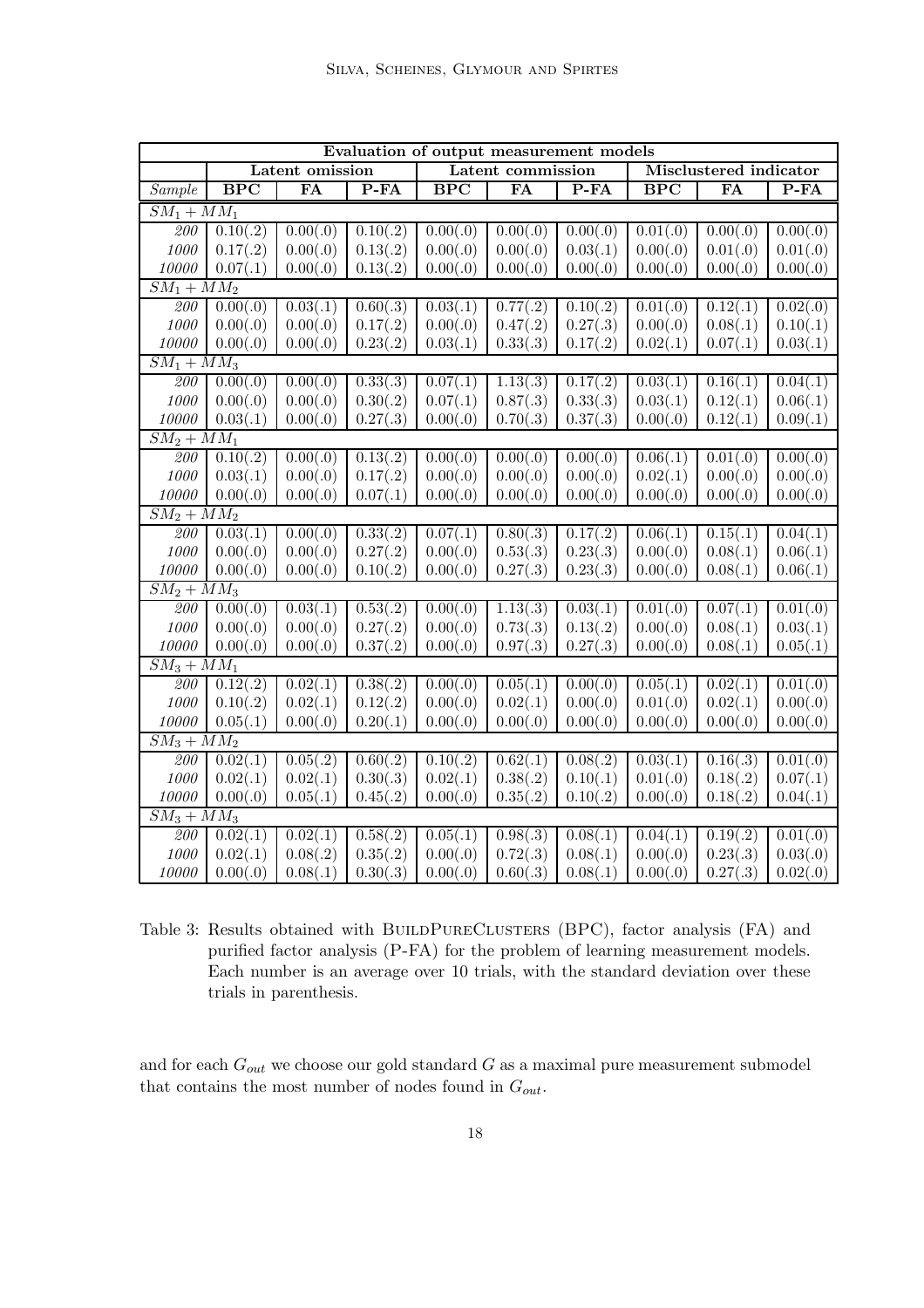| Evaluation of output measurement models | | | | | | | | | |
|---|---|---|---|---|---|---|---|---|---|
| | Latent omission | | | Latent commission | | | Misclustered indicator | | |
| *Sample* | **BPC** | **FA** | **P-FA** | **BPC** | **FA** | **P-FA** | **BPC** | **FA** | **P-FA** |
| $SM_1 + MM_1$ | | | | | | | | | |
| *200* | 0.10(.2) | 0.00(.0) | 0.10(.2) | 0.00(.0) | 0.00(.0) | 0.00(.0) | 0.01(.0) | 0.00(.0) | 0.00(.0) |
| *1000* | 0.17(.2) | 0.00(.0) | 0.13(.2) | 0.00(.0) | 0.00(.0) | 0.03(.1) | 0.00(.0) | 0.01(.0) | 0.01(.0) |
| *10000* | 0.07(.1) | 0.00(.0) | 0.13(.2) | 0.00(.0) | 0.00(.0) | 0.00(.0) | 0.00(.0) | 0.00(.0) | 0.00(.0) |
| $SM_1 + MM_2$ | | | | | | | | | |
| *200* | 0.00(.0) | 0.03(.1) | 0.60(.3) | 0.03(.1) | 0.77(.2) | 0.10(.2) | 0.01(.0) | 0.12(.1) | 0.02(.0) |
| *1000* | 0.00(.0) | 0.00(.0) | 0.17(.2) | 0.00(.0) | 0.47(.2) | 0.27(.3) | 0.00(.0) | 0.08(.1) | 0.10(.1) |
| *10000* | 0.00(.0) | 0.00(.0) | 0.23(.2) | 0.03(.1) | 0.33(.3) | 0.17(.2) | 0.02(.1) | 0.07(.1) | 0.03(.1) |
| $SM_1 + MM_3$ | | | | | | | | | |
| *200* | 0.00(.0) | 0.00(.0) | 0.33(.3) | 0.07(.1) | 1.13(.3) | 0.17(.2) | 0.03(.1) | 0.16(.1) | 0.04(.1) |
| *1000* | 0.00(.0) | 0.00(.0) | 0.30(.2) | 0.07(.1) | 0.87(.3) | 0.33(.3) | 0.03(.1) | 0.12(.1) | 0.06(.1) |
| *10000* | 0.03(.1) | 0.00(.0) | 0.27(.3) | 0.00(.0) | 0.70(.3) | 0.37(.3) | 0.00(.0) | 0.12(.1) | 0.09(.1) |
| $SM_2 + MM_1$ | | | | | | | | | |
| *200* | 0.10(.2) | 0.00(.0) | 0.13(.2) | 0.00(.0) | 0.00(.0) | 0.00(.0) | 0.06(.1) | 0.01(.0) | 0.00(.0) |
| *1000* | 0.03(.1) | 0.00(.0) | 0.17(.2) | 0.00(.0) | 0.00(.0) | 0.00(.0) | 0.02(.1) | 0.00(.0) | 0.00(.0) |
| *10000* | 0.00(.0) | 0.00(.0) | 0.07(.1) | 0.00(.0) | 0.00(.0) | 0.00(.0) | 0.00(.0) | 0.00(.0) | 0.00(.0) |
| $SM_2 + MM_2$ | | | | | | | | | |
| *200* | 0.03(.1) | 0.00(.0) | 0.33(.2) | 0.07(.1) | 0.80(.3) | 0.17(.2) | 0.06(.1) | 0.15(.1) | 0.04(.1) |
| *1000* | 0.00(.0) | 0.00(.0) | 0.27(.2) | 0.00(.0) | 0.53(.3) | 0.23(.3) | 0.00(.0) | 0.08(.1) | 0.06(.1) |
| *10000* | 0.00(.0) | 0.00(.0) | 0.10(.2) | 0.00(.0) | 0.27(.3) | 0.23(.3) | 0.00(.0) | 0.08(.1) | 0.06(.1) |
| $SM_2 + MM_3$ | | | | | | | | | |
| *200* | 0.00(.0) | 0.03(.1) | 0.53(.2) | 0.00(.0) | 1.13(.3) | 0.03(.1) | 0.01(.0) | 0.07(.1) | 0.01(.0) |
| *1000* | 0.00(.0) | 0.00(.0) | 0.27(.2) | 0.00(.0) | 0.73(.3) | 0.13(.2) | 0.00(.0) | 0.08(.1) | 0.03(.1) |
| *10000* | 0.00(.0) | 0.00(.0) | 0.37(.2) | 0.00(.0) | 0.97(.3) | 0.27(.3) | 0.00(.0) | 0.08(.1) | 0.05(.1) |
| $SM_3 + MM_1$ | | | | | | | | | |
| *200* | 0.12(.2) | 0.02(.1) | 0.38(.2) | 0.00(.0) | 0.05(.1) | 0.00(.0) | 0.05(.1) | 0.02(.1) | 0.01(.0) |
| *1000* | 0.10(.2) | 0.02(.1) | 0.12(.2) | 0.00(.0) | 0.02(.1) | 0.00(.0) | 0.01(.0) | 0.02(.1) | 0.00(.0) |
| *10000* | 0.05(.1) | 0.00(.0) | 0.20(.1) | 0.00(.0) | 0.00(.0) | 0.00(.0) | 0.00(.0) | 0.00(.0) | 0.00(.0) |
| $SM_3 + MM_2$ | | | | | | | | | |
| *200* | 0.02(.1) | 0.05(.2) | 0.60(.2) | 0.10(.2) | 0.62(.1) | 0.08(.2) | 0.03(.1) | 0.16(.3) | 0.01(.0) |
| *1000* | 0.02(.1) | 0.02(.1) | 0.30(.3) | 0.02(.1) | 0.38(.2) | 0.10(.1) | 0.01(.0) | 0.18(.2) | 0.07(.1) |
| *10000* | 0.00(.0) | 0.05(.1) | 0.45(.2) | 0.00(.0) | 0.35(.2) | 0.10(.2) | 0.00(.0) | 0.18(.2) | 0.04(.1) |
| $SM_3 + MM_3$ | | | | | | | | | |
| *200* | 0.02(.1) | 0.02(.1) | 0.58(.2) | 0.05(.1) | 0.98(.3) | 0.08(.1) | 0.04(.1) | 0.19(.2) | 0.01(.0) |
| *1000* | 0.02(.1) | 0.08(.2) | 0.35(.2) | 0.00(.0) | 0.72(.3) | 0.08(.1) | 0.00(.0) | 0.23(.3) | 0.03(.0) |
| *10000* | 0.00(.0) | 0.08(.1) | 0.30(.3) | 0.00(.0) | 0.60(.3) | 0.08(.1) | 0.00(.0) | 0.27(.3) | 0.02(.0) |

Table 3: Results obtained with BuildPureClusters (BPC), factor analysis (FA) and purified factor analysis (P-FA) for the problem of learning measurement models. Each number is an average over 10 trials, with the standard deviation over these trials in parenthesis.

and for each $G_{out}$ we choose our gold standard $G$ as a maximal pure measurement submodel that contains the most number of nodes found in $G_{out}$.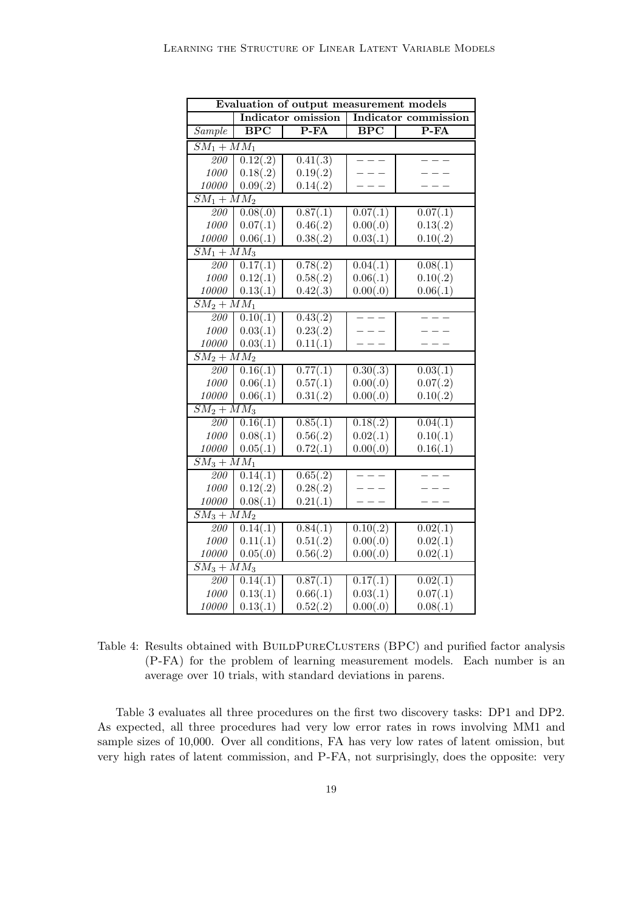| Evaluation of output measurement models | | | | |
|---|---|---|---|---|
| | Indicator omission | | Indicator commission | |
| *Sample* | **BPC** | **P-FA** | **BPC** | **P-FA** |
| $SM_1 + MM_1$ | | | | |
| *200* | 0.12(.2) | 0.41(.3) | −−− | −−− |
| *1000* | 0.18(.2) | 0.19(.2) | −−− | −−− |
| *10000* | 0.09(.2) | 0.14(.2) | −−− | −−− |
| $SM_1 + MM_2$ | | | | |
| *200* | 0.08(.0) | 0.87(.1) | 0.07(.1) | 0.07(.1) |
| *1000* | 0.07(.1) | 0.46(.2) | 0.00(.0) | 0.13(.2) |
| *10000* | 0.06(.1) | 0.38(.2) | 0.03(.1) | 0.10(.2) |
| $SM_1 + MM_3$ | | | | |
| *200* | 0.17(.1) | 0.78(.2) | 0.04(.1) | 0.08(.1) |
| *1000* | 0.12(.1) | 0.58(.2) | 0.06(.1) | 0.10(.2) |
| *10000* | 0.13(.1) | 0.42(.3) | 0.00(.0) | 0.06(.1) |
| $SM_2 + MM_1$ | | | | |
| *200* | 0.10(.1) | 0.43(.2) | −−− | −−− |
| *1000* | 0.03(.1) | 0.23(.2) | −−− | −−− |
| *10000* | 0.03(.1) | 0.11(.1) | −−− | −−− |
| $SM_2 + MM_2$ | | | | |
| *200* | 0.16(.1) | 0.77(.1) | 0.30(.3) | 0.03(.1) |
| *1000* | 0.06(.1) | 0.57(.1) | 0.00(.0) | 0.07(.2) |
| *10000* | 0.06(.1) | 0.31(.2) | 0.00(.0) | 0.10(.2) |
| $SM_2 + MM_3$ | | | | |
| *200* | 0.16(.1) | 0.85(.1) | 0.18(.2) | 0.04(.1) |
| *1000* | 0.08(.1) | 0.56(.2) | 0.02(.1) | 0.10(.1) |
| *10000* | 0.05(.1) | 0.72(.1) | 0.00(.0) | 0.16(.1) |
| $SM_3 + MM_1$ | | | | |
| *200* | 0.14(.1) | 0.65(.2) | −−− | −−− |
| *1000* | 0.12(.2) | 0.28(.2) | −−− | −−− |
| *10000* | 0.08(.1) | 0.21(.1) | −−− | −−− |
| $SM_3 + MM_2$ | | | | |
| *200* | 0.14(.1) | 0.84(.1) | 0.10(.2) | 0.02(.1) |
| *1000* | 0.11(.1) | 0.51(.2) | 0.00(.0) | 0.02(.1) |
| *10000* | 0.05(.0) | 0.56(.2) | 0.00(.0) | 0.02(.1) |
| $SM_3 + MM_3$ | | | | |
| *200* | 0.14(.1) | 0.87(.1) | 0.17(.1) | 0.02(.1) |
| *1000* | 0.13(.1) | 0.66(.1) | 0.03(.1) | 0.07(.1) |
| *10000* | 0.13(.1) | 0.52(.2) | 0.00(.0) | 0.08(.1) |

Table 4: Results obtained with BuildPureClusters (BPC) and purified factor analysis (P-FA) for the problem of learning measurement models. Each number is an average over 10 trials, with standard deviations in parens.

Table 3 evaluates all three procedures on the first two discovery tasks: DP1 and DP2. As expected, all three procedures had very low error rates in rows involving MM1 and sample sizes of 10,000. Over all conditions, FA has very low rates of latent omission, but very high rates of latent commission, and P-FA, not surprisingly, does the opposite: very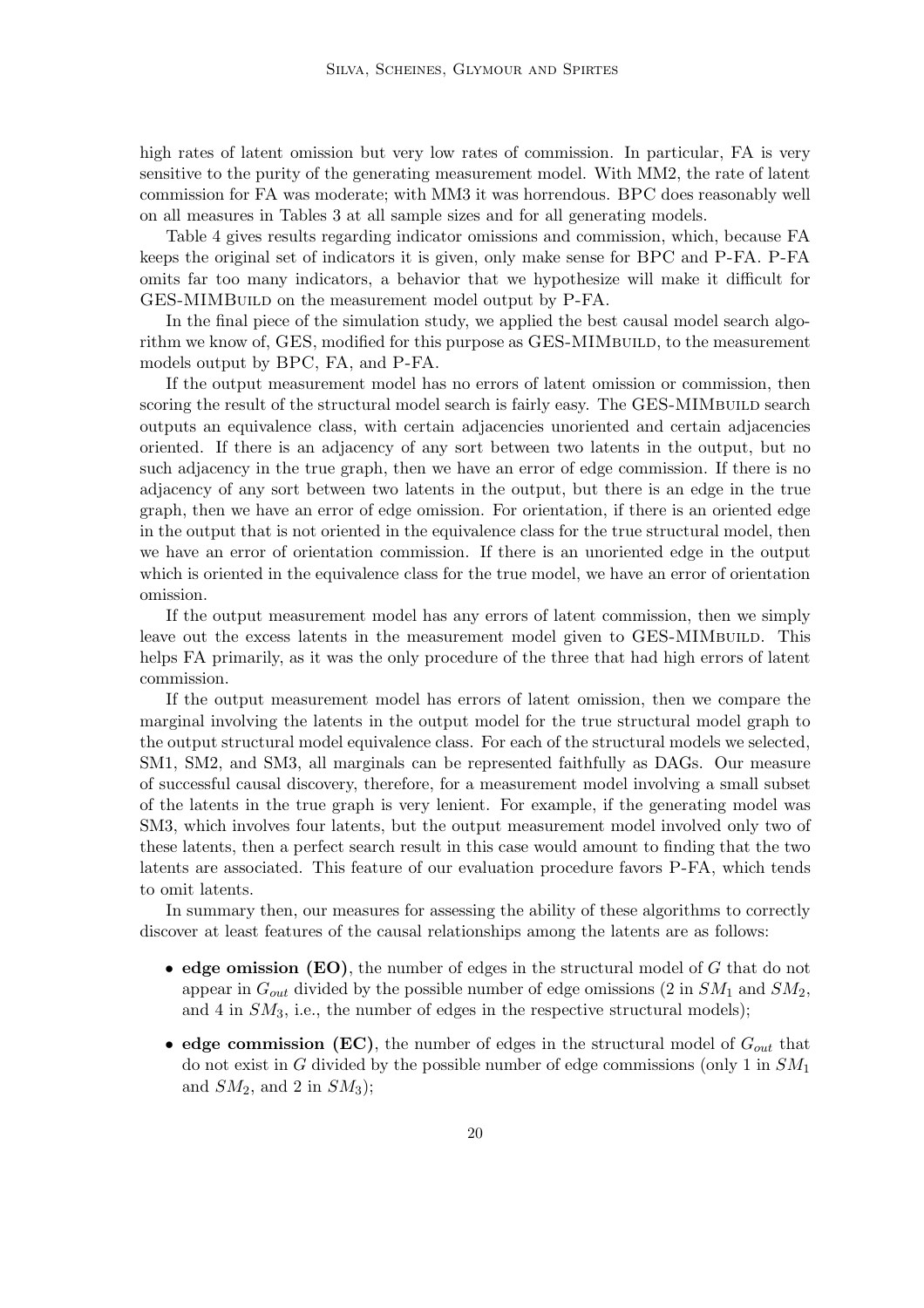high rates of latent omission but very low rates of commission. In particular, FA is very sensitive to the purity of the generating measurement model. With MM2, the rate of latent commission for FA was moderate; with MM3 it was horrendous. BPC does reasonably well on all measures in Tables 3 at all sample sizes and for all generating models.

Table 4 gives results regarding indicator omissions and commission, which, because FA keeps the original set of indicators it is given, only make sense for BPC and P-FA. P-FA omits far too many indicators, a behavior that we hypothesize will make it difficult for GES-MIMBuild on the measurement model output by P-FA.

In the final piece of the simulation study, we applied the best causal model search algorithm we know of, GES, modified for this purpose as GES-MIMbuild, to the measurement models output by BPC, FA, and P-FA.

If the output measurement model has no errors of latent omission or commission, then scoring the result of the structural model search is fairly easy. The GES-MIMbuild search outputs an equivalence class, with certain adjacencies unoriented and certain adjacencies oriented. If there is an adjacency of any sort between two latents in the output, but no such adjacency in the true graph, then we have an error of edge commission. If there is no adjacency of any sort between two latents in the output, but there is an edge in the true graph, then we have an error of edge omission. For orientation, if there is an oriented edge in the output that is not oriented in the equivalence class for the true structural model, then we have an error of orientation commission. If there is an unoriented edge in the output which is oriented in the equivalence class for the true model, we have an error of orientation omission.

If the output measurement model has any errors of latent commission, then we simply leave out the excess latents in the measurement model given to GES-MIMbuild. This helps FA primarily, as it was the only procedure of the three that had high errors of latent commission.

If the output measurement model has errors of latent omission, then we compare the marginal involving the latents in the output model for the true structural model graph to the output structural model equivalence class. For each of the structural models we selected, SM1, SM2, and SM3, all marginals can be represented faithfully as DAGs. Our measure of successful causal discovery, therefore, for a measurement model involving a small subset of the latents in the true graph is very lenient. For example, if the generating model was SM3, which involves four latents, but the output measurement model involved only two of these latents, then a perfect search result in this case would amount to finding that the two latents are associated. This feature of our evaluation procedure favors P-FA, which tends to omit latents.

In summary then, our measures for assessing the ability of these algorithms to correctly discover at least features of the causal relationships among the latents are as follows:

- **edge omission (EO)**, the number of edges in the structural model of $G$ that do not appear in $G_{out}$ divided by the possible number of edge omissions (2 in $SM_1$ and $SM_2$, and 4 in $SM_3$, i.e., the number of edges in the respective structural models);
- **edge commission (EC)**, the number of edges in the structural model of $G_{out}$ that do not exist in $G$ divided by the possible number of edge commissions (only 1 in $SM_1$ and $SM_2$, and 2 in $SM_3$);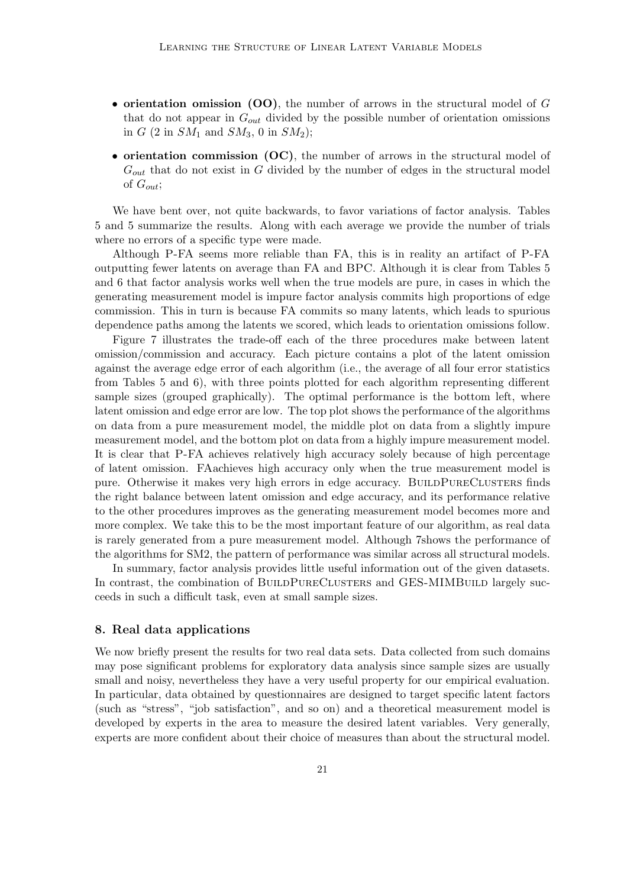- **orientation omission (OO)**, the number of arrows in the structural model of $G$ that do not appear in $G_{out}$ divided by the possible number of orientation omissions in $G$ (2 in $SM_1$ and $SM_3$, 0 in $SM_2$);
- **orientation commission (OC)**, the number of arrows in the structural model of $G_{out}$ that do not exist in $G$ divided by the number of edges in the structural model of $G_{out}$;

We have bent over, not quite backwards, to favor variations of factor analysis. Tables 5 and 5 summarize the results. Along with each average we provide the number of trials where no errors of a specific type were made.

Although P-FA seems more reliable than FA, this is in reality an artifact of P-FA outputting fewer latents on average than FA and BPC. Although it is clear from Tables 5 and 6 that factor analysis works well when the true models are pure, in cases in which the generating measurement model is impure factor analysis commits high proportions of edge commission. This in turn is because FA commits so many latents, which leads to spurious dependence paths among the latents we scored, which leads to orientation omissions follow.

Figure 7 illustrates the trade-off each of the three procedures make between latent omission/commission and accuracy. Each picture contains a plot of the latent omission against the average edge error of each algorithm (i.e., the average of all four error statistics from Tables 5 and 6), with three points plotted for each algorithm representing different sample sizes (grouped graphically). The optimal performance is the bottom left, where latent omission and edge error are low. The top plot shows the performance of the algorithms on data from a pure measurement model, the middle plot on data from a slightly impure measurement model, and the bottom plot on data from a highly impure measurement model. It is clear that P-FA achieves relatively high accuracy solely because of high percentage of latent omission. FAachieves high accuracy only when the true measurement model is pure. Otherwise it makes very high errors in edge accuracy. BuildPureClusters finds the right balance between latent omission and edge accuracy, and its performance relative to the other procedures improves as the generating measurement model becomes more and more complex. We take this to be the most important feature of our algorithm, as real data is rarely generated from a pure measurement model. Although 7shows the performance of the algorithms for SM2, the pattern of performance was similar across all structural models.

In summary, factor analysis provides little useful information out of the given datasets. In contrast, the combination of BuildPureClusters and GES-MIMBuild largely succeeds in such a difficult task, even at small sample sizes.

## 8. Real data applications

We now briefly present the results for two real data sets. Data collected from such domains may pose significant problems for exploratory data analysis since sample sizes are usually small and noisy, nevertheless they have a very useful property for our empirical evaluation. In particular, data obtained by questionnaires are designed to target specific latent factors (such as "stress", "job satisfaction", and so on) and a theoretical measurement model is developed by experts in the area to measure the desired latent variables. Very generally, experts are more confident about their choice of measures than about the structural model.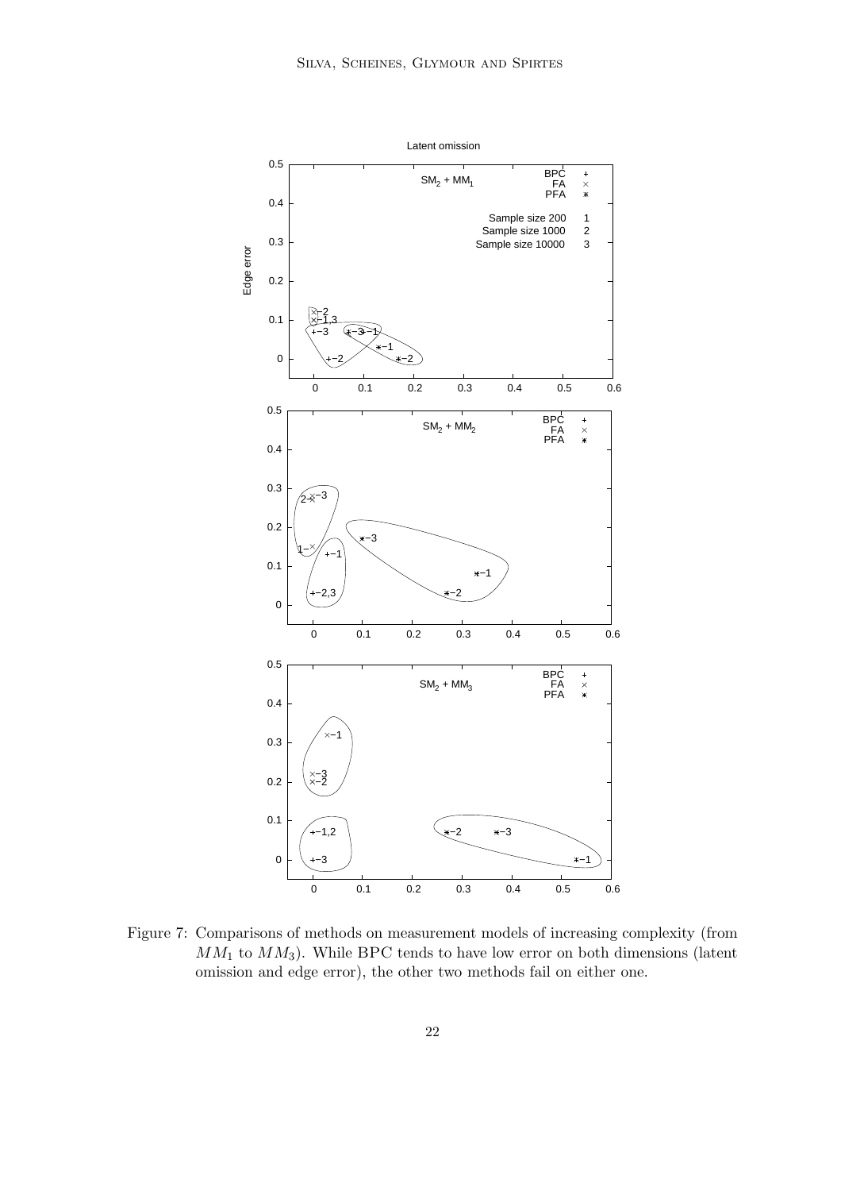Figure 7: Comparisons of methods on measurement models of increasing complexity (from $MM_1$ to $MM_3$). While BPC tends to have low error on both dimensions (latent omission and edge error), the other two methods fail on either one.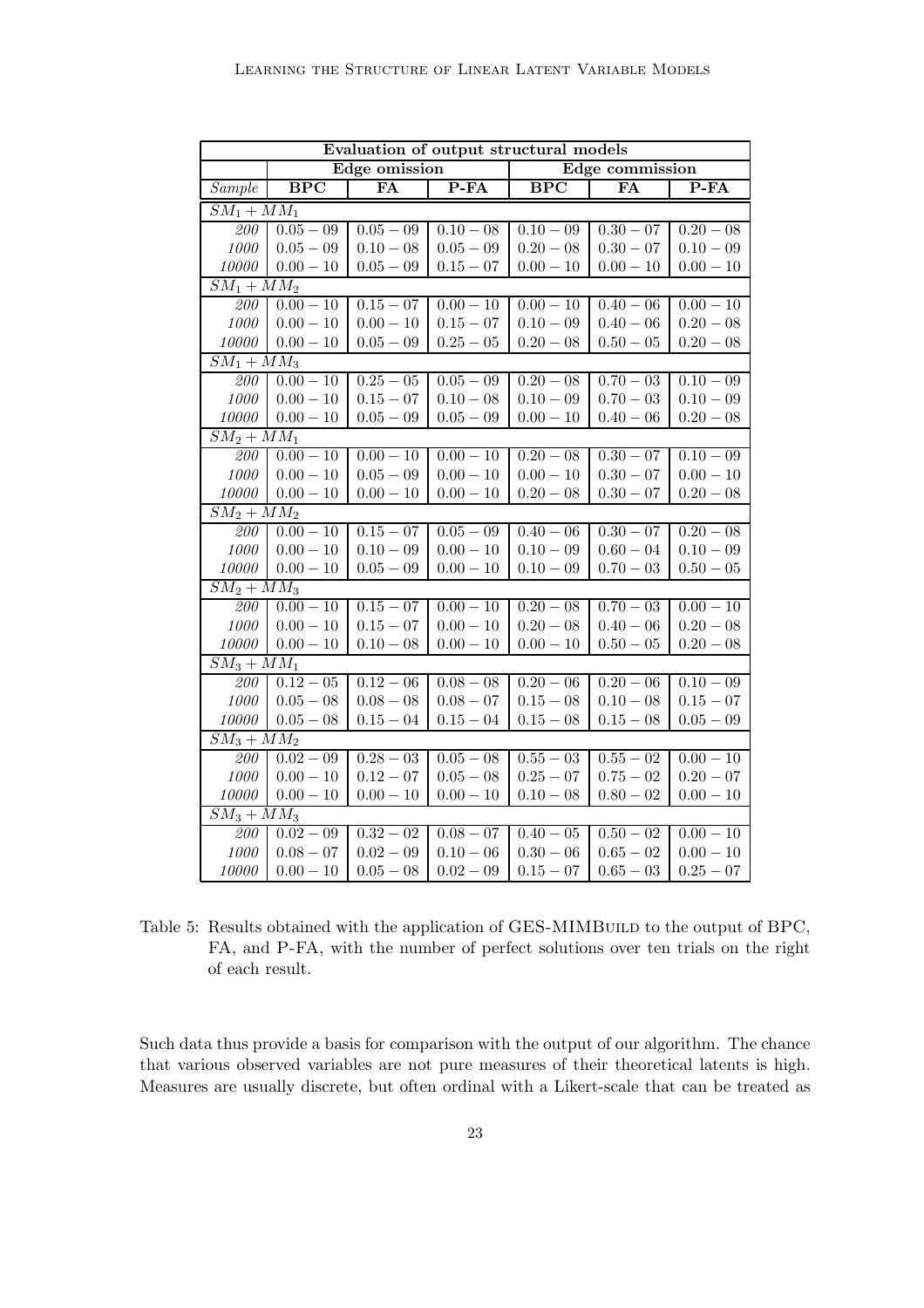| Evaluation of output structural models | | | | | | |
|---|---|---|---|---|---|---|
| | Edge omission | | | Edge commission | | |
| *Sample* | **BPC** | **FA** | **P-FA** | **BPC** | **FA** | **P-FA** |
| $SM_1 + MM_1$ | | | | | | |
| *200* | $0.05 - 09$ | $0.05 - 09$ | $0.10 - 08$ | $0.10 - 09$ | $0.30 - 07$ | $0.20 - 08$ |
| *1000* | $0.05 - 09$ | $0.10 - 08$ | $0.05 - 09$ | $0.20 - 08$ | $0.30 - 07$ | $0.10 - 09$ |
| *10000* | $0.00 - 10$ | $0.05 - 09$ | $0.15 - 07$ | $0.00 - 10$ | $0.00 - 10$ | $0.00 - 10$ |
| $SM_1 + MM_2$ | | | | | | |
| *200* | $0.00 - 10$ | $0.15 - 07$ | $0.00 - 10$ | $0.00 - 10$ | $0.40 - 06$ | $0.00 - 10$ |
| *1000* | $0.00 - 10$ | $0.00 - 10$ | $0.15 - 07$ | $0.10 - 09$ | $0.40 - 06$ | $0.20 - 08$ |
| *10000* | $0.00 - 10$ | $0.05 - 09$ | $0.25 - 05$ | $0.20 - 08$ | $0.50 - 05$ | $0.20 - 08$ |
| $SM_1 + MM_3$ | | | | | | |
| *200* | $0.00 - 10$ | $0.25 - 05$ | $0.05 - 09$ | $0.20 - 08$ | $0.70 - 03$ | $0.10 - 09$ |
| *1000* | $0.00 - 10$ | $0.15 - 07$ | $0.10 - 08$ | $0.10 - 09$ | $0.70 - 03$ | $0.10 - 09$ |
| *10000* | $0.00 - 10$ | $0.05 - 09$ | $0.05 - 09$ | $0.00 - 10$ | $0.40 - 06$ | $0.20 - 08$ |
| $SM_2 + MM_1$ | | | | | | |
| *200* | $0.00 - 10$ | $0.00 - 10$ | $0.00 - 10$ | $0.20 - 08$ | $0.30 - 07$ | $0.10 - 09$ |
| *1000* | $0.00 - 10$ | $0.05 - 09$ | $0.00 - 10$ | $0.00 - 10$ | $0.30 - 07$ | $0.00 - 10$ |
| *10000* | $0.00 - 10$ | $0.00 - 10$ | $0.00 - 10$ | $0.20 - 08$ | $0.30 - 07$ | $0.20 - 08$ |
| $SM_2 + MM_2$ | | | | | | |
| *200* | $0.00 - 10$ | $0.15 - 07$ | $0.05 - 09$ | $0.40 - 06$ | $0.30 - 07$ | $0.20 - 08$ |
| *1000* | $0.00 - 10$ | $0.10 - 09$ | $0.00 - 10$ | $0.10 - 09$ | $0.60 - 04$ | $0.10 - 09$ |
| *10000* | $0.00 - 10$ | $0.05 - 09$ | $0.00 - 10$ | $0.10 - 09$ | $0.70 - 03$ | $0.50 - 05$ |
| $SM_2 + MM_3$ | | | | | | |
| *200* | $0.00 - 10$ | $0.15 - 07$ | $0.00 - 10$ | $0.20 - 08$ | $0.70 - 03$ | $0.00 - 10$ |
| *1000* | $0.00 - 10$ | $0.15 - 07$ | $0.00 - 10$ | $0.20 - 08$ | $0.40 - 06$ | $0.20 - 08$ |
| *10000* | $0.00 - 10$ | $0.10 - 08$ | $0.00 - 10$ | $0.00 - 10$ | $0.50 - 05$ | $0.20 - 08$ |
| $SM_3 + MM_1$ | | | | | | |
| *200* | $0.12 - 05$ | $0.12 - 06$ | $0.08 - 08$ | $0.20 - 06$ | $0.20 - 06$ | $0.10 - 09$ |
| *1000* | $0.05 - 08$ | $0.08 - 08$ | $0.08 - 07$ | $0.15 - 08$ | $0.10 - 08$ | $0.15 - 07$ |
| *10000* | $0.05 - 08$ | $0.15 - 04$ | $0.15 - 04$ | $0.15 - 08$ | $0.15 - 08$ | $0.05 - 09$ |
| $SM_3 + MM_2$ | | | | | | |
| *200* | $0.02 - 09$ | $0.28 - 03$ | $0.05 - 08$ | $0.55 - 03$ | $0.55 - 02$ | $0.00 - 10$ |
| *1000* | $0.00 - 10$ | $0.12 - 07$ | $0.05 - 08$ | $0.25 - 07$ | $0.75 - 02$ | $0.20 - 07$ |
| *10000* | $0.00 - 10$ | $0.00 - 10$ | $0.00 - 10$ | $0.10 - 08$ | $0.80 - 02$ | $0.00 - 10$ |
| $SM_3 + MM_3$ | | | | | | |
| *200* | $0.02 - 09$ | $0.32 - 02$ | $0.08 - 07$ | $0.40 - 05$ | $0.50 - 02$ | $0.00 - 10$ |
| *1000* | $0.08 - 07$ | $0.02 - 09$ | $0.10 - 06$ | $0.30 - 06$ | $0.65 - 02$ | $0.00 - 10$ |
| *10000* | $0.00 - 10$ | $0.05 - 08$ | $0.02 - 09$ | $0.15 - 07$ | $0.65 - 03$ | $0.25 - 07$ |

Table 5: Results obtained with the application of GES-MIMBuild to the output of BPC, FA, and P-FA, with the number of perfect solutions over ten trials on the right of each result.

Such data thus provide a basis for comparison with the output of our algorithm. The chance that various observed variables are not pure measures of their theoretical latents is high. Measures are usually discrete, but often ordinal with a Likert-scale that can be treated as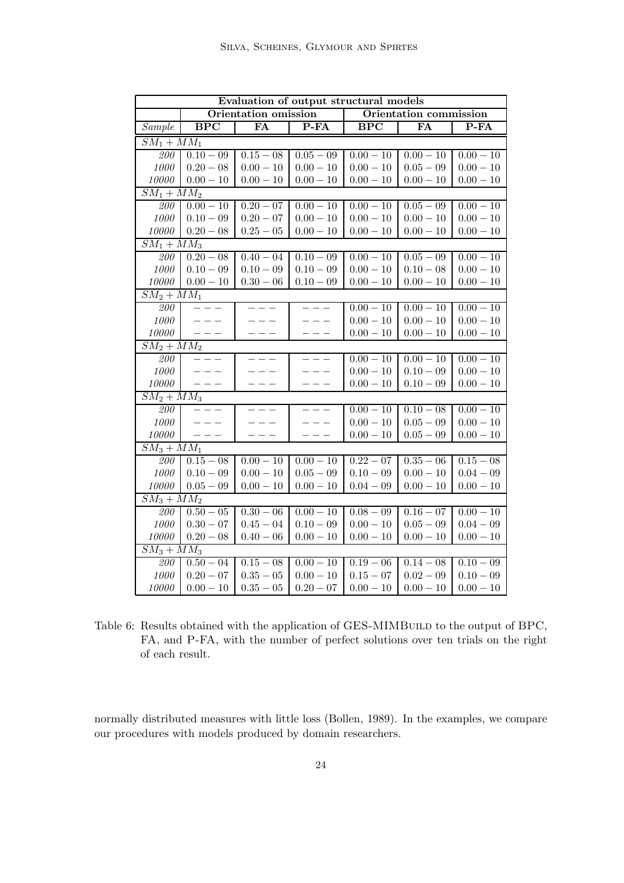| Evaluation of output structural models | | | | | | |
|---|---|---|---|---|---|---|
| | **Orientation omission** | | | **Orientation commission** | | |
| *Sample* | **BPC** | **FA** | **P-FA** | **BPC** | **FA** | **P-FA** |
| $SM_1 + MM_1$ | | | | | | |
| *200* | $0.10 - 09$ | $0.15 - 08$ | $0.05 - 09$ | $0.00 - 10$ | $0.00 - 10$ | $0.00 - 10$ |
| *1000* | $0.20 - 08$ | $0.00 - 10$ | $0.00 - 10$ | $0.00 - 10$ | $0.05 - 09$ | $0.00 - 10$ |
| *10000* | $0.00 - 10$ | $0.00 - 10$ | $0.00 - 10$ | $0.00 - 10$ | $0.00 - 10$ | $0.00 - 10$ |
| $SM_1 + MM_2$ | | | | | | |
| *200* | $0.00 - 10$ | $0.20 - 07$ | $0.00 - 10$ | $0.00 - 10$ | $0.05 - 09$ | $0.00 - 10$ |
| *1000* | $0.10 - 09$ | $0.20 - 07$ | $0.00 - 10$ | $0.00 - 10$ | $0.00 - 10$ | $0.00 - 10$ |
| *10000* | $0.20 - 08$ | $0.25 - 05$ | $0.00 - 10$ | $0.00 - 10$ | $0.00 - 10$ | $0.00 - 10$ |
| $SM_1 + MM_3$ | | | | | | |
| *200* | $0.20 - 08$ | $0.40 - 04$ | $0.10 - 09$ | $0.00 - 10$ | $0.05 - 09$ | $0.00 - 10$ |
| *1000* | $0.10 - 09$ | $0.10 - 09$ | $0.10 - 09$ | $0.00 - 10$ | $0.10 - 08$ | $0.00 - 10$ |
| *10000* | $0.00 - 10$ | $0.30 - 06$ | $0.10 - 09$ | $0.00 - 10$ | $0.00 - 10$ | $0.00 - 10$ |
| $SM_2 + MM_1$ | | | | | | |
| *200* | $---$ | $---$ | $---$ | $0.00 - 10$ | $0.00 - 10$ | $0.00 - 10$ |
| *1000* | $---$ | $---$ | $---$ | $0.00 - 10$ | $0.00 - 10$ | $0.00 - 10$ |
| *10000* | $---$ | $---$ | $---$ | $0.00 - 10$ | $0.00 - 10$ | $0.00 - 10$ |
| $SM_2 + MM_2$ | | | | | | |
| *200* | $---$ | $---$ | $---$ | $0.00 - 10$ | $0.00 - 10$ | $0.00 - 10$ |
| *1000* | $---$ | $---$ | $---$ | $0.00 - 10$ | $0.10 - 09$ | $0.00 - 10$ |
| *10000* | $---$ | $---$ | $---$ | $0.00 - 10$ | $0.10 - 09$ | $0.00 - 10$ |
| $SM_2 + MM_3$ | | | | | | |
| *200* | $---$ | $---$ | $---$ | $0.00 - 10$ | $0.10 - 08$ | $0.00 - 10$ |
| *1000* | $---$ | $---$ | $---$ | $0.00 - 10$ | $0.05 - 09$ | $0.00 - 10$ |
| *10000* | $---$ | $---$ | $---$ | $0.00 - 10$ | $0.05 - 09$ | $0.00 - 10$ |
| $SM_3 + MM_1$ | | | | | | |
| *200* | $0.15 - 08$ | $0.00 - 10$ | $0.00 - 10$ | $0.22 - 07$ | $0.35 - 06$ | $0.15 - 08$ |
| *1000* | $0.10 - 09$ | $0.00 - 10$ | $0.05 - 09$ | $0.10 - 09$ | $0.00 - 10$ | $0.04 - 09$ |
| *10000* | $0.05 - 09$ | $0.00 - 10$ | $0.00 - 10$ | $0.04 - 09$ | $0.00 - 10$ | $0.00 - 10$ |
| $SM_3 + MM_2$ | | | | | | |
| *200* | $0.50 - 05$ | $0.30 - 06$ | $0.00 - 10$ | $0.08 - 09$ | $0.16 - 07$ | $0.00 - 10$ |
| *1000* | $0.30 - 07$ | $0.45 - 04$ | $0.10 - 09$ | $0.00 - 10$ | $0.05 - 09$ | $0.04 - 09$ |
| *10000* | $0.20 - 08$ | $0.40 - 06$ | $0.00 - 10$ | $0.00 - 10$ | $0.00 - 10$ | $0.00 - 10$ |
| $SM_3 + MM_3$ | | | | | | |
| *200* | $0.50 - 04$ | $0.15 - 08$ | $0.00 - 10$ | $0.19 - 06$ | $0.14 - 08$ | $0.10 - 09$ |
| *1000* | $0.20 - 07$ | $0.35 - 05$ | $0.00 - 10$ | $0.15 - 07$ | $0.02 - 09$ | $0.10 - 09$ |
| *10000* | $0.00 - 10$ | $0.35 - 05$ | $0.20 - 07$ | $0.00 - 10$ | $0.00 - 10$ | $0.00 - 10$ |

Table 6: Results obtained with the application of GES-MIMBuild to the output of BPC, FA, and P-FA, with the number of perfect solutions over ten trials on the right of each result.

normally distributed measures with little loss (Bollen, 1989). In the examples, we compare our procedures with models produced by domain researchers.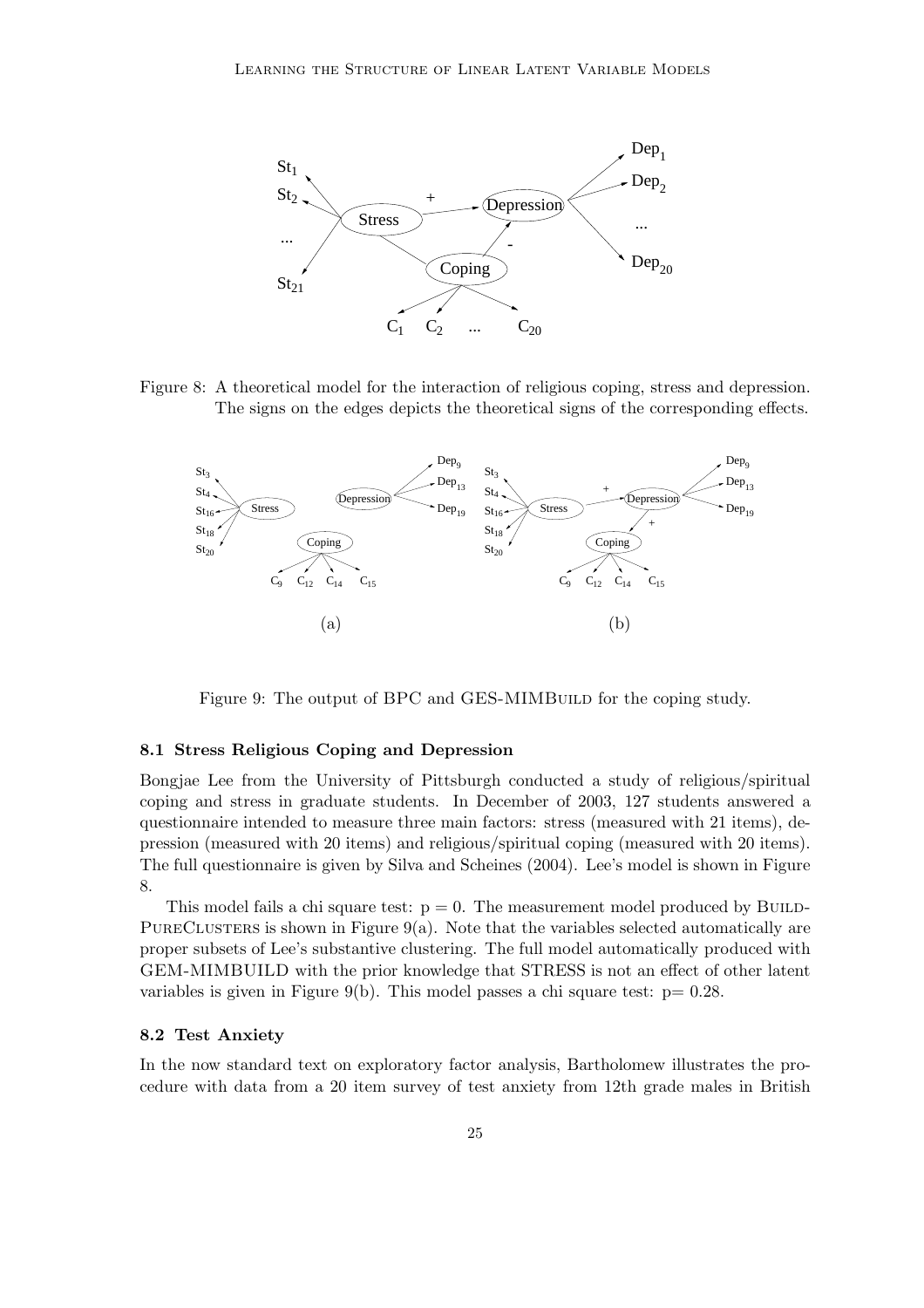Figure 8: A theoretical model for the interaction of religious coping, stress and depression. The signs on the edges depicts the theoretical signs of the corresponding effects.

Figure 9: The output of BPC and GES-MIMBuild for the coping study.

### 8.1 Stress Religious Coping and Depression

Bongjae Lee from the University of Pittsburgh conducted a study of religious/spiritual coping and stress in graduate students. In December of 2003, 127 students answered a questionnaire intended to measure three main factors: stress (measured with 21 items), depression (measured with 20 items) and religious/spiritual coping (measured with 20 items). The full questionnaire is given by Silva and Scheines (2004). Lee's model is shown in Figure 8.

This model fails a chi square test: $p = 0$. The measurement model produced by BuildPureClusters is shown in Figure 9(a). Note that the variables selected automatically are proper subsets of Lee's substantive clustering. The full model automatically produced with GEM-MIMBUILD with the prior knowledge that STRESS is not an effect of other latent variables is given in Figure 9(b). This model passes a chi square test: $p = 0.28$.

### 8.2 Test Anxiety

In the now standard text on exploratory factor analysis, Bartholomew illustrates the procedure with data from a 20 item survey of test anxiety from 12th grade males in British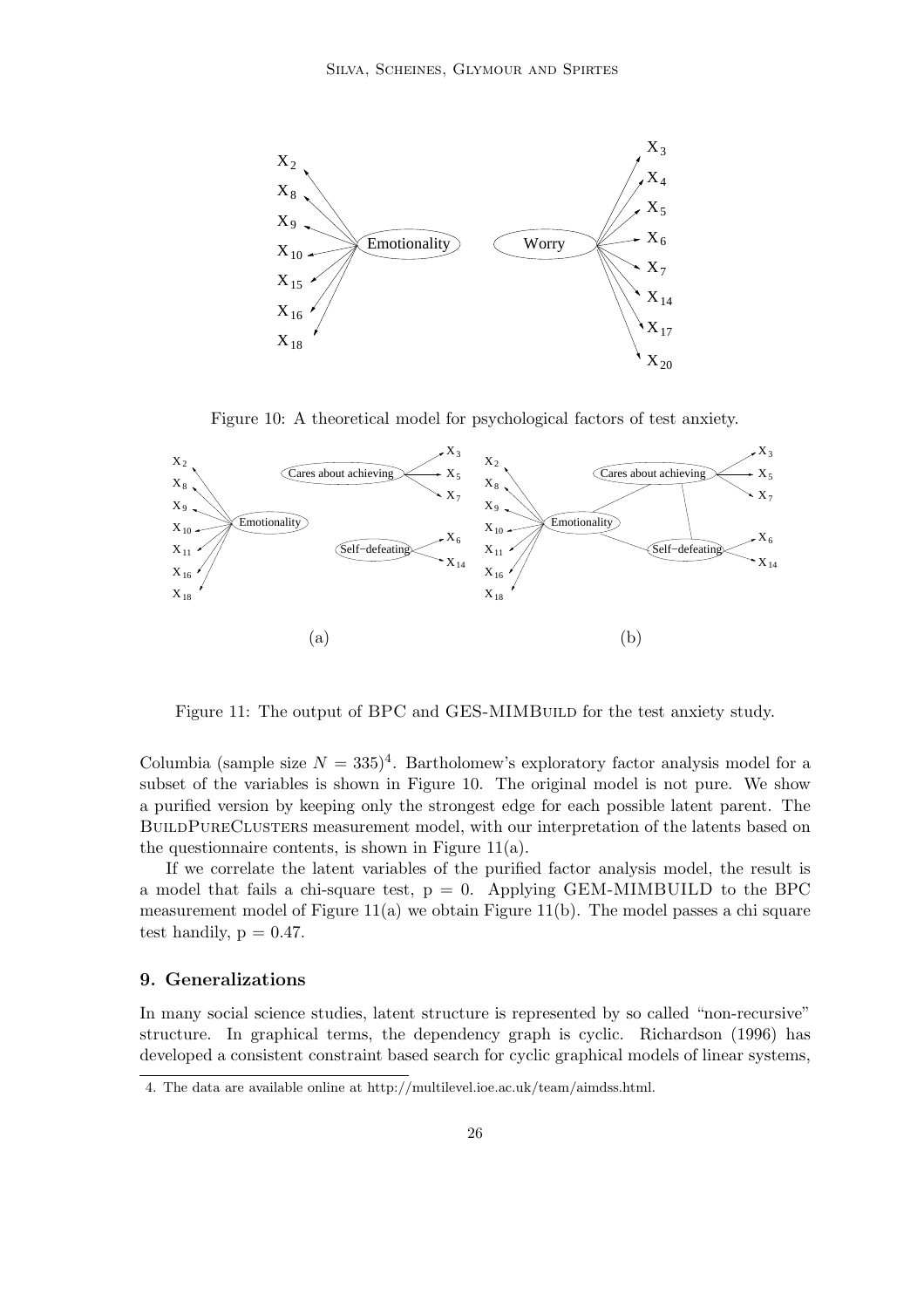Figure 10: A theoretical model for psychological factors of test anxiety.

Figure 11: The output of BPC and GES-MIMBuild for the test anxiety study.

Columbia (sample size $N = 335$)[4]. Bartholomew's exploratory factor analysis model for a subset of the variables is shown in Figure 10. The original model is not pure. We show a purified version by keeping only the strongest edge for each possible latent parent. The BuildPureClusters measurement model, with our interpretation of the latents based on the questionnaire contents, is shown in Figure 11(a).

If we correlate the latent variables of the purified factor analysis model, the result is a model that fails a chi-square test, p = 0. Applying GEM-MIMBUILD to the BPC measurement model of Figure 11(a) we obtain Figure 11(b). The model passes a chi square test handily, p = 0.47.

## 9. Generalizations

In many social science studies, latent structure is represented by so called "non-recursive" structure. In graphical terms, the dependency graph is cyclic. Richardson (1996) has developed a consistent constraint based search for cyclic graphical models of linear systems,

4. The data are available online at http://multilevel.ioe.ac.uk/team/aimdss.html.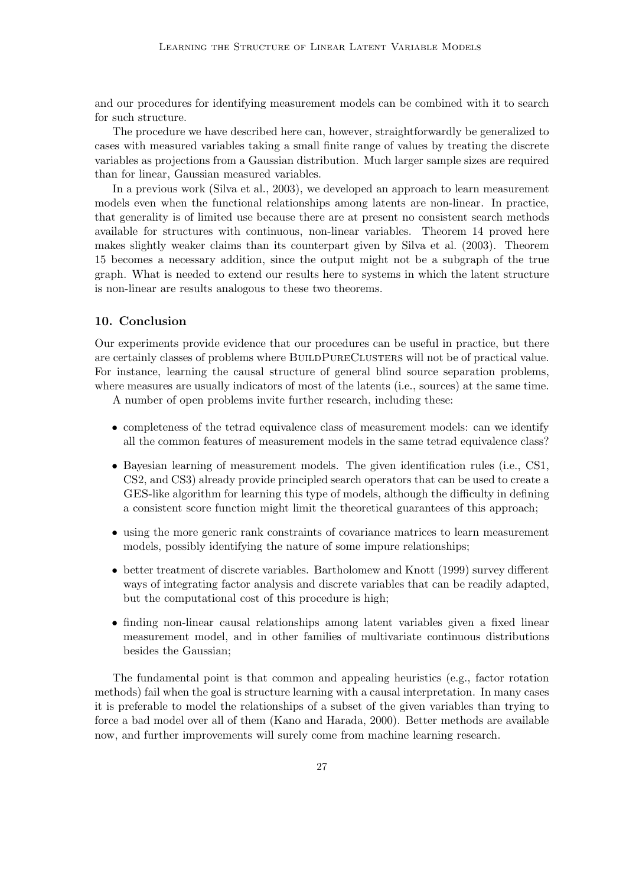and our procedures for identifying measurement models can be combined with it to search for such structure.

The procedure we have described here can, however, straightforwardly be generalized to cases with measured variables taking a small finite range of values by treating the discrete variables as projections from a Gaussian distribution. Much larger sample sizes are required than for linear, Gaussian measured variables.

In a previous work (Silva et al., 2003), we developed an approach to learn measurement models even when the functional relationships among latents are non-linear. In practice, that generality is of limited use because there are at present no consistent search methods available for structures with continuous, non-linear variables. Theorem 14 proved here makes slightly weaker claims than its counterpart given by Silva et al. (2003). Theorem 15 becomes a necessary addition, since the output might not be a subgraph of the true graph. What is needed to extend our results here to systems in which the latent structure is non-linear are results analogous to these two theorems.

## 10. Conclusion

Our experiments provide evidence that our procedures can be useful in practice, but there are certainly classes of problems where BuildPureClusters will not be of practical value. For instance, learning the causal structure of general blind source separation problems, where measures are usually indicators of most of the latents (i.e., sources) at the same time.

A number of open problems invite further research, including these:

- completeness of the tetrad equivalence class of measurement models: can we identify all the common features of measurement models in the same tetrad equivalence class?
- Bayesian learning of measurement models. The given identification rules (i.e., CS1, CS2, and CS3) already provide principled search operators that can be used to create a GES-like algorithm for learning this type of models, although the difficulty in defining a consistent score function might limit the theoretical guarantees of this approach;
- using the more generic rank constraints of covariance matrices to learn measurement models, possibly identifying the nature of some impure relationships;
- better treatment of discrete variables. Bartholomew and Knott (1999) survey different ways of integrating factor analysis and discrete variables that can be readily adapted, but the computational cost of this procedure is high;
- finding non-linear causal relationships among latent variables given a fixed linear measurement model, and in other families of multivariate continuous distributions besides the Gaussian;

The fundamental point is that common and appealing heuristics (e.g., factor rotation methods) fail when the goal is structure learning with a causal interpretation. In many cases it is preferable to model the relationships of a subset of the given variables than trying to force a bad model over all of them (Kano and Harada, 2000). Better methods are available now, and further improvements will surely come from machine learning research.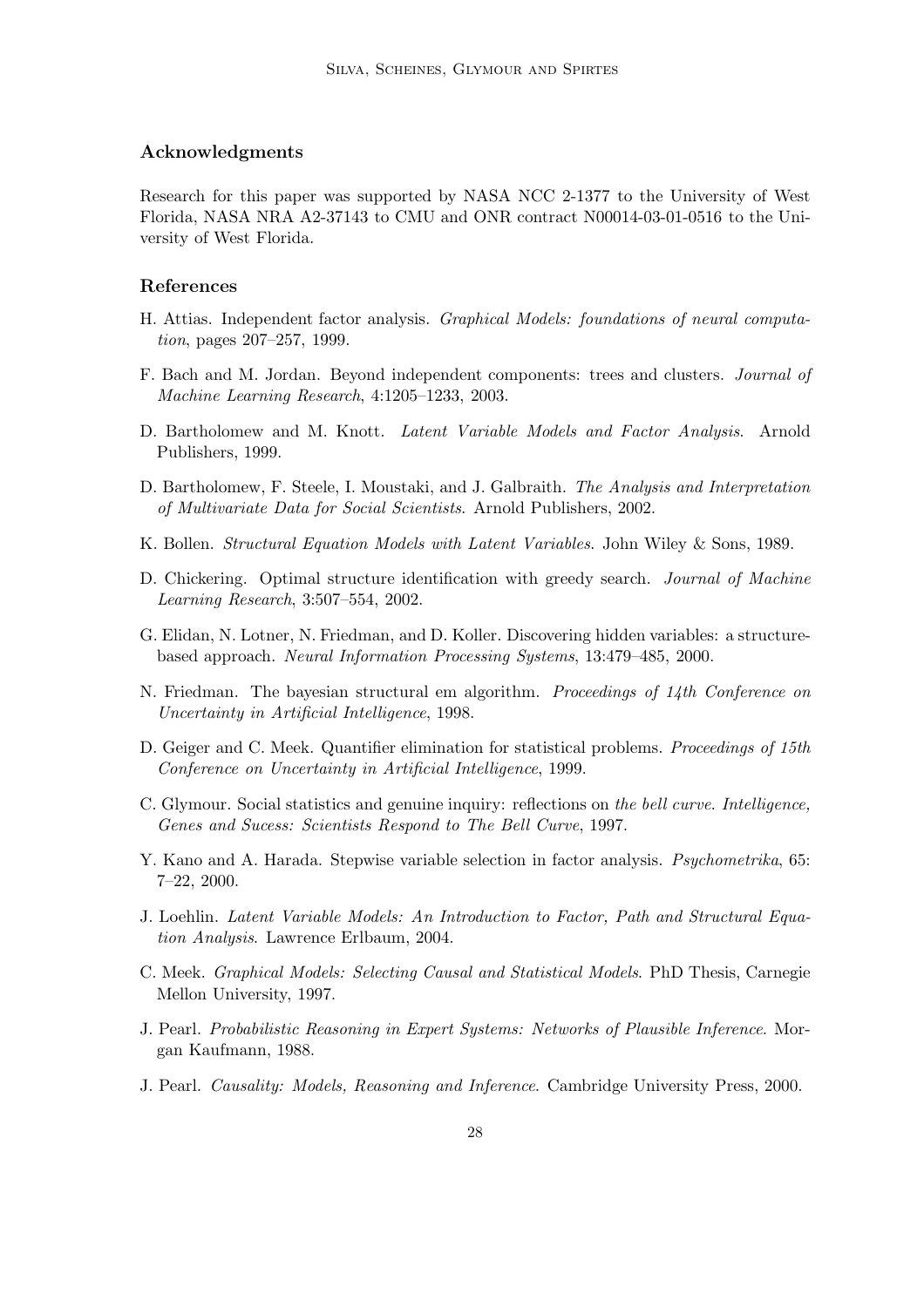## Acknowledgments

Research for this paper was supported by NASA NCC 2-1377 to the University of West Florida, NASA NRA A2-37143 to CMU and ONR contract N00014-03-01-0516 to the University of West Florida.

## References

H. Attias. Independent factor analysis. *Graphical Models: foundations of neural computation*, pages 207–257, 1999.

F. Bach and M. Jordan. Beyond independent components: trees and clusters. *Journal of Machine Learning Research*, 4:1205–1233, 2003.

D. Bartholomew and M. Knott. *Latent Variable Models and Factor Analysis*. Arnold Publishers, 1999.

D. Bartholomew, F. Steele, I. Moustaki, and J. Galbraith. *The Analysis and Interpretation of Multivariate Data for Social Scientists*. Arnold Publishers, 2002.

K. Bollen. *Structural Equation Models with Latent Variables*. John Wiley & Sons, 1989.

D. Chickering. Optimal structure identification with greedy search. *Journal of Machine Learning Research*, 3:507–554, 2002.

G. Elidan, N. Lotner, N. Friedman, and D. Koller. Discovering hidden variables: a structure-based approach. *Neural Information Processing Systems*, 13:479–485, 2000.

N. Friedman. The bayesian structural em algorithm. *Proceedings of 14th Conference on Uncertainty in Artificial Intelligence*, 1998.

D. Geiger and C. Meek. Quantifier elimination for statistical problems. *Proceedings of 15th Conference on Uncertainty in Artificial Intelligence*, 1999.

C. Glymour. Social statistics and genuine inquiry: reflections on *the bell curve*. *Intelligence, Genes and Sucess: Scientists Respond to The Bell Curve*, 1997.

Y. Kano and A. Harada. Stepwise variable selection in factor analysis. *Psychometrika*, 65: 7–22, 2000.

J. Loehlin. *Latent Variable Models: An Introduction to Factor, Path and Structural Equation Analysis*. Lawrence Erlbaum, 2004.

C. Meek. *Graphical Models: Selecting Causal and Statistical Models*. PhD Thesis, Carnegie Mellon University, 1997.

J. Pearl. *Probabilistic Reasoning in Expert Systems: Networks of Plausible Inference*. Morgan Kaufmann, 1988.

J. Pearl. *Causality: Models, Reasoning and Inference*. Cambridge University Press, 2000.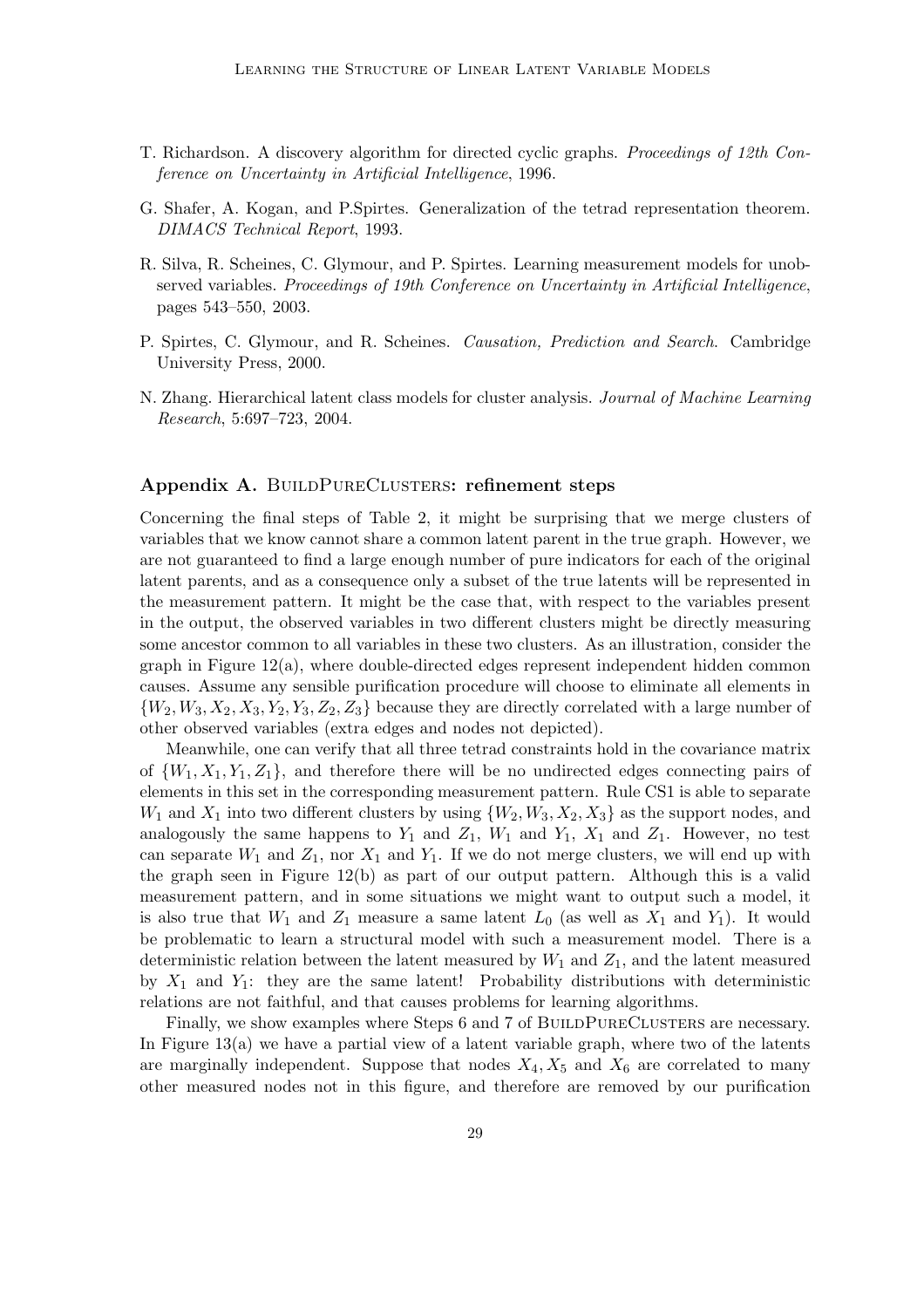T. Richardson. A discovery algorithm for directed cyclic graphs. *Proceedings of 12th Conference on Uncertainty in Artificial Intelligence*, 1996.

G. Shafer, A. Kogan, and P.Spirtes. Generalization of the tetrad representation theorem. *DIMACS Technical Report*, 1993.

R. Silva, R. Scheines, C. Glymour, and P. Spirtes. Learning measurement models for unobserved variables. *Proceedings of 19th Conference on Uncertainty in Artificial Intelligence*, pages 543–550, 2003.

P. Spirtes, C. Glymour, and R. Scheines. *Causation, Prediction and Search*. Cambridge University Press, 2000.

N. Zhang. Hierarchical latent class models for cluster analysis. *Journal of Machine Learning Research*, 5:697–723, 2004.

## Appendix A. BuildPureClusters: refinement steps

Concerning the final steps of Table 2, it might be surprising that we merge clusters of variables that we know cannot share a common latent parent in the true graph. However, we are not guaranteed to find a large enough number of pure indicators for each of the original latent parents, and as a consequence only a subset of the true latents will be represented in the measurement pattern. It might be the case that, with respect to the variables present in the output, the observed variables in two different clusters might be directly measuring some ancestor common to all variables in these two clusters. As an illustration, consider the graph in Figure 12(a), where double-directed edges represent independent hidden common causes. Assume any sensible purification procedure will choose to eliminate all elements in $\{W_2, W_3, X_2, X_3, Y_2, Y_3, Z_2, Z_3\}$ because they are directly correlated with a large number of other observed variables (extra edges and nodes not depicted).

Meanwhile, one can verify that all three tetrad constraints hold in the covariance matrix of $\{W_1, X_1, Y_1, Z_1\}$, and therefore there will be no undirected edges connecting pairs of elements in this set in the corresponding measurement pattern. Rule CS1 is able to separate $W_1$ and $X_1$ into two different clusters by using $\{W_2, W_3, X_2, X_3\}$ as the support nodes, and analogously the same happens to $Y_1$ and $Z_1$, $W_1$ and $Y_1$, $X_1$ and $Z_1$. However, no test can separate $W_1$ and $Z_1$, nor $X_1$ and $Y_1$. If we do not merge clusters, we will end up with the graph seen in Figure 12(b) as part of our output pattern. Although this is a valid measurement pattern, and in some situations we might want to output such a model, it is also true that $W_1$ and $Z_1$ measure a same latent $L_0$ (as well as $X_1$ and $Y_1$). It would be problematic to learn a structural model with such a measurement model. There is a deterministic relation between the latent measured by $W_1$ and $Z_1$, and the latent measured by $X_1$ and $Y_1$: they are the same latent! Probability distributions with deterministic relations are not faithful, and that causes problems for learning algorithms.

Finally, we show examples where Steps 6 and 7 of BuildPureClusters are necessary. In Figure 13(a) we have a partial view of a latent variable graph, where two of the latents are marginally independent. Suppose that nodes $X_4, X_5$ and $X_6$ are correlated to many other measured nodes not in this figure, and therefore are removed by our purification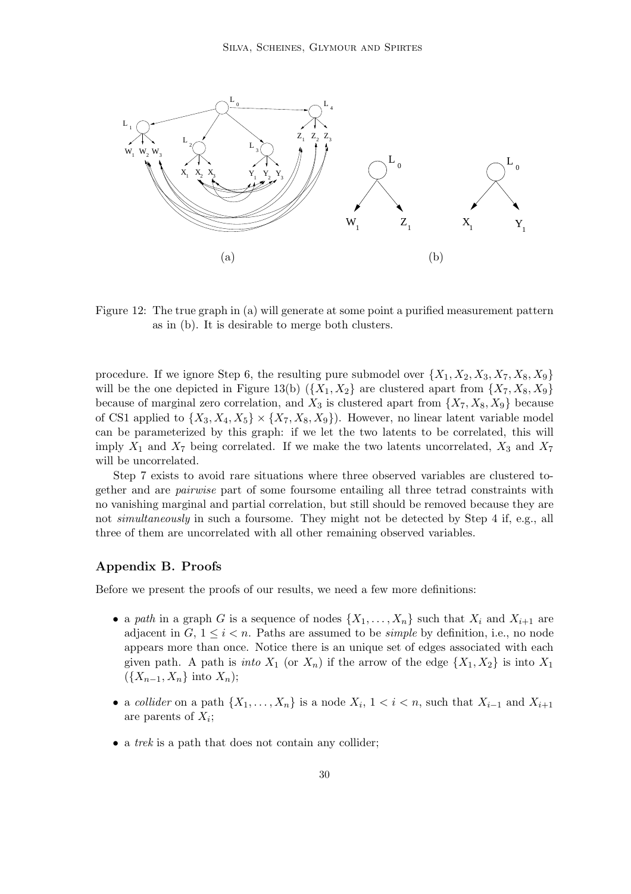Figure 12: The true graph in (a) will generate at some point a purified measurement pattern as in (b). It is desirable to merge both clusters.

procedure. If we ignore Step 6, the resulting pure submodel over $\{X_1, X_2, X_3, X_7, X_8, X_9\}$ will be the one depicted in Figure 13(b) ($\{X_1, X_2\}$ are clustered apart from $\{X_7, X_8, X_9\}$ because of marginal zero correlation, and $X_3$ is clustered apart from $\{X_7, X_8, X_9\}$ because of CS1 applied to $\{X_3, X_4, X_5\} \times \{X_7, X_8, X_9\}$). However, no linear latent variable model can be parameterized by this graph: if we let the two latents to be correlated, this will imply $X_1$ and $X_7$ being correlated. If we make the two latents uncorrelated, $X_3$ and $X_7$ will be uncorrelated.

Step 7 exists to avoid rare situations where three observed variables are clustered together and are *pairwise* part of some foursome entailing all three tetrad constraints with no vanishing marginal and partial correlation, but still should be removed because they are not *simultaneously* in such a foursome. They might not be detected by Step 4 if, e.g., all three of them are uncorrelated with all other remaining observed variables.

## Appendix B. Proofs

Before we present the proofs of our results, we need a few more definitions:

- a *path* in a graph $G$ is a sequence of nodes $\{X_1, \ldots, X_n\}$ such that $X_i$ and $X_{i+1}$ are adjacent in $G$, $1 \leq i < n$. Paths are assumed to be *simple* by definition, i.e., no node appears more than once. Notice there is an unique set of edges associated with each given path. A path is *into* $X_1$ (or $X_n$) if the arrow of the edge $\{X_1, X_2\}$ is into $X_1$ ($\{X_{n-1}, X_n\}$ into $X_n$);
- a *collider* on a path $\{X_1, \ldots, X_n\}$ is a node $X_i$, $1 < i < n$, such that $X_{i-1}$ and $X_{i+1}$ are parents of $X_i$;
- a *trek* is a path that does not contain any collider;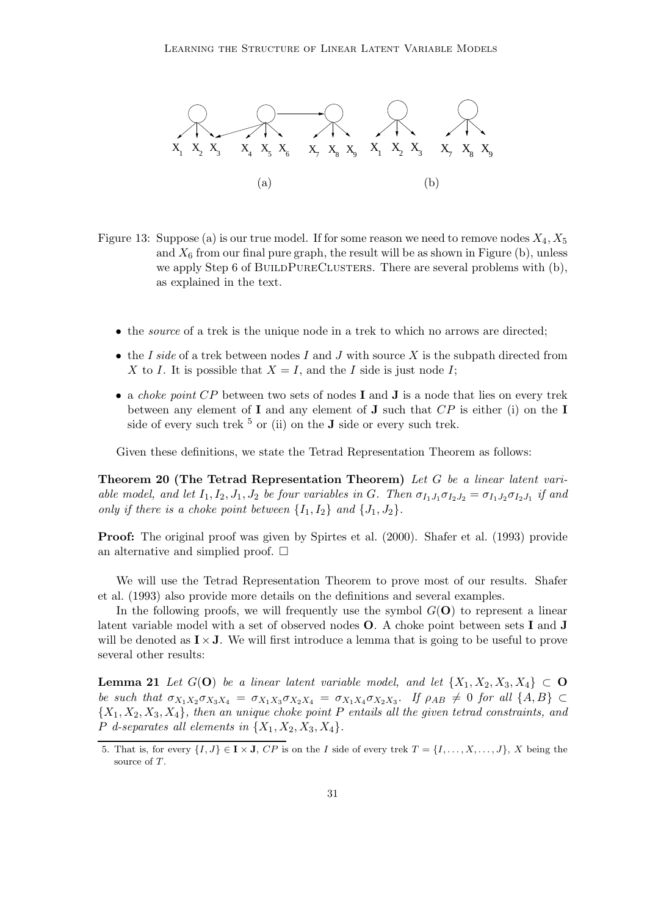Figure 13: Suppose (a) is our true model. If for some reason we need to remove nodes $X_4, X_5$ and $X_6$ from our final pure graph, the result will be as shown in Figure (b), unless we apply Step 6 of BuildPureClusters. There are several problems with (b), as explained in the text.

- the *source* of a trek is the unique node in a trek to which no arrows are directed;
- the *I side* of a trek between nodes $I$ and $J$ with source $X$ is the subpath directed from $X$ to $I$. It is possible that $X = I$, and the $I$ side is just node $I$;
- a *choke point* $CP$ between two sets of nodes $\mathbf{I}$ and $\mathbf{J}$ is a node that lies on every trek between any element of $\mathbf{I}$ and any element of $\mathbf{J}$ such that $CP$ is either (i) on the $\mathbf{I}$ side of every such trek [5] or (ii) on the $\mathbf{J}$ side or every such trek.

Given these definitions, we state the Tetrad Representation Theorem as follows:

**Theorem 20 (The Tetrad Representation Theorem)** *Let $G$ be a linear latent variable model, and let $I_1, I_2, J_1, J_2$ be four variables in $G$. Then $\sigma_{I_1 J_1}\sigma_{I_2 J_2} = \sigma_{I_1 J_2}\sigma_{I_2 J_1}$ if and only if there is a choke point between $\{I_1, I_2\}$ and $\{J_1, J_2\}$.*

**Proof:** The original proof was given by Spirtes et al. (2000). Shafer et al. (1993) provide an alternative and simplied proof. $\square$

We will use the Tetrad Representation Theorem to prove most of our results. Shafer et al. (1993) also provide more details on the definitions and several examples.

In the following proofs, we will frequently use the symbol $G(\mathbf{O})$ to represent a linear latent variable model with a set of observed nodes $\mathbf{O}$. A choke point between sets $\mathbf{I}$ and $\mathbf{J}$ will be denoted as $\mathbf{I} \times \mathbf{J}$. We will first introduce a lemma that is going to be useful to prove several other results:

**Lemma 21** *Let $G(\mathbf{O})$ be a linear latent variable model, and let $\{X_1, X_2, X_3, X_4\} \subset \mathbf{O}$ be such that $\sigma_{X_1X_2}\sigma_{X_3X_4} = \sigma_{X_1X_3}\sigma_{X_2X_4} = \sigma_{X_1X_4}\sigma_{X_2X_3}$. If $\rho_{AB} \neq 0$ for all $\{A, B\} \subset \{X_1, X_2, X_3, X_4\}$, then an unique choke point $P$ entails all the given tetrad constraints, and $P$ d-separates all elements in $\{X_1, X_2, X_3, X_4\}$.*

5. That is, for every $\{I, J\} \in \mathbf{I} \times \mathbf{J}$, $CP$ is on the $I$ side of every trek $T = \{I, \ldots, X, \ldots, J\}$, $X$ being the source of $T$.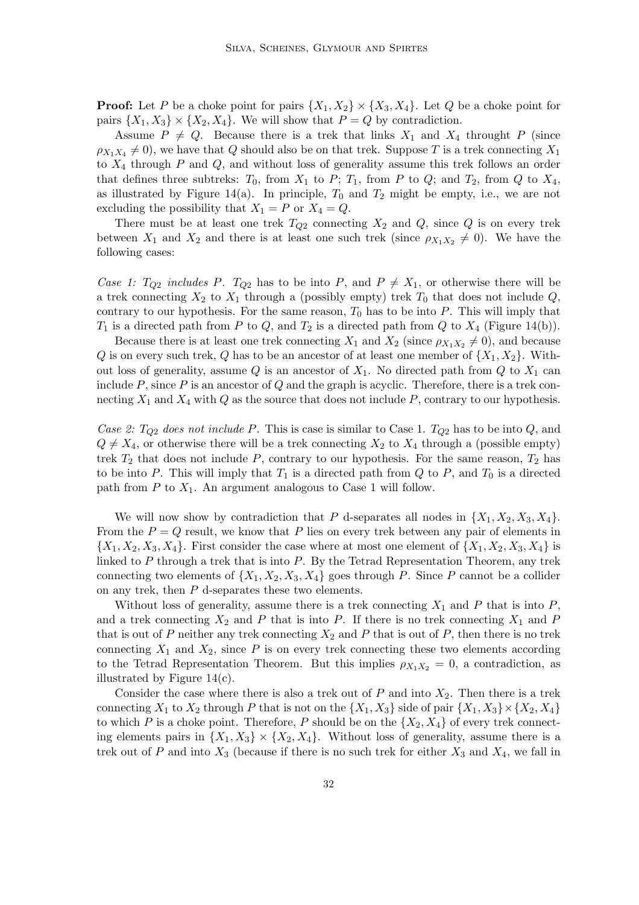**Proof:** Let $P$ be a choke point for pairs $\{X_1, X_2\} \times \{X_3, X_4\}$. Let $Q$ be a choke point for pairs $\{X_1, X_3\} \times \{X_2, X_4\}$. We will show that $P = Q$ by contradiction.

Assume $P \neq Q$. Because there is a trek that links $X_1$ and $X_4$ throught $P$ (since $\rho_{X_1X_4} \neq 0$), we have that $Q$ should also be on that trek. Suppose $T$ is a trek connecting $X_1$ to $X_4$ through $P$ and $Q$, and without loss of generality assume this trek follows an order that defines three subtreks: $T_0$, from $X_1$ to $P$; $T_1$, from $P$ to $Q$; and $T_2$, from $Q$ to $X_4$, as illustrated by Figure 14(a). In principle, $T_0$ and $T_2$ might be empty, i.e., we are not excluding the possibility that $X_1 = P$ or $X_4 = Q$.

There must be at least one trek $T_{Q2}$ connecting $X_2$ and $Q$, since $Q$ is on every trek between $X_1$ and $X_2$ and there is at least one such trek (since $\rho_{X_1X_2} \neq 0$). We have the following cases:

*Case 1: $T_{Q2}$ includes $P$.* $T_{Q2}$ has to be into $P$, and $P \neq X_1$, or otherwise there will be a trek connecting $X_2$ to $X_1$ through a (possibly empty) trek $T_0$ that does not include $Q$, contrary to our hypothesis. For the same reason, $T_0$ has to be into $P$. This will imply that $T_1$ is a directed path from $P$ to $Q$, and $T_2$ is a directed path from $Q$ to $X_4$ (Figure 14(b)).

Because there is at least one trek connecting $X_1$ and $X_2$ (since $\rho_{X_1X_2} \neq 0$), and because $Q$ is on every such trek, $Q$ has to be an ancestor of at least one member of $\{X_1, X_2\}$. Without loss of generality, assume $Q$ is an ancestor of $X_1$. No directed path from $Q$ to $X_1$ can include $P$, since $P$ is an ancestor of $Q$ and the graph is acyclic. Therefore, there is a trek connecting $X_1$ and $X_4$ with $Q$ as the source that does not include $P$, contrary to our hypothesis.

*Case 2: $T_{Q2}$ does not include $P$.* This is case is similar to Case 1. $T_{Q2}$ has to be into $Q$, and $Q \neq X_4$, or otherwise there will be a trek connecting $X_2$ to $X_4$ through a (possible empty) trek $T_2$ that does not include $P$, contrary to our hypothesis. For the same reason, $T_2$ has to be into $P$. This will imply that $T_1$ is a directed path from $Q$ to $P$, and $T_0$ is a directed path from $P$ to $X_1$. An argument analogous to Case 1 will follow.

We will now show by contradiction that $P$ d-separates all nodes in $\{X_1, X_2, X_3, X_4\}$. From the $P = Q$ result, we know that $P$ lies on every trek between any pair of elements in $\{X_1, X_2, X_3, X_4\}$. First consider the case where at most one element of $\{X_1, X_2, X_3, X_4\}$ is linked to $P$ through a trek that is into $P$. By the Tetrad Representation Theorem, any trek connecting two elements of $\{X_1, X_2, X_3, X_4\}$ goes through $P$. Since $P$ cannot be a collider on any trek, then $P$ d-separates these two elements.

Without loss of generality, assume there is a trek connecting $X_1$ and $P$ that is into $P$, and a trek connecting $X_2$ and $P$ that is into $P$. If there is no trek connecting $X_1$ and $P$ that is out of $P$ neither any trek connecting $X_2$ and $P$ that is out of $P$, then there is no trek connecting $X_1$ and $X_2$, since $P$ is on every trek connecting these two elements according to the Tetrad Representation Theorem. But this implies $\rho_{X_1X_2} = 0$, a contradiction, as illustrated by Figure 14(c).

Consider the case where there is also a trek out of $P$ and into $X_2$. Then there is a trek connecting $X_1$ to $X_2$ through $P$ that is not on the $\{X_1, X_3\}$ side of pair $\{X_1, X_3\} \times \{X_2, X_4\}$ to which $P$ is a choke point. Therefore, $P$ should be on the $\{X_2, X_4\}$ of every trek connecting elements pairs in $\{X_1, X_3\} \times \{X_2, X_4\}$. Without loss of generality, assume there is a trek out of $P$ and into $X_3$ (because if there is no such trek for either $X_3$ and $X_4$, we fall in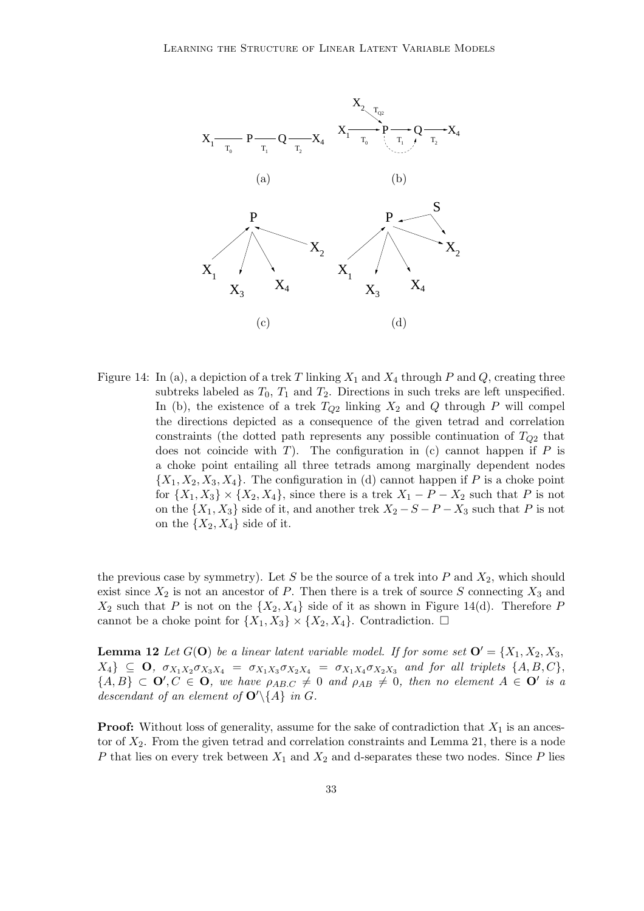Figure 14: In (a), a depiction of a trek $T$ linking $X_1$ and $X_4$ through $P$ and $Q$, creating three subtreks labeled as $T_0$, $T_1$ and $T_2$. Directions in such treks are left unspecified. In (b), the existence of a trek $T_{Q2}$ linking $X_2$ and $Q$ through $P$ will compel the directions depicted as a consequence of the given tetrad and correlation constraints (the dotted path represents any possible continuation of $T_{Q2}$ that does not coincide with $T$). The configuration in (c) cannot happen if $P$ is a choke point entailing all three tetrads among marginally dependent nodes $\{X_1, X_2, X_3, X_4\}$. The configuration in (d) cannot happen if $P$ is a choke point for $\{X_1, X_3\} \times \{X_2, X_4\}$, since there is a trek $X_1 - P - X_2$ such that $P$ is not on the $\{X_1, X_3\}$ side of it, and another trek $X_2 - S - P - X_3$ such that $P$ is not on the $\{X_2, X_4\}$ side of it.

the previous case by symmetry). Let $S$ be the source of a trek into $P$ and $X_2$, which should exist since $X_2$ is not an ancestor of $P$. Then there is a trek of source $S$ connecting $X_3$ and $X_2$ such that $P$ is not on the $\{X_2, X_4\}$ side of it as shown in Figure 14(d). Therefore $P$ cannot be a choke point for $\{X_1, X_3\} \times \{X_2, X_4\}$. Contradiction. $\square$

**Lemma 12** *Let $G(\mathbf{O})$ be a linear latent variable model. If for some set $\mathbf{O}' = \{X_1, X_2, X_3, X_4\} \subseteq \mathbf{O}$, $\sigma_{X_1X_2}\sigma_{X_3X_4} = \sigma_{X_1X_3}\sigma_{X_2X_4} = \sigma_{X_1X_4}\sigma_{X_2X_3}$ and for all triplets $\{A, B, C\}$, $\{A, B\} \subset \mathbf{O}', C \in \mathbf{O}$, we have $\rho_{AB.C} \neq 0$ and $\rho_{AB} \neq 0$, then no element $A \in \mathbf{O}'$ is a descendant of an element of $\mathbf{O}' \backslash \{A\}$ in $G$.*

**Proof:** Without loss of generality, assume for the sake of contradiction that $X_1$ is an ancestor of $X_2$. From the given tetrad and correlation constraints and Lemma 21, there is a node $P$ that lies on every trek between $X_1$ and $X_2$ and d-separates these two nodes. Since $P$ lies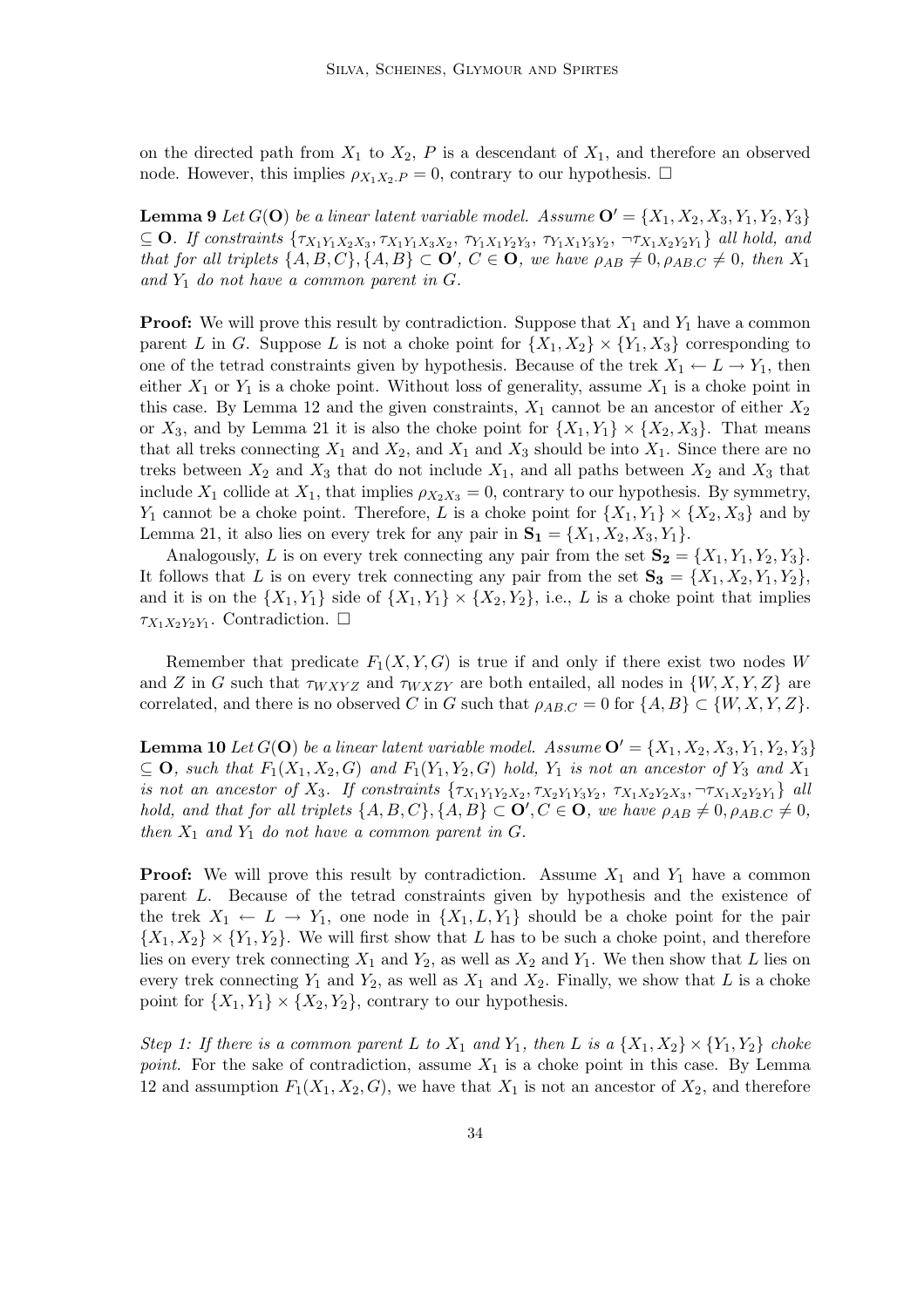on the directed path from $X_1$ to $X_2$, $P$ is a descendant of $X_1$, and therefore an observed node. However, this implies $\rho_{X_1X_2.P} = 0$, contrary to our hypothesis. $\Box$

**Lemma 9** *Let $G(\mathbf{O})$ be a linear latent variable model. Assume $\mathbf{O'} = \{X_1, X_2, X_3, Y_1, Y_2, Y_3\} \subseteq \mathbf{O}$. If constraints $\{\tau_{X_1Y_1X_2X_3}, \tau_{X_1Y_1X_3X_2}, \tau_{Y_1X_1Y_2Y_3}, \tau_{Y_1X_1Y_3Y_2}, \neg\tau_{X_1X_2Y_2Y_1}\}$ all hold, and that for all triplets $\{A, B, C\}, \{A, B\} \subset \mathbf{O'}$, $C \in \mathbf{O}$, we have $\rho_{AB} \neq 0, \rho_{AB.C} \neq 0$, then $X_1$ and $Y_1$ do not have a common parent in $G$.*

**Proof:** We will prove this result by contradiction. Suppose that $X_1$ and $Y_1$ have a common parent $L$ in $G$. Suppose $L$ is not a choke point for $\{X_1, X_2\} \times \{Y_1, X_3\}$ corresponding to one of the tetrad constraints given by hypothesis. Because of the trek $X_1 \leftarrow L \rightarrow Y_1$, then either $X_1$ or $Y_1$ is a choke point. Without loss of generality, assume $X_1$ is a choke point in this case. By Lemma 12 and the given constraints, $X_1$ cannot be an ancestor of either $X_2$ or $X_3$, and by Lemma 21 it is also the choke point for $\{X_1, Y_1\} \times \{X_2, X_3\}$. That means that all treks connecting $X_1$ and $X_2$, and $X_1$ and $X_3$ should be into $X_1$. Since there are no treks between $X_2$ and $X_3$ that do not include $X_1$, and all paths between $X_2$ and $X_3$ that include $X_1$ collide at $X_1$, that implies $\rho_{X_2X_3} = 0$, contrary to our hypothesis. By symmetry, $Y_1$ cannot be a choke point. Therefore, $L$ is a choke point for $\{X_1, Y_1\} \times \{X_2, X_3\}$ and by Lemma 21, it also lies on every trek for any pair in $\mathbf{S_1} = \{X_1, X_2, X_3, Y_1\}$.

Analogously, $L$ is on every trek connecting any pair from the set $\mathbf{S_2} = \{X_1, Y_1, Y_2, Y_3\}$. It follows that $L$ is on every trek connecting any pair from the set $\mathbf{S_3} = \{X_1, X_2, Y_1, Y_2\}$, and it is on the $\{X_1, Y_1\}$ side of $\{X_1, Y_1\} \times \{X_2, Y_2\}$, i.e., $L$ is a choke point that implies $\tau_{X_1X_2Y_2Y_1}$. Contradiction. $\Box$

Remember that predicate $F_1(X, Y, G)$ is true if and only if there exist two nodes $W$ and $Z$ in $G$ such that $\tau_{WXYZ}$ and $\tau_{WXZY}$ are both entailed, all nodes in $\{W, X, Y, Z\}$ are correlated, and there is no observed $C$ in $G$ such that $\rho_{AB.C} = 0$ for $\{A, B\} \subset \{W, X, Y, Z\}$.

**Lemma 10** *Let $G(\mathbf{O})$ be a linear latent variable model. Assume $\mathbf{O'} = \{X_1, X_2, X_3, Y_1, Y_2, Y_3\} \subseteq \mathbf{O}$, such that $F_1(X_1, X_2, G)$ and $F_1(Y_1, Y_2, G)$ hold, $Y_1$ is not an ancestor of $Y_3$ and $X_1$ is not an ancestor of $X_3$. If constraints $\{\tau_{X_1Y_1Y_2X_2}, \tau_{X_2Y_1Y_3Y_2}, \tau_{X_1X_2Y_2X_3}, \neg\tau_{X_1X_2Y_2Y_1}\}$ all hold, and that for all triplets $\{A, B, C\}, \{A, B\} \subset \mathbf{O'}, C \in \mathbf{O}$, we have $\rho_{AB} \neq 0, \rho_{AB.C} \neq 0$, then $X_1$ and $Y_1$ do not have a common parent in $G$.*

**Proof:** We will prove this result by contradiction. Assume $X_1$ and $Y_1$ have a common parent $L$. Because of the tetrad constraints given by hypothesis and the existence of the trek $X_1 \leftarrow L \rightarrow Y_1$, one node in $\{X_1, L, Y_1\}$ should be a choke point for the pair $\{X_1, X_2\} \times \{Y_1, Y_2\}$. We will first show that $L$ has to be such a choke point, and therefore lies on every trek connecting $X_1$ and $Y_2$, as well as $X_2$ and $Y_1$. We then show that $L$ lies on every trek connecting $Y_1$ and $Y_2$, as well as $X_1$ and $X_2$. Finally, we show that $L$ is a choke point for $\{X_1, Y_1\} \times \{X_2, Y_2\}$, contrary to our hypothesis.

*Step 1: If there is a common parent $L$ to $X_1$ and $Y_1$, then $L$ is a $\{X_1, X_2\} \times \{Y_1, Y_2\}$ choke point.* For the sake of contradiction, assume $X_1$ is a choke point in this case. By Lemma 12 and assumption $F_1(X_1, X_2, G)$, we have that $X_1$ is not an ancestor of $X_2$, and therefore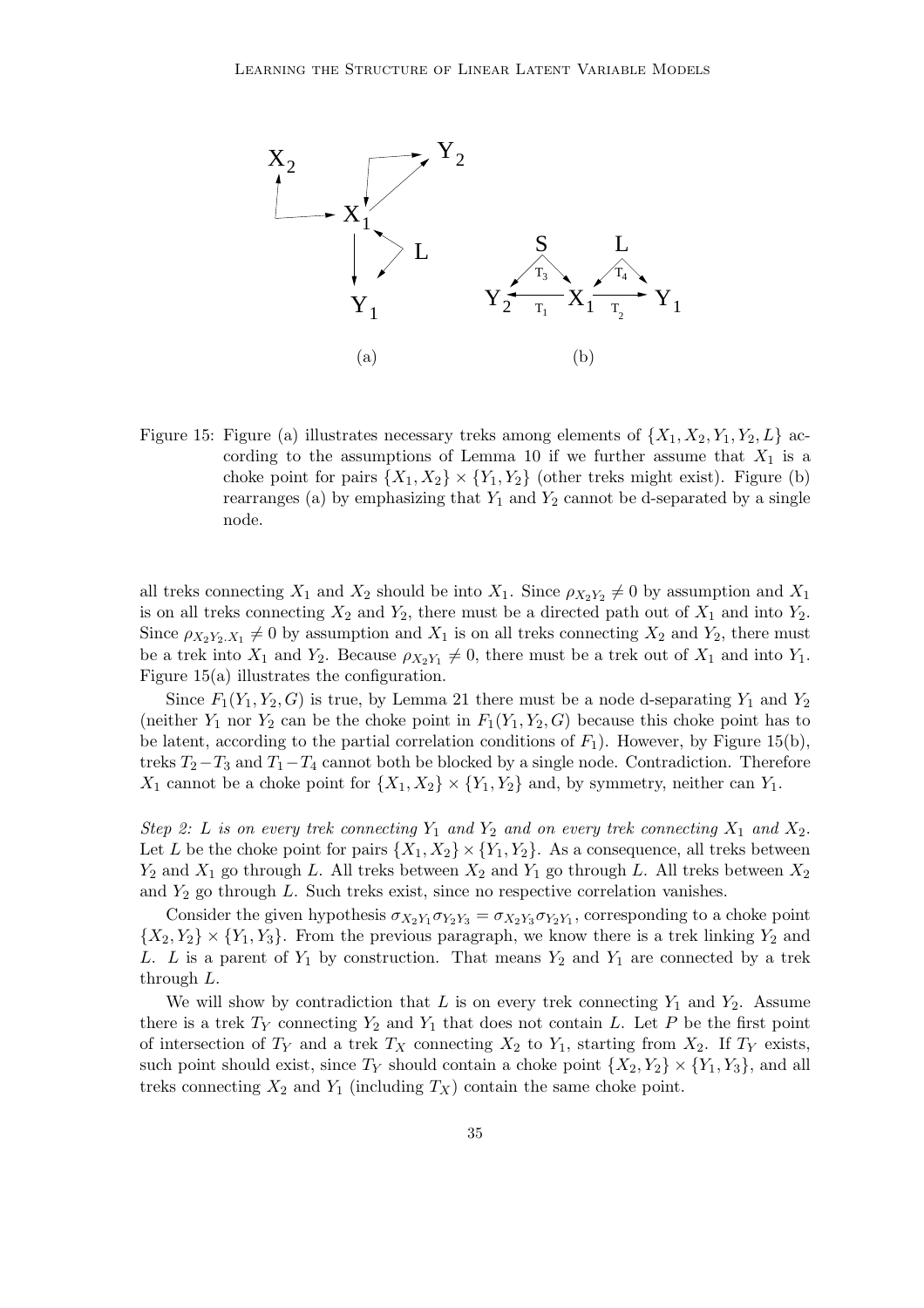Figure 15: Figure (a) illustrates necessary treks among elements of $\{X_1, X_2, Y_1, Y_2, L\}$ according to the assumptions of Lemma 10 if we further assume that $X_1$ is a choke point for pairs $\{X_1, X_2\} \times \{Y_1, Y_2\}$ (other treks might exist). Figure (b) rearranges (a) by emphasizing that $Y_1$ and $Y_2$ cannot be d-separated by a single node.

all treks connecting $X_1$ and $X_2$ should be into $X_1$. Since $\rho_{X_2Y_2} \neq 0$ by assumption and $X_1$ is on all treks connecting $X_2$ and $Y_2$, there must be a directed path out of $X_1$ and into $Y_2$. Since $\rho_{X_2Y_2.X_1} \neq 0$ by assumption and $X_1$ is on all treks connecting $X_2$ and $Y_2$, there must be a trek into $X_1$ and $Y_2$. Because $\rho_{X_2Y_1} \neq 0$, there must be a trek out of $X_1$ and into $Y_1$. Figure 15(a) illustrates the configuration.

Since $F_1(Y_1, Y_2, G)$ is true, by Lemma 21 there must be a node d-separating $Y_1$ and $Y_2$ (neither $Y_1$ nor $Y_2$ can be the choke point in $F_1(Y_1, Y_2, G)$ because this choke point has to be latent, according to the partial correlation conditions of $F_1$). However, by Figure 15(b), treks $T_2 - T_3$ and $T_1 - T_4$ cannot both be blocked by a single node. Contradiction. Therefore $X_1$ cannot be a choke point for $\{X_1, X_2\} \times \{Y_1, Y_2\}$ and, by symmetry, neither can $Y_1$.

*Step 2: $L$ is on every trek connecting $Y_1$ and $Y_2$ and on every trek connecting $X_1$ and $X_2$.* Let $L$ be the choke point for pairs $\{X_1, X_2\} \times \{Y_1, Y_2\}$. As a consequence, all treks between $Y_2$ and $X_1$ go through $L$. All treks between $X_2$ and $Y_1$ go through $L$. All treks between $X_2$ and $Y_2$ go through $L$. Such treks exist, since no respective correlation vanishes.

Consider the given hypothesis $\sigma_{X_2Y_1}\sigma_{Y_2Y_3} = \sigma_{X_2Y_3}\sigma_{Y_2Y_1}$, corresponding to a choke point $\{X_2, Y_2\} \times \{Y_1, Y_3\}$. From the previous paragraph, we know there is a trek linking $Y_2$ and $L$. $L$ is a parent of $Y_1$ by construction. That means $Y_2$ and $Y_1$ are connected by a trek through $L$.

We will show by contradiction that $L$ is on every trek connecting $Y_1$ and $Y_2$. Assume there is a trek $T_Y$ connecting $Y_2$ and $Y_1$ that does not contain $L$. Let $P$ be the first point of intersection of $T_Y$ and a trek $T_X$ connecting $X_2$ to $Y_1$, starting from $X_2$. If $T_Y$ exists, such point should exist, since $T_Y$ should contain a choke point $\{X_2, Y_2\} \times \{Y_1, Y_3\}$, and all treks connecting $X_2$ and $Y_1$ (including $T_X$) contain the same choke point.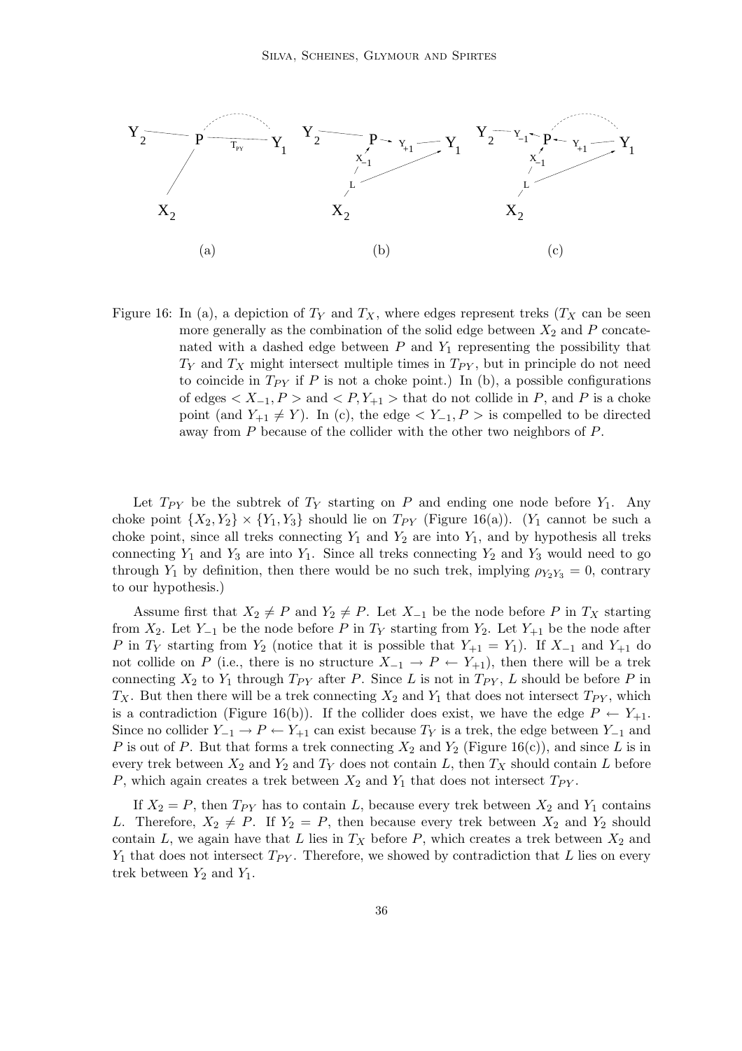Figure 16: In (a), a depiction of $T_Y$ and $T_X$, where edges represent treks ($T_X$ can be seen more generally as the combination of the solid edge between $X_2$ and $P$ concatenated with a dashed edge between $P$ and $Y_1$ representing the possibility that $T_Y$ and $T_X$ might intersect multiple times in $T_{PY}$, but in principle do not need to coincide in $T_{PY}$ if $P$ is not a choke point.) In (b), a possible configurations of edges $< X_{-1}, P >$ and $< P, Y_{+1} >$ that do not collide in $P$, and $P$ is a choke point (and $Y_{+1} \neq Y$). In (c), the edge $< Y_{-1}, P >$ is compelled to be directed away from $P$ because of the collider with the other two neighbors of $P$.

Let $T_{PY}$ be the subtrek of $T_Y$ starting on $P$ and ending one node before $Y_1$. Any choke point $\{X_2, Y_2\} \times \{Y_1, Y_3\}$ should lie on $T_{PY}$ (Figure 16(a)). ($Y_1$ cannot be such a choke point, since all treks connecting $Y_1$ and $Y_2$ are into $Y_1$, and by hypothesis all treks connecting $Y_1$ and $Y_3$ are into $Y_1$. Since all treks connecting $Y_2$ and $Y_3$ would need to go through $Y_1$ by definition, then there would be no such trek, implying $\rho_{Y_2Y_3} = 0$, contrary to our hypothesis.)

Assume first that $X_2 \neq P$ and $Y_2 \neq P$. Let $X_{-1}$ be the node before $P$ in $T_X$ starting from $X_2$. Let $Y_{-1}$ be the node before $P$ in $T_Y$ starting from $Y_2$. Let $Y_{+1}$ be the node after $P$ in $T_Y$ starting from $Y_2$ (notice that it is possible that $Y_{+1} = Y_1$). If $X_{-1}$ and $Y_{+1}$ do not collide on $P$ (i.e., there is no structure $X_{-1} \rightarrow P \leftarrow Y_{+1}$), then there will be a trek connecting $X_2$ to $Y_1$ through $T_{PY}$ after $P$. Since $L$ is not in $T_{PY}$, $L$ should be before $P$ in $T_X$. But then there will be a trek connecting $X_2$ and $Y_1$ that does not intersect $T_{PY}$, which is a contradiction (Figure 16(b)). If the collider does exist, we have the edge $P \leftarrow Y_{+1}$. Since no collider $Y_{-1} \rightarrow P \leftarrow Y_{+1}$ can exist because $T_Y$ is a trek, the edge between $Y_{-1}$ and $P$ is out of $P$. But that forms a trek connecting $X_2$ and $Y_2$ (Figure 16(c)), and since $L$ is in every trek between $X_2$ and $Y_2$ and $T_Y$ does not contain $L$, then $T_X$ should contain $L$ before $P$, which again creates a trek between $X_2$ and $Y_1$ that does not intersect $T_{PY}$.

If $X_2 = P$, then $T_{PY}$ has to contain $L$, because every trek between $X_2$ and $Y_1$ contains $L$. Therefore, $X_2 \neq P$. If $Y_2 = P$, then because every trek between $X_2$ and $Y_2$ should contain $L$, we again have that $L$ lies in $T_X$ before $P$, which creates a trek between $X_2$ and $Y_1$ that does not intersect $T_{PY}$. Therefore, we showed by contradiction that $L$ lies on every trek between $Y_2$ and $Y_1$.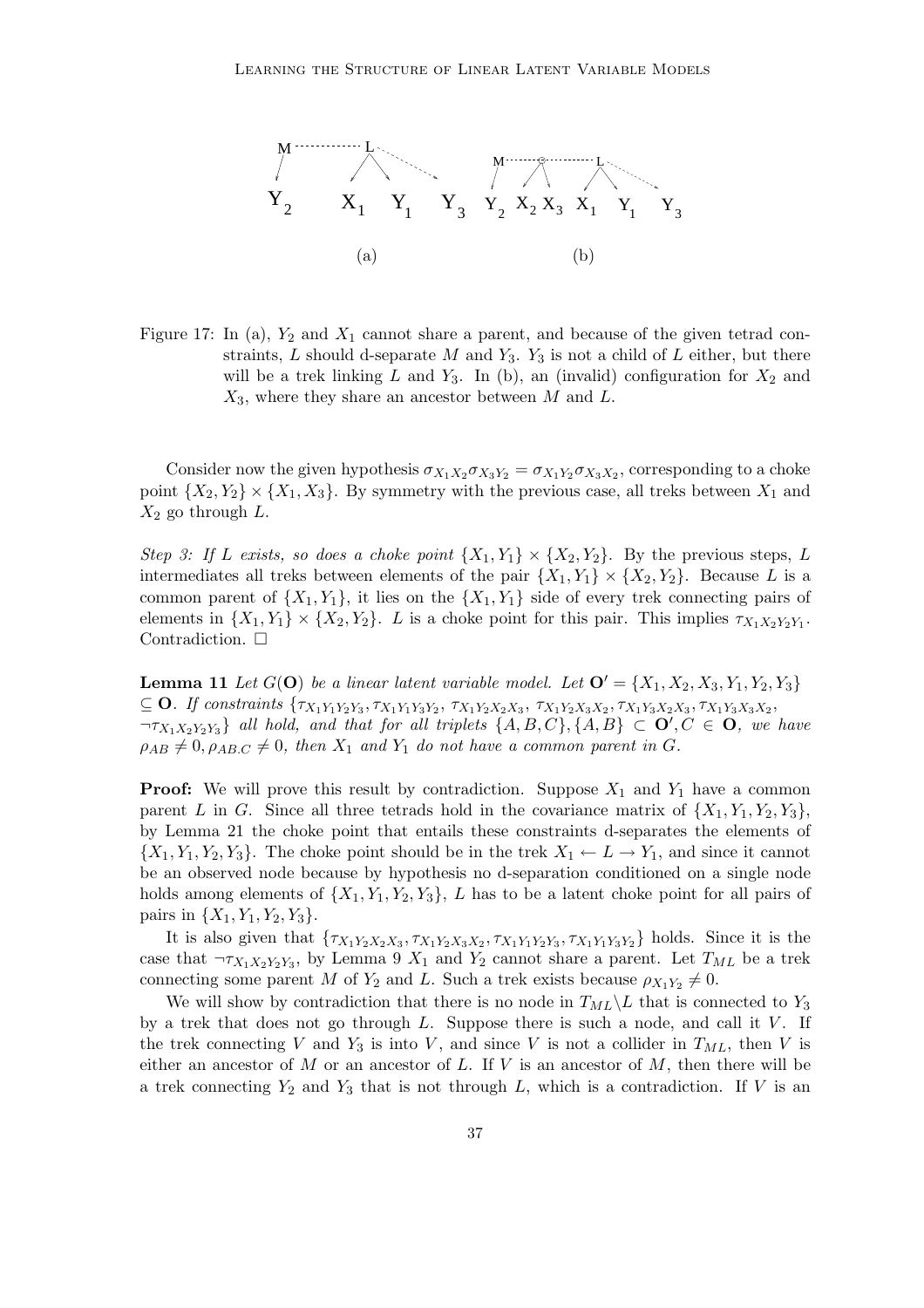Figure 17: In (a), $Y_2$ and $X_1$ cannot share a parent, and because of the given tetrad constraints, $L$ should d-separate $M$ and $Y_3$. $Y_3$ is not a child of $L$ either, but there will be a trek linking $L$ and $Y_3$. In (b), an (invalid) configuration for $X_2$ and $X_3$, where they share an ancestor between $M$ and $L$.

Consider now the given hypothesis $\sigma_{X_1X_2}\sigma_{X_3Y_2} = \sigma_{X_1Y_2}\sigma_{X_3X_2}$, corresponding to a choke point $\{X_2, Y_2\} \times \{X_1, X_3\}$. By symmetry with the previous case, all treks between $X_1$ and $X_2$ go through $L$.

*Step 3: If $L$ exists, so does a choke point $\{X_1, Y_1\} \times \{X_2, Y_2\}$.* By the previous steps, $L$ intermediates all treks between elements of the pair $\{X_1, Y_1\} \times \{X_2, Y_2\}$. Because $L$ is a common parent of $\{X_1, Y_1\}$, it lies on the $\{X_1, Y_1\}$ side of every trek connecting pairs of elements in $\{X_1, Y_1\} \times \{X_2, Y_2\}$. $L$ is a choke point for this pair. This implies $\tau_{X_1X_2Y_2Y_1}$. Contradiction. □

**Lemma 11** *Let $G(\mathbf{O})$ be a linear latent variable model. Let $\mathbf{O}' = \{X_1, X_2, X_3, Y_1, Y_2, Y_3\} \subseteq \mathbf{O}$. If constraints $\{\tau_{X_1Y_1Y_2Y_3}, \tau_{X_1Y_1Y_3Y_2}, \tau_{X_1Y_2X_2X_3}, \tau_{X_1Y_2X_3X_2}, \tau_{X_1Y_3X_2X_3}, \tau_{X_1Y_3X_3X_2}, \neg\tau_{X_1X_2Y_2Y_3}\}$ all hold, and that for all triplets $\{A, B, C\}, \{A, B\} \subset \mathbf{O}', C \in \mathbf{O}$, we have $\rho_{AB} \neq 0, \rho_{AB.C} \neq 0$, then $X_1$ and $Y_1$ do not have a common parent in $G$.*

**Proof:** We will prove this result by contradiction. Suppose $X_1$ and $Y_1$ have a common parent $L$ in $G$. Since all three tetrads hold in the covariance matrix of $\{X_1, Y_1, Y_2, Y_3\}$, by Lemma 21 the choke point that entails these constraints d-separates the elements of $\{X_1, Y_1, Y_2, Y_3\}$. The choke point should be in the trek $X_1 \leftarrow L \rightarrow Y_1$, and since it cannot be an observed node because by hypothesis no d-separation conditioned on a single node holds among elements of $\{X_1, Y_1, Y_2, Y_3\}$, $L$ has to be a latent choke point for all pairs of pairs in $\{X_1, Y_1, Y_2, Y_3\}$.

It is also given that $\{\tau_{X_1Y_2X_2X_3}, \tau_{X_1Y_2X_3X_2}, \tau_{X_1Y_1Y_2Y_3}, \tau_{X_1Y_1Y_3Y_2}\}$ holds. Since it is the case that $\neg\tau_{X_1X_2Y_2Y_3}$, by Lemma 9 $X_1$ and $Y_2$ cannot share a parent. Let $T_{ML}$ be a trek connecting some parent $M$ of $Y_2$ and $L$. Such a trek exists because $\rho_{X_1Y_2} \neq 0$.

We will show by contradiction that there is no node in $T_{ML} \backslash L$ that is connected to $Y_3$ by a trek that does not go through $L$. Suppose there is such a node, and call it $V$. If the trek connecting $V$ and $Y_3$ is into $V$, and since $V$ is not a collider in $T_{ML}$, then $V$ is either an ancestor of $M$ or an ancestor of $L$. If $V$ is an ancestor of $M$, then there will be a trek connecting $Y_2$ and $Y_3$ that is not through $L$, which is a contradiction. If $V$ is an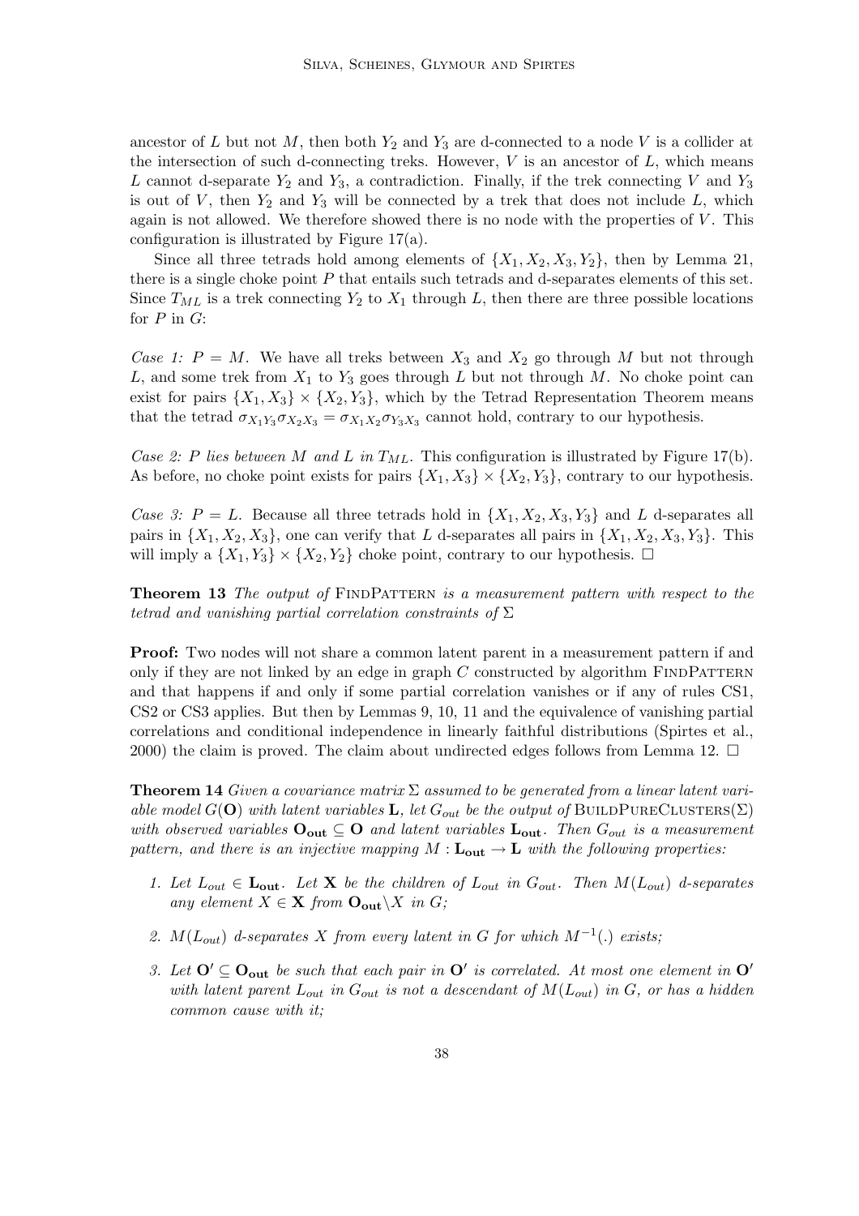ancestor of $L$ but not $M$, then both $Y_2$ and $Y_3$ are d-connected to a node $V$ is a collider at the intersection of such d-connecting treks. However, $V$ is an ancestor of $L$, which means $L$ cannot d-separate $Y_2$ and $Y_3$, a contradiction. Finally, if the trek connecting $V$ and $Y_3$ is out of $V$, then $Y_2$ and $Y_3$ will be connected by a trek that does not include $L$, which again is not allowed. We therefore showed there is no node with the properties of $V$. This configuration is illustrated by Figure 17(a).

Since all three tetrads hold among elements of $\{X_1, X_2, X_3, Y_2\}$, then by Lemma 21, there is a single choke point $P$ that entails such tetrads and d-separates elements of this set. Since $T_{ML}$ is a trek connecting $Y_2$ to $X_1$ through $L$, then there are three possible locations for $P$ in $G$:

*Case 1: $P = M$.* We have all treks between $X_3$ and $X_2$ go through $M$ but not through $L$, and some trek from $X_1$ to $Y_3$ goes through $L$ but not through $M$. No choke point can exist for pairs $\{X_1, X_3\} \times \{X_2, Y_3\}$, which by the Tetrad Representation Theorem means that the tetrad $\sigma_{X_1Y_3}\sigma_{X_2X_3} = \sigma_{X_1X_2}\sigma_{Y_3X_3}$ cannot hold, contrary to our hypothesis.

*Case 2: $P$ lies between $M$ and $L$ in $T_{ML}$.* This configuration is illustrated by Figure 17(b). As before, no choke point exists for pairs $\{X_1, X_3\} \times \{X_2, Y_3\}$, contrary to our hypothesis.

*Case 3: $P = L$.* Because all three tetrads hold in $\{X_1, X_2, X_3, Y_3\}$ and $L$ d-separates all pairs in $\{X_1, X_2, X_3\}$, one can verify that $L$ d-separates all pairs in $\{X_1, X_2, X_3, Y_3\}$. This will imply a $\{X_1, Y_3\} \times \{X_2, Y_2\}$ choke point, contrary to our hypothesis. □

**Theorem 13** *The output of* FindPattern *is a measurement pattern with respect to the tetrad and vanishing partial correlation constraints of* $\Sigma$

**Proof:** Two nodes will not share a common latent parent in a measurement pattern if and only if they are not linked by an edge in graph $C$ constructed by algorithm FindPattern and that happens if and only if some partial correlation vanishes or if any of rules CS1, CS2 or CS3 applies. But then by Lemmas 9, 10, 11 and the equivalence of vanishing partial correlations and conditional independence in linearly faithful distributions (Spirtes et al., 2000) the claim is proved. The claim about undirected edges follows from Lemma 12. □

**Theorem 14** *Given a covariance matrix $\Sigma$ assumed to be generated from a linear latent variable model $G(\mathbf{O})$ with latent variables $\mathbf{L}$, let $G_{out}$ be the output of* BuildPureClusters$(\Sigma)$ *with observed variables $\mathbf{O_{out}} \subseteq \mathbf{O}$ and latent variables $\mathbf{L_{out}}$. Then $G_{out}$ is a measurement pattern, and there is an injective mapping $M : \mathbf{L_{out}} \rightarrow \mathbf{L}$ with the following properties:*

1. *Let $L_{out} \in \mathbf{L_{out}}$. Let $\mathbf{X}$ be the children of $L_{out}$ in $G_{out}$. Then $M(L_{out})$ d-separates any element $X \in \mathbf{X}$ from $\mathbf{O_{out}} \backslash X$ in $G$;*

2. *$M(L_{out})$ d-separates $X$ from every latent in $G$ for which $M^{-1}(.)$ exists;*

3. *Let $\mathbf{O'} \subseteq \mathbf{O_{out}}$ be such that each pair in $\mathbf{O'}$ is correlated. At most one element in $\mathbf{O'}$ with latent parent $L_{out}$ in $G_{out}$ is not a descendant of $M(L_{out})$ in $G$, or has a hidden common cause with it;*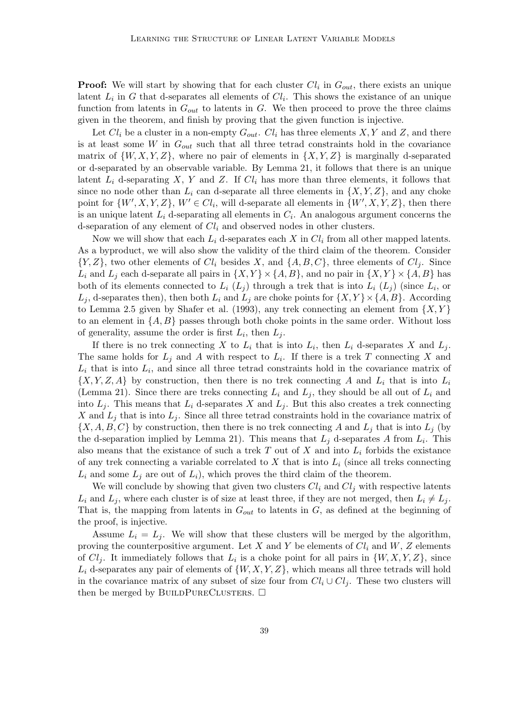**Proof:** We will start by showing that for each cluster $Cl_i$ in $G_{out}$, there exists an unique latent $L_i$ in $G$ that d-separates all elements of $Cl_i$. This shows the existance of an unique function from latents in $G_{out}$ to latents in $G$. We then proceed to prove the three claims given in the theorem, and finish by proving that the given function is injective.

Let $Cl_i$ be a cluster in a non-empty $G_{out}$. $Cl_i$ has three elements $X, Y$ and $Z$, and there is at least some $W$ in $G_{out}$ such that all three tetrad constraints hold in the covariance matrix of $\{W, X, Y, Z\}$, where no pair of elements in $\{X, Y, Z\}$ is marginally d-separated or d-separated by an observable variable. By Lemma 21, it follows that there is an unique latent $L_i$ d-separating $X$, $Y$ and $Z$. If $Cl_i$ has more than three elements, it follows that since no node other than $L_i$ can d-separate all three elements in $\{X, Y, Z\}$, and any choke point for $\{W', X, Y, Z\}$, $W' \in Cl_i$, will d-separate all elements in $\{W', X, Y, Z\}$, then there is an unique latent $L_i$ d-separating all elements in $C_i$. An analogous argument concerns the d-separation of any element of $Cl_i$ and observed nodes in other clusters.

Now we will show that each $L_i$ d-separates each $X$ in $Cl_i$ from all other mapped latents. As a byproduct, we will also show the validity of the third claim of the theorem. Consider $\{Y, Z\}$, two other elements of $Cl_i$ besides $X$, and $\{A, B, C\}$, three elements of $Cl_j$. Since $L_i$ and $L_j$ each d-separate all pairs in $\{X, Y\} \times \{A, B\}$, and no pair in $\{X, Y\} \times \{A, B\}$ has both of its elements connected to $L_i$ ($L_j$) through a trek that is into $L_i$ ($L_j$) (since $L_i$, or $L_j$, d-separates then), then both $L_i$ and $L_j$ are choke points for $\{X, Y\} \times \{A, B\}$. According to Lemma 2.5 given by Shafer et al. (1993), any trek connecting an element from $\{X, Y\}$ to an element in $\{A, B\}$ passes through both choke points in the same order. Without loss of generality, assume the order is first $L_i$, then $L_j$.

If there is no trek connecting $X$ to $L_i$ that is into $L_i$, then $L_i$ d-separates $X$ and $L_j$. The same holds for $L_j$ and $A$ with respect to $L_i$. If there is a trek $T$ connecting $X$ and $L_i$ that is into $L_i$, and since all three tetrad constraints hold in the covariance matrix of $\{X, Y, Z, A\}$ by construction, then there is no trek connecting $A$ and $L_i$ that is into $L_i$ (Lemma 21). Since there are treks connecting $L_i$ and $L_j$, they should be all out of $L_i$ and into $L_j$. This means that $L_i$ d-separates $X$ and $L_j$. But this also creates a trek connecting $X$ and $L_j$ that is into $L_j$. Since all three tetrad constraints hold in the covariance matrix of $\{X, A, B, C\}$ by construction, then there is no trek connecting $A$ and $L_j$ that is into $L_j$ (by the d-separation implied by Lemma 21). This means that $L_j$ d-separates $A$ from $L_i$. This also means that the existance of such a trek $T$ out of $X$ and into $L_i$ forbids the existance of any trek connecting a variable correlated to $X$ that is into $L_i$ (since all treks connecting $L_i$ and some $L_j$ are out of $L_i$), which proves the third claim of the theorem.

We will conclude by showing that given two clusters $Cl_i$ and $Cl_j$ with respective latents $L_i$ and $L_j$, where each cluster is of size at least three, if they are not merged, then $L_i \neq L_j$. That is, the mapping from latents in $G_{out}$ to latents in $G$, as defined at the beginning of the proof, is injective.

Assume $L_i = L_j$. We will show that these clusters will be merged by the algorithm, proving the counterpositive argument. Let $X$ and $Y$ be elements of $Cl_i$ and $W$, $Z$ elements of $Cl_j$. It immediately follows that $L_i$ is a choke point for all pairs in $\{W, X, Y, Z\}$, since $L_i$ d-separates any pair of elements of $\{W, X, Y, Z\}$, which means all three tetrads will hold in the covariance matrix of any subset of size four from $Cl_i \cup Cl_j$. These two clusters will then be merged by BuildPureClusters. $\square$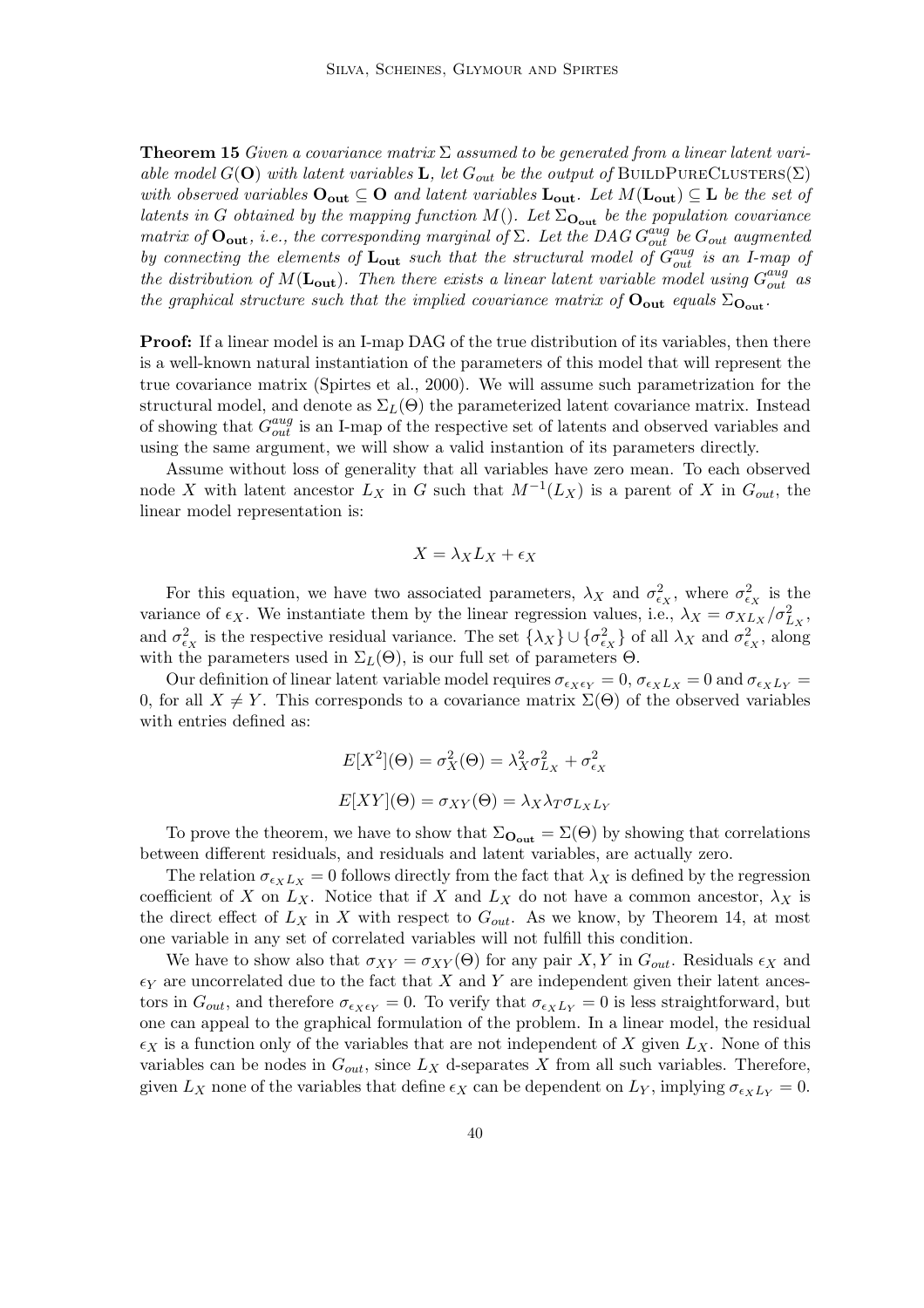**Theorem 15** *Given a covariance matrix $\Sigma$ assumed to be generated from a linear latent variable model $G(\mathbf{O})$ with latent variables $\mathbf{L}$, let $G_{out}$ be the output of* BuildPureClusters($\Sigma$) *with observed variables $\mathbf{O_{out}} \subseteq \mathbf{O}$ and latent variables $\mathbf{L_{out}}$. Let $M(\mathbf{L_{out}}) \subseteq \mathbf{L}$ be the set of latents in $G$ obtained by the mapping function $M()$. Let $\Sigma_{\mathbf{O_{out}}}$ be the population covariance matrix of $\mathbf{O_{out}}$, i.e., the corresponding marginal of $\Sigma$. Let the DAG $G_{out}^{aug}$ be $G_{out}$ augmented by connecting the elements of $\mathbf{L_{out}}$ such that the structural model of $G_{out}^{aug}$ is an I-map of the distribution of $M(\mathbf{L_{out}})$. Then there exists a linear latent variable model using $G_{out}^{aug}$ as the graphical structure such that the implied covariance matrix of $\mathbf{O_{out}}$ equals $\Sigma_{\mathbf{O_{out}}}$.*

**Proof:** If a linear model is an I-map DAG of the true distribution of its variables, then there is a well-known natural instantiation of the parameters of this model that will represent the true covariance matrix (Spirtes et al., 2000). We will assume such parametrization for the structural model, and denote as $\Sigma_L(\Theta)$ the parameterized latent covariance matrix. Instead of showing that $G_{out}^{aug}$ is an I-map of the respective set of latents and observed variables and using the same argument, we will show a valid instantion of its parameters directly.

Assume without loss of generality that all variables have zero mean. To each observed node $X$ with latent ancestor $L_X$ in $G$ such that $M^{-1}(L_X)$ is a parent of $X$ in $G_{out}$, the linear model representation is:

$$X = \lambda_X L_X + \epsilon_X$$

For this equation, we have two associated parameters, $\lambda_X$ and $\sigma^2_{\epsilon_X}$, where $\sigma^2_{\epsilon_X}$ is the variance of $\epsilon_X$. We instantiate them by the linear regression values, i.e., $\lambda_X = \sigma_{XL_X}/\sigma^2_{L_X}$, and $\sigma^2_{\epsilon_X}$ is the respective residual variance. The set $\{\lambda_X\} \cup \{\sigma^2_{\epsilon_X}\}$ of all $\lambda_X$ and $\sigma^2_{\epsilon_X}$, along with the parameters used in $\Sigma_L(\Theta)$, is our full set of parameters $\Theta$.

Our definition of linear latent variable model requires $\sigma_{\epsilon_X \epsilon_Y} = 0$, $\sigma_{\epsilon_X L_X} = 0$ and $\sigma_{\epsilon_X L_Y} = 0$, for all $X \neq Y$. This corresponds to a covariance matrix $\Sigma(\Theta)$ of the observed variables with entries defined as:

$$E[X^2](\Theta) = \sigma^2_X(\Theta) = \lambda^2_X \sigma^2_{L_X} + \sigma^2_{\epsilon_X}$$

$$E[XY](\Theta) = \sigma_{XY}(\Theta) = \lambda_X \lambda_T \sigma_{L_X L_Y}$$

To prove the theorem, we have to show that $\Sigma_{\mathbf{O_{out}}} = \Sigma(\Theta)$ by showing that correlations between different residuals, and residuals and latent variables, are actually zero.

The relation $\sigma_{\epsilon_X L_X} = 0$ follows directly from the fact that $\lambda_X$ is defined by the regression coefficient of $X$ on $L_X$. Notice that if $X$ and $L_X$ do not have a common ancestor, $\lambda_X$ is the direct effect of $L_X$ in $X$ with respect to $G_{out}$. As we know, by Theorem 14, at most one variable in any set of correlated variables will not fulfill this condition.

We have to show also that $\sigma_{XY} = \sigma_{XY}(\Theta)$ for any pair $X, Y$ in $G_{out}$. Residuals $\epsilon_X$ and $\epsilon_Y$ are uncorrelated due to the fact that $X$ and $Y$ are independent given their latent ancestors in $G_{out}$, and therefore $\sigma_{\epsilon_X \epsilon_Y} = 0$. To verify that $\sigma_{\epsilon_X L_Y} = 0$ is less straightforward, but one can appeal to the graphical formulation of the problem. In a linear model, the residual $\epsilon_X$ is a function only of the variables that are not independent of $X$ given $L_X$. None of this variables can be nodes in $G_{out}$, since $L_X$ d-separates $X$ from all such variables. Therefore, given $L_X$ none of the variables that define $\epsilon_X$ can be dependent on $L_Y$, implying $\sigma_{\epsilon_X L_Y} = 0$.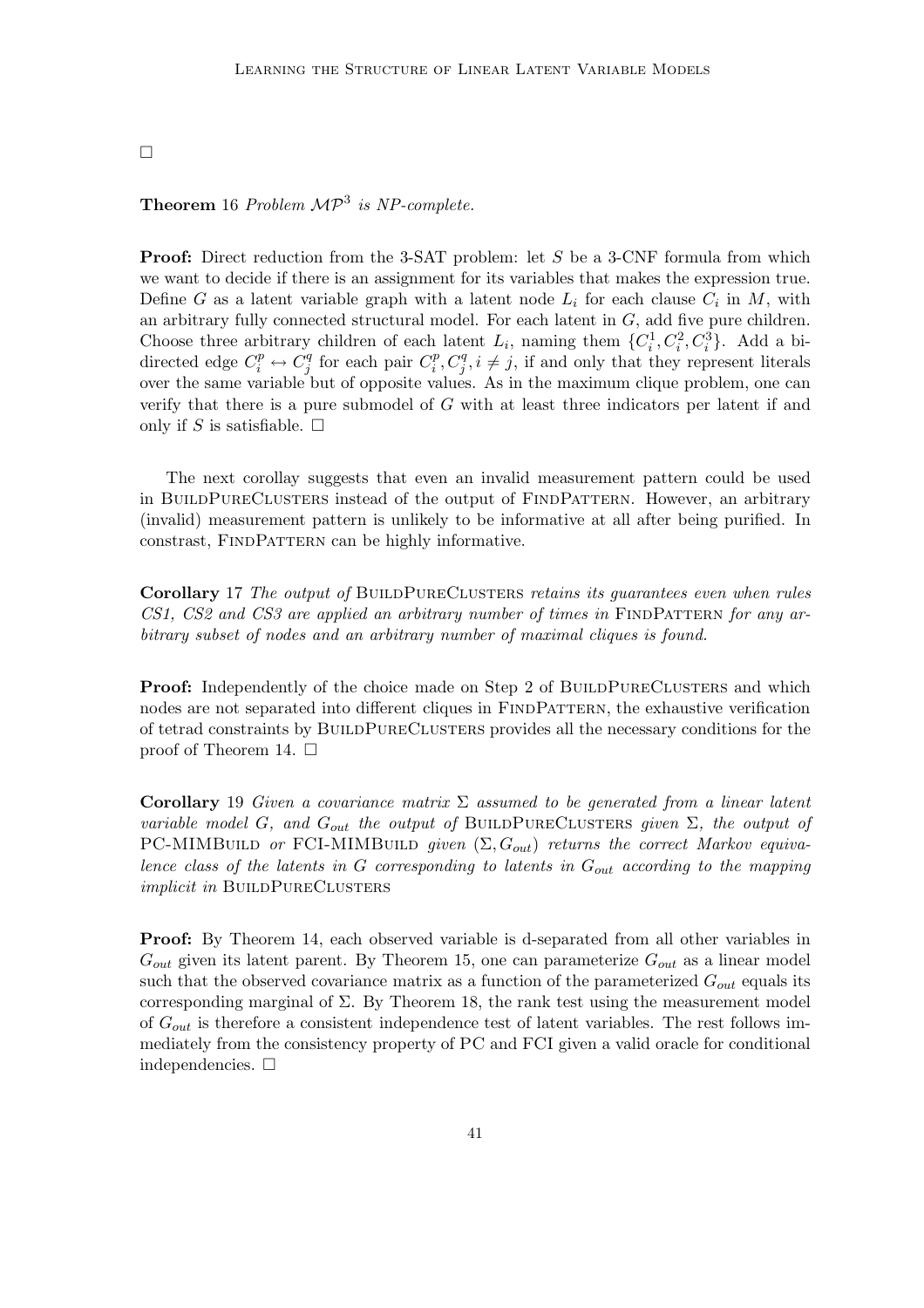□

**Theorem 16** *Problem $\mathcal{MP}^3$ is NP-complete.*

**Proof:** Direct reduction from the 3-SAT problem: let $S$ be a 3-CNF formula from which we want to decide if there is an assignment for its variables that makes the expression true. Define $G$ as a latent variable graph with a latent node $L_i$ for each clause $C_i$ in $M$, with an arbitrary fully connected structural model. For each latent in $G$, add five pure children. Choose three arbitrary children of each latent $L_i$, naming them $\{C_i^1, C_i^2, C_i^3\}$. Add a bi-directed edge $C_i^p \leftrightarrow C_j^q$ for each pair $C_i^p, C_j^q, i \neq j$, if and only that they represent literals over the same variable but of opposite values. As in the maximum clique problem, one can verify that there is a pure submodel of $G$ with at least three indicators per latent if and only if $S$ is satisfiable. □

The next corollay suggests that even an invalid measurement pattern could be used in BuildPureClusters instead of the output of FindPattern. However, an arbitrary (invalid) measurement pattern is unlikely to be informative at all after being purified. In constrast, FindPattern can be highly informative.

**Corollary 17** *The output of* BuildPureClusters *retains its guarantees even when rules CS1, CS2 and CS3 are applied an arbitrary number of times in* FindPattern *for any arbitrary subset of nodes and an arbitrary number of maximal cliques is found.*

**Proof:** Independently of the choice made on Step 2 of BuildPureClusters and which nodes are not separated into different cliques in FindPattern, the exhaustive verification of tetrad constraints by BuildPureClusters provides all the necessary conditions for the proof of Theorem 14. □

**Corollary 19** *Given a covariance matrix $\Sigma$ assumed to be generated from a linear latent variable model $G$, and $G_{out}$ the output of* BuildPureClusters *given $\Sigma$, the output of* PC-MIMBuild *or* FCI-MIMBuild *given $(\Sigma, G_{out})$ returns the correct Markov equivalence class of the latents in $G$ corresponding to latents in $G_{out}$ according to the mapping implicit in* BuildPureClusters

**Proof:** By Theorem 14, each observed variable is d-separated from all other variables in $G_{out}$ given its latent parent. By Theorem 15, one can parameterize $G_{out}$ as a linear model such that the observed covariance matrix as a function of the parameterized $G_{out}$ equals its corresponding marginal of $\Sigma$. By Theorem 18, the rank test using the measurement model of $G_{out}$ is therefore a consistent independence test of latent variables. The rest follows immediately from the consistency property of PC and FCI given a valid oracle for conditional independencies. □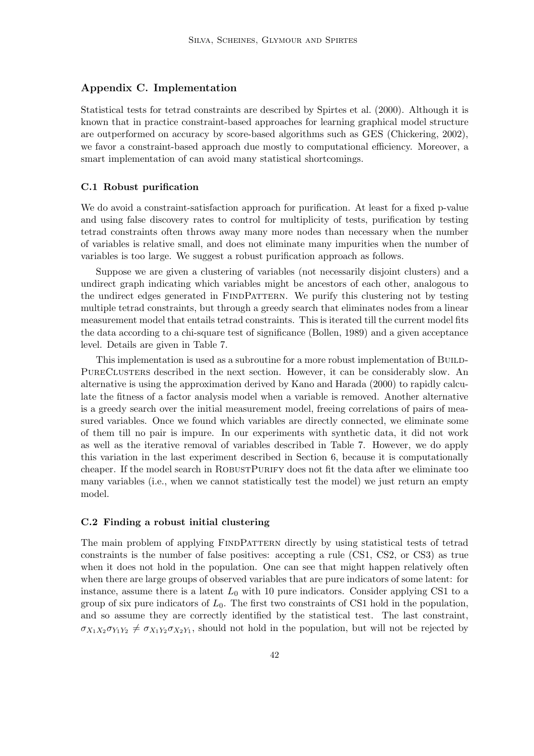## Appendix C. Implementation

Statistical tests for tetrad constraints are described by Spirtes et al. (2000). Although it is known that in practice constraint-based approaches for learning graphical model structure are outperformed on accuracy by score-based algorithms such as GES (Chickering, 2002), we favor a constraint-based approach due mostly to computational efficiency. Moreover, a smart implementation of can avoid many statistical shortcomings.

### C.1 Robust purification

We do avoid a constraint-satisfaction approach for purification. At least for a fixed p-value and using false discovery rates to control for multiplicity of tests, purification by testing tetrad constraints often throws away many more nodes than necessary when the number of variables is relative small, and does not eliminate many impurities when the number of variables is too large. We suggest a robust purification approach as follows.

Suppose we are given a clustering of variables (not necessarily disjoint clusters) and a undirect graph indicating which variables might be ancestors of each other, analogous to the undirect edges generated in FindPattern. We purify this clustering not by testing multiple tetrad constraints, but through a greedy search that eliminates nodes from a linear measurement model that entails tetrad constraints. This is iterated till the current model fits the data according to a chi-square test of significance (Bollen, 1989) and a given acceptance level. Details are given in Table 7.

This implementation is used as a subroutine for a more robust implementation of BuildPureClusters described in the next section. However, it can be considerably slow. An alternative is using the approximation derived by Kano and Harada (2000) to rapidly calculate the fitness of a factor analysis model when a variable is removed. Another alternative is a greedy search over the initial measurement model, freeing correlations of pairs of measured variables. Once we found which variables are directly connected, we eliminate some of them till no pair is impure. In our experiments with synthetic data, it did not work as well as the iterative removal of variables described in Table 7. However, we do apply this variation in the last experiment described in Section 6, because it is computationally cheaper. If the model search in RobustPurify does not fit the data after we eliminate too many variables (i.e., when we cannot statistically test the model) we just return an empty model.

### C.2 Finding a robust initial clustering

The main problem of applying FindPattern directly by using statistical tests of tetrad constraints is the number of false positives: accepting a rule (CS1, CS2, or CS3) as true when it does not hold in the population. One can see that might happen relatively often when there are large groups of observed variables that are pure indicators of some latent: for instance, assume there is a latent $L_0$ with 10 pure indicators. Consider applying CS1 to a group of six pure indicators of $L_0$. The first two constraints of CS1 hold in the population, and so assume they are correctly identified by the statistical test. The last constraint, $\sigma_{X_1X_2}\sigma_{Y_1Y_2} \neq \sigma_{X_1Y_2}\sigma_{X_2Y_1}$, should not hold in the population, but will not be rejected by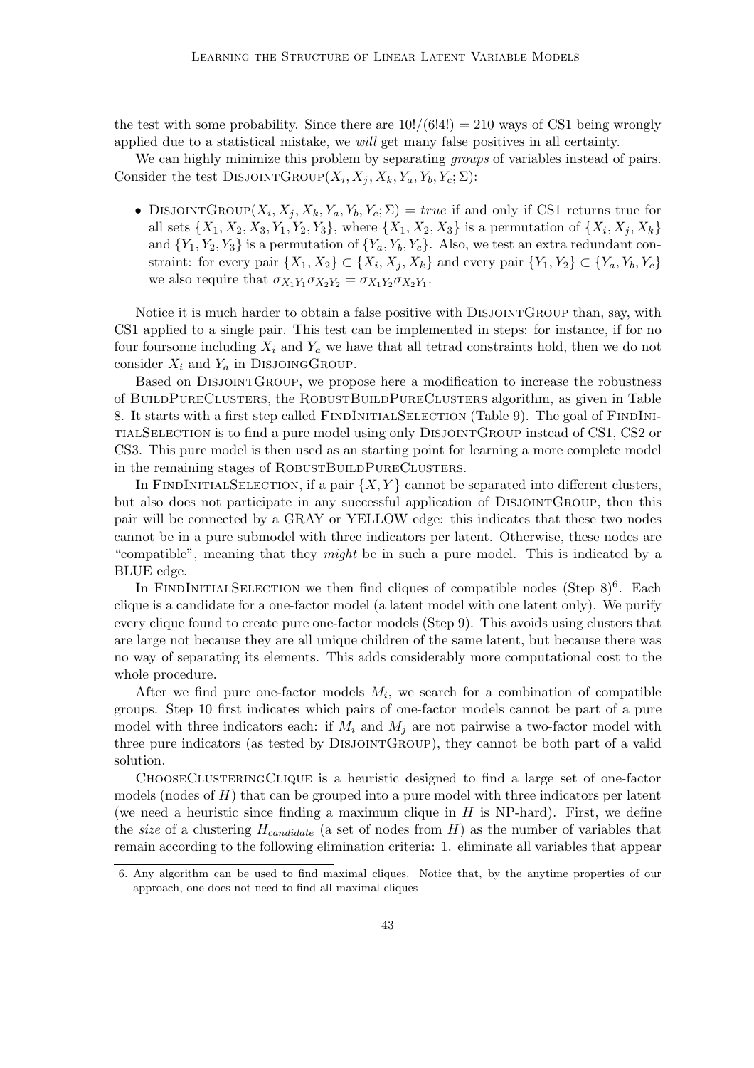the test with some probability. Since there are $10!/(6!4!) = 210$ ways of CS1 being wrongly applied due to a statistical mistake, we *will* get many false positives in all certainty.

We can highly minimize this problem by separating *groups* of variables instead of pairs. Consider the test DisjointGroup($X_i, X_j, X_k, Y_a, Y_b, Y_c; \Sigma$):

- DisjointGroup($X_i, X_j, X_k, Y_a, Y_b, Y_c; \Sigma$) $= true$ if and only if CS1 returns true for all sets $\{X_1, X_2, X_3, Y_1, Y_2, Y_3\}$, where $\{X_1, X_2, X_3\}$ is a permutation of $\{X_i, X_j, X_k\}$ and $\{Y_1, Y_2, Y_3\}$ is a permutation of $\{Y_a, Y_b, Y_c\}$. Also, we test an extra redundant constraint: for every pair $\{X_1, X_2\} \subset \{X_i, X_j, X_k\}$ and every pair $\{Y_1, Y_2\} \subset \{Y_a, Y_b, Y_c\}$ we also require that $\sigma_{X_1Y_1}\sigma_{X_2Y_2} = \sigma_{X_1Y_2}\sigma_{X_2Y_1}$.

Notice it is much harder to obtain a false positive with DisjointGroup than, say, with CS1 applied to a single pair. This test can be implemented in steps: for instance, if for no four foursome including $X_i$ and $Y_a$ we have that all tetrad constraints hold, then we do not consider $X_i$ and $Y_a$ in DisjoingGroup.

Based on DisjointGroup, we propose here a modification to increase the robustness of BuildPureClusters, the RobustBuildPureClusters algorithm, as given in Table 8. It starts with a first step called FindInitialSelection (Table 9). The goal of FindInitialSelection is to find a pure model using only DisjointGroup instead of CS1, CS2 or CS3. This pure model is then used as an starting point for learning a more complete model in the remaining stages of RobustBuildPureClusters.

In FindInitialSelection, if a pair $\{X, Y\}$ cannot be separated into different clusters, but also does not participate in any successful application of DisjointGroup, then this pair will be connected by a GRAY or YELLOW edge: this indicates that these two nodes cannot be in a pure submodel with three indicators per latent. Otherwise, these nodes are "compatible", meaning that they *might* be in such a pure model. This is indicated by a BLUE edge.

In FindInitialSelection we then find cliques of compatible nodes (Step 8)[6]. Each clique is a candidate for a one-factor model (a latent model with one latent only). We purify every clique found to create pure one-factor models (Step 9). This avoids using clusters that are large not because they are all unique children of the same latent, but because there was no way of separating its elements. This adds considerably more computational cost to the whole procedure.

After we find pure one-factor models $M_i$, we search for a combination of compatible groups. Step 10 first indicates which pairs of one-factor models cannot be part of a pure model with three indicators each: if $M_i$ and $M_j$ are not pairwise a two-factor model with three pure indicators (as tested by DisjointGroup), they cannot be both part of a valid solution.

ChooseClusteringClique is a heuristic designed to find a large set of one-factor models (nodes of $H$) that can be grouped into a pure model with three indicators per latent (we need a heuristic since finding a maximum clique in $H$ is NP-hard). First, we define the *size* of a clustering $H_{candidate}$ (a set of nodes from $H$) as the number of variables that remain according to the following elimination criteria: 1. eliminate all variables that appear

6. Any algorithm can be used to find maximal cliques. Notice that, by the anytime properties of our approach, one does not need to find all maximal cliques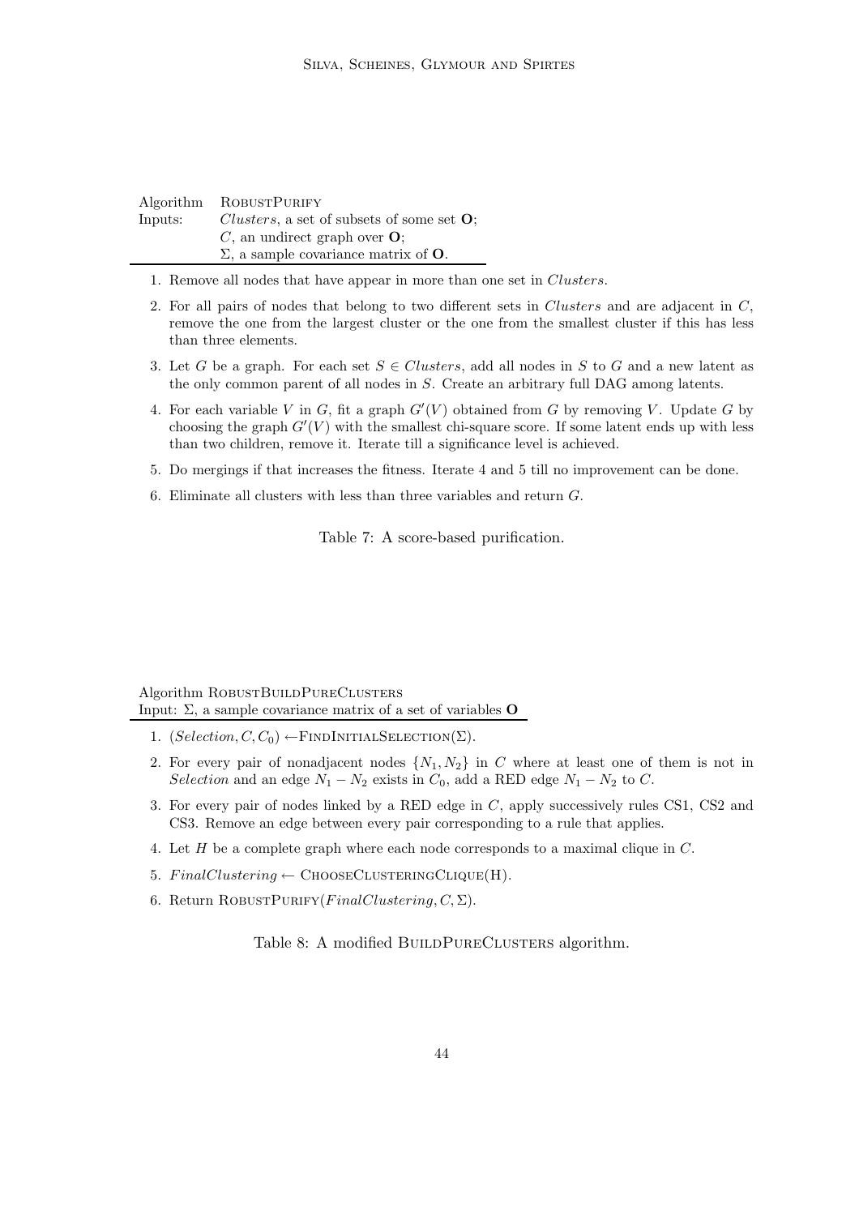Algorithm RobustPurify
Inputs: *Clusters*, a set of subsets of some set $\mathbf{O}$;
$C$, an undirect graph over $\mathbf{O}$;
$\Sigma$, a sample covariance matrix of $\mathbf{O}$.

1. Remove all nodes that have appear in more than one set in *Clusters*.
2. For all pairs of nodes that belong to two different sets in *Clusters* and are adjacent in $C$, remove the one from the largest cluster or the one from the smallest cluster if this has less than three elements.
3. Let $G$ be a graph. For each set $S \in Clusters$, add all nodes in $S$ to $G$ and a new latent as the only common parent of all nodes in $S$. Create an arbitrary full DAG among latents.
4. For each variable $V$ in $G$, fit a graph $G'(V)$ obtained from $G$ by removing $V$. Update $G$ by choosing the graph $G'(V)$ with the smallest chi-square score. If some latent ends up with less than two children, remove it. Iterate till a significance level is achieved.
5. Do mergings if that increases the fitness. Iterate 4 and 5 till no improvement can be done.
6. Eliminate all clusters with less than three variables and return $G$.

Table 7: A score-based purification.

Algorithm RobustBuildPureClusters
Input: $\Sigma$, a sample covariance matrix of a set of variables $\mathbf{O}$

1. $(Selection, C, C_0) \leftarrow$FindInitialSelection$(\Sigma)$.
2. For every pair of nonadjacent nodes $\{N_1, N_2\}$ in $C$ where at least one of them is not in *Selection* and an edge $N_1 - N_2$ exists in $C_0$, add a RED edge $N_1 - N_2$ to $C$.
3. For every pair of nodes linked by a RED edge in $C$, apply successively rules CS1, CS2 and CS3. Remove an edge between every pair corresponding to a rule that applies.
4. Let $H$ be a complete graph where each node corresponds to a maximal clique in $C$.
5. $FinalClustering \leftarrow$ ChooseClusteringClique(H).
6. Return RobustPurify$(FinalClustering, C, \Sigma)$.

Table 8: A modified BuildPureClusters algorithm.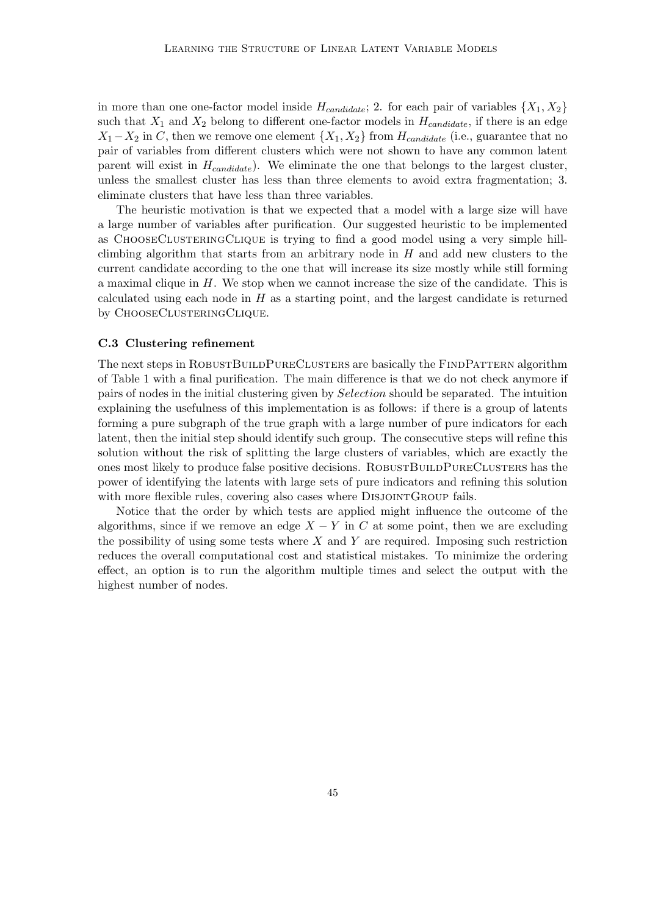in more than one one-factor model inside $H_{candidate}$; 2. for each pair of variables $\{X_1, X_2\}$ such that $X_1$ and $X_2$ belong to different one-factor models in $H_{candidate}$, if there is an edge $X_1 - X_2$ in $C$, then we remove one element $\{X_1, X_2\}$ from $H_{candidate}$ (i.e., guarantee that no pair of variables from different clusters which were not shown to have any common latent parent will exist in $H_{candidate}$). We eliminate the one that belongs to the largest cluster, unless the smallest cluster has less than three elements to avoid extra fragmentation; 3. eliminate clusters that have less than three variables.

The heuristic motivation is that we expected that a model with a large size will have a large number of variables after purification. Our suggested heuristic to be implemented as ChooseClusteringClique is trying to find a good model using a very simple hill-climbing algorithm that starts from an arbitrary node in $H$ and add new clusters to the current candidate according to the one that will increase its size mostly while still forming a maximal clique in $H$. We stop when we cannot increase the size of the candidate. This is calculated using each node in $H$ as a starting point, and the largest candidate is returned by ChooseClusteringClique.

### C.3 Clustering refinement

The next steps in RobustBuildPureClusters are basically the FindPattern algorithm of Table 1 with a final purification. The main difference is that we do not check anymore if pairs of nodes in the initial clustering given by *Selection* should be separated. The intuition explaining the usefulness of this implementation is as follows: if there is a group of latents forming a pure subgraph of the true graph with a large number of pure indicators for each latent, then the initial step should identify such group. The consecutive steps will refine this solution without the risk of splitting the large clusters of variables, which are exactly the ones most likely to produce false positive decisions. RobustBuildPureClusters has the power of identifying the latents with large sets of pure indicators and refining this solution with more flexible rules, covering also cases where DisjointGroup fails.

Notice that the order by which tests are applied might influence the outcome of the algorithms, since if we remove an edge $X - Y$ in $C$ at some point, then we are excluding the possibility of using some tests where $X$ and $Y$ are required. Imposing such restriction reduces the overall computational cost and statistical mistakes. To minimize the ordering effect, an option is to run the algorithm multiple times and select the output with the highest number of nodes.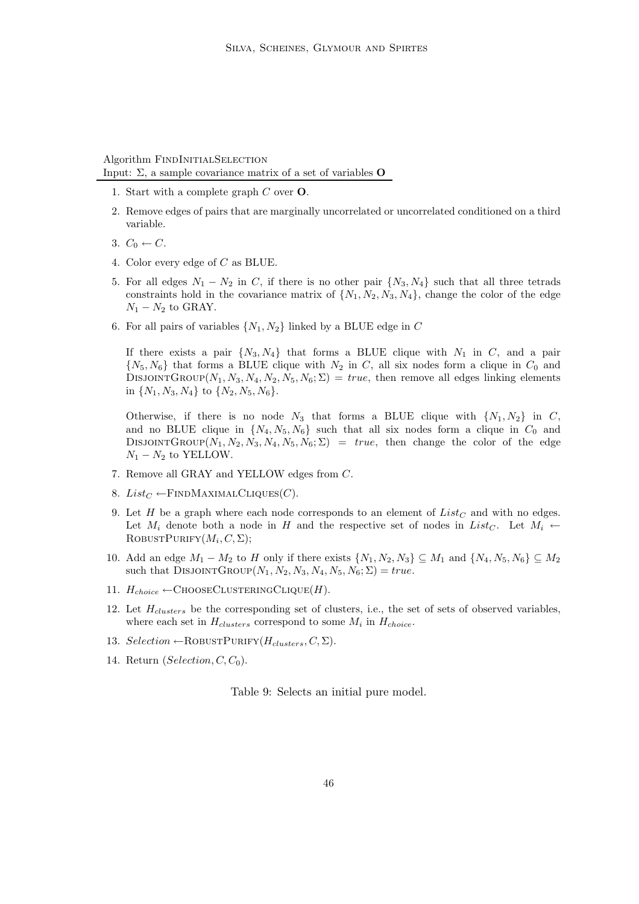Algorithm FindInitialSelection
Input: $\Sigma$, a sample covariance matrix of a set of variables $\mathbf{O}$

1. Start with a complete graph $C$ over $\mathbf{O}$.
2. Remove edges of pairs that are marginally uncorrelated or uncorrelated conditioned on a third variable.
3. $C_0 \leftarrow C$.
4. Color every edge of $C$ as BLUE.
5. For all edges $N_1 - N_2$ in $C$, if there is no other pair $\{N_3, N_4\}$ such that all three tetrads constraints hold in the covariance matrix of $\{N_1, N_2, N_3, N_4\}$, change the color of the edge $N_1 - N_2$ to GRAY.
6. For all pairs of variables $\{N_1, N_2\}$ linked by a BLUE edge in $C$

   If there exists a pair $\{N_3, N_4\}$ that forms a BLUE clique with $N_1$ in $C$, and a pair $\{N_5, N_6\}$ that forms a BLUE clique with $N_2$ in $C$, all six nodes form a clique in $C_0$ and DisjointGroup$(N_1, N_3, N_4, N_2, N_5, N_6; \Sigma) = true$, then remove all edges linking elements in $\{N_1, N_3, N_4\}$ to $\{N_2, N_5, N_6\}$.

   Otherwise, if there is no node $N_3$ that forms a BLUE clique with $\{N_1, N_2\}$ in $C$, and no BLUE clique in $\{N_4, N_5, N_6\}$ such that all six nodes form a clique in $C_0$ and DisjointGroup$(N_1, N_2, N_3, N_4, N_5, N_6; \Sigma) = true$, then change the color of the edge $N_1 - N_2$ to YELLOW.
7. Remove all GRAY and YELLOW edges from $C$.
8. $List_C \leftarrow$FindMaximalCliques$(C)$.
9. Let $H$ be a graph where each node corresponds to an element of $List_C$ and with no edges. Let $M_i$ denote both a node in $H$ and the respective set of nodes in $List_C$. Let $M_i \leftarrow$ RobustPurify$(M_i, C, \Sigma)$;
10. Add an edge $M_1 - M_2$ to $H$ only if there exists $\{N_1, N_2, N_3\} \subseteq M_1$ and $\{N_4, N_5, N_6\} \subseteq M_2$ such that DisjointGroup$(N_1, N_2, N_3, N_4, N_5, N_6; \Sigma) = true$.
11. $H_{choice} \leftarrow$ChooseClusteringClique$(H)$.
12. Let $H_{clusters}$ be the corresponding set of clusters, i.e., the set of sets of observed variables, where each set in $H_{clusters}$ correspond to some $M_i$ in $H_{choice}$.
13. $Selection \leftarrow$RobustPurify$(H_{clusters}, C, \Sigma)$.
14. Return $(Selection, C, C_0)$.

Table 9: Selects an initial pure model.